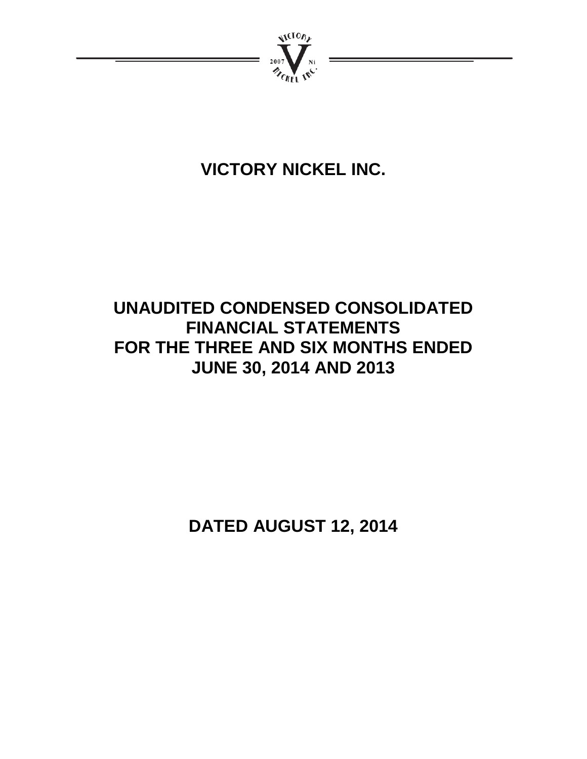# VICTORY NICKEL INC.

## UNAUDITED CONDENSED CONSOLIDATED FINANCIAL STATEMENTS FOR THE THREE AND SIX MONTHS ENDED JUNE 30, 2014 AND 2013

## DATED AUGUST 12, 2014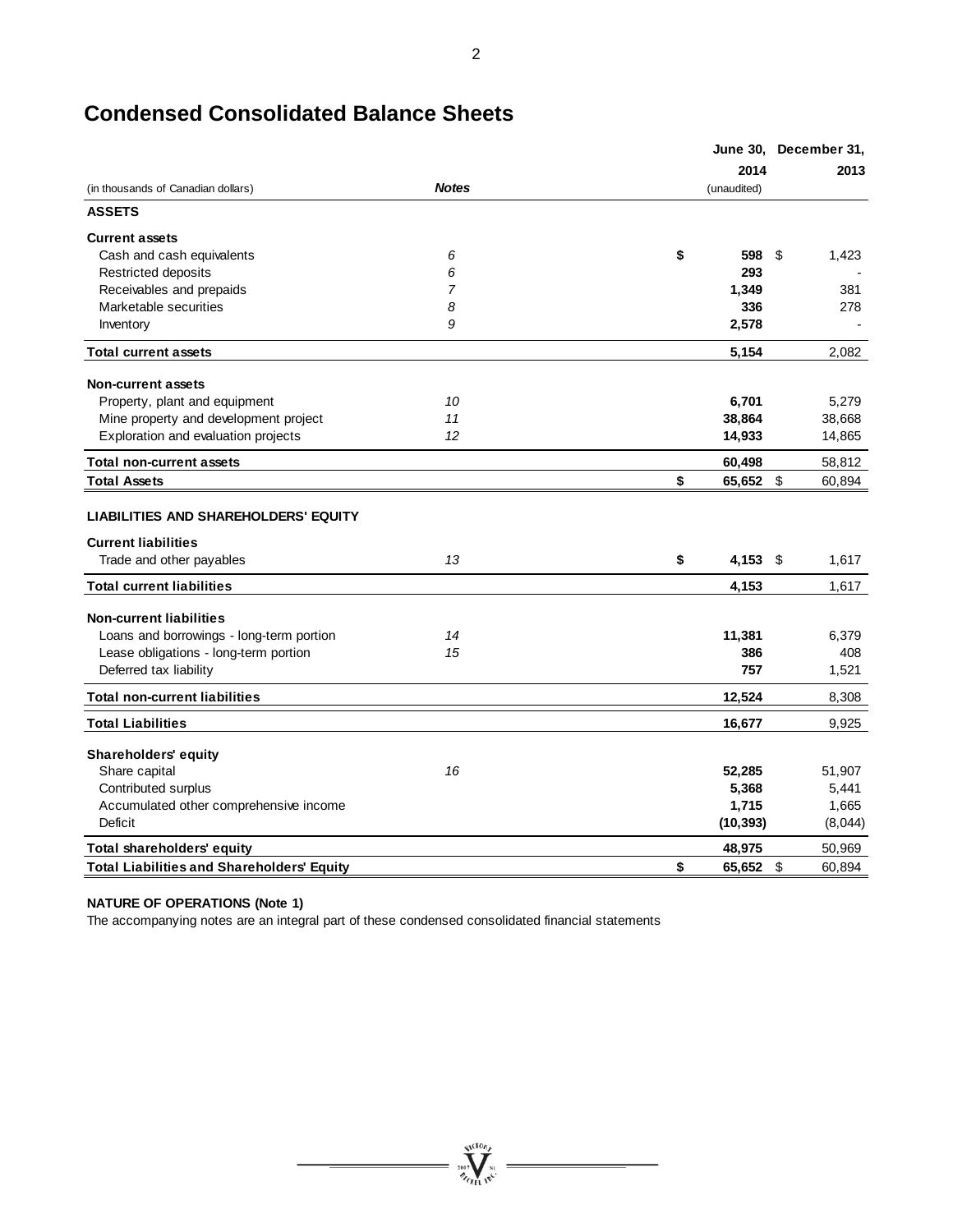# Condensed Consolidated Balance Sheets

| (in thousands of Canadian dollars) | *Notes* | June 30, 2014 (unaudited) | December 31, 2013 |
|---|---|---|---|
| **ASSETS** | | | |
| **Current assets** | | | |
| Cash and cash equivalents | *6* | **$ 598** | $ 1,423 |
| Restricted deposits | *6* | **293** | - |
| Receivables and prepaids | *7* | **1,349** | 381 |
| Marketable securities | *8* | **336** | 278 |
| Inventory | *9* | **2,578** | - |
| **Total current assets** | | **5,154** | 2,082 |
| **Non-current assets** | | | |
| Property, plant and equipment | *10* | **6,701** | 5,279 |
| Mine property and development project | *11* | **38,864** | 38,668 |
| Exploration and evaluation projects | *12* | **14,933** | 14,865 |
| **Total non-current assets** | | **60,498** | 58,812 |
| **Total Assets** | | **$ 65,652** | $ 60,894 |
| **LIABILITIES AND SHAREHOLDERS' EQUITY** | | | |
| **Current liabilities** | | | |
| Trade and other payables | *13* | **$ 4,153** | $ 1,617 |
| **Total current liabilities** | | **4,153** | 1,617 |
| **Non-current liabilities** | | | |
| Loans and borrowings - long-term portion | *14* | **11,381** | 6,379 |
| Lease obligations - long-term portion | *15* | **386** | 408 |
| Deferred tax liability | | **757** | 1,521 |
| **Total non-current liabilities** | | **12,524** | 8,308 |
| **Total Liabilities** | | **16,677** | 9,925 |
| **Shareholders' equity** | | | |
| Share capital | *16* | **52,285** | 51,907 |
| Contributed surplus | | **5,368** | 5,441 |
| Accumulated other comprehensive income | | **1,715** | 1,665 |
| Deficit | | **(10,393)** | (8,044) |
| **Total shareholders' equity** | | **48,975** | 50,969 |
| **Total Liabilities and Shareholders' Equity** | | **$ 65,652** | $ 60,894 |

**NATURE OF OPERATIONS (Note 1)**

The accompanying notes are an integral part of these condensed consolidated financial statements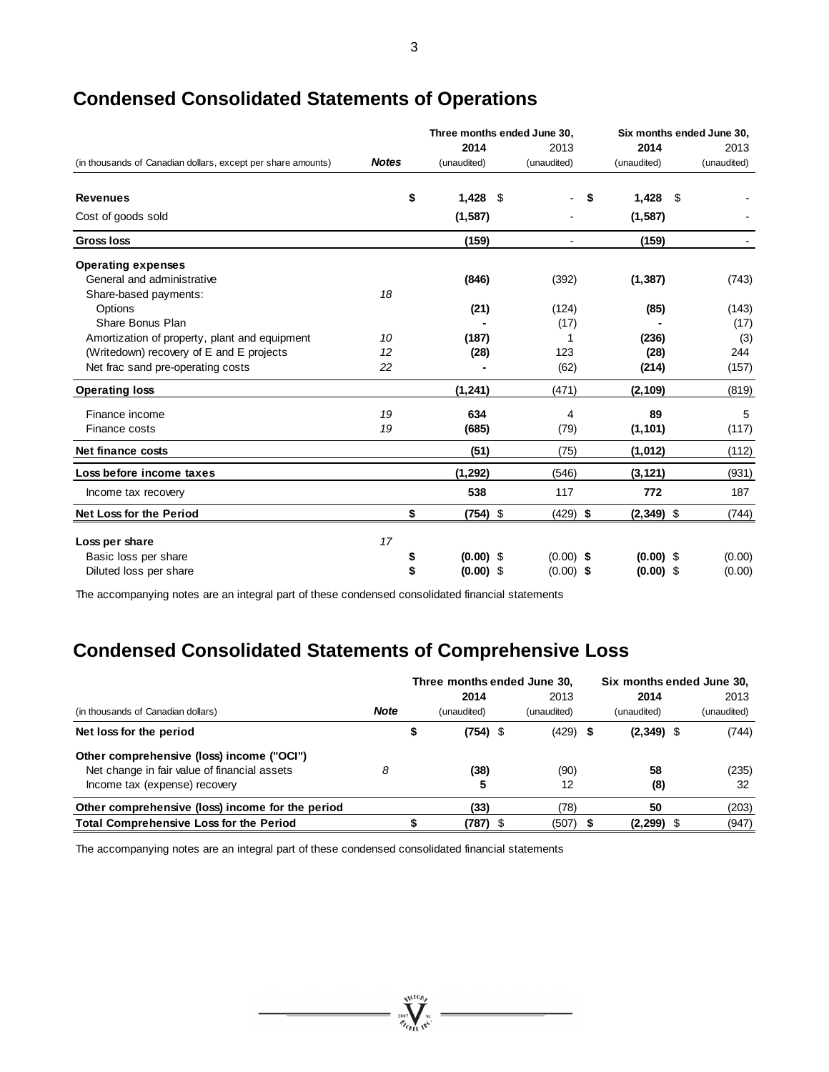## Condensed Consolidated Statements of Operations

| (in thousands of Canadian dollars, except per share amounts) | *Notes* | Three months ended June 30, **2014** (unaudited) | Three months ended June 30, 2013 (unaudited) | Six months ended June 30, **2014** (unaudited) | Six months ended June 30, 2013 (unaudited) |
|---|---|---|---|---|---|
| **Revenues** | | **$ 1,428** | $ - | **$ 1,428** | $ - |
| Cost of goods sold | | **(1,587)** | - | **(1,587)** | - |
| **Gross loss** | | **(159)** | - | **(159)** | - |
| **Operating expenses** | | | | | |
| General and administrative | | **(846)** | (392) | **(1,387)** | (743) |
| Share-based payments: | *18* | | | | |
| Options | | **(21)** | (124) | **(85)** | (143) |
| Share Bonus Plan | | **-** | (17) | **-** | (17) |
| Amortization of property, plant and equipment | *10* | **(187)** | 1 | **(236)** | (3) |
| (Writedown) recovery of E and E projects | *12* | **(28)** | 123 | **(28)** | 244 |
| Net frac sand pre-operating costs | *22* | **-** | (62) | **(214)** | (157) |
| **Operating loss** | | **(1,241)** | (471) | **(2,109)** | (819) |
| Finance income | *19* | **634** | 4 | **89** | 5 |
| Finance costs | *19* | **(685)** | (79) | **(1,101)** | (117) |
| **Net finance costs** | | **(51)** | (75) | **(1,012)** | (112) |
| **Loss before income taxes** | | **(1,292)** | (546) | **(3,121)** | (931) |
| Income tax recovery | | **538** | 117 | **772** | 187 |
| **Net Loss for the Period** | | **$ (754)** | $ (429) | **$ (2,349)** | $ (744) |
| **Loss per share** | *17* | | | | |
| Basic loss per share | | **$ (0.00)** | $ (0.00) | **$ (0.00)** | $ (0.00) |
| Diluted loss per share | | **$ (0.00)** | $ (0.00) | **$ (0.00)** | $ (0.00) |

The accompanying notes are an integral part of these condensed consolidated financial statements

## Condensed Consolidated Statements of Comprehensive Loss

| (in thousands of Canadian dollars) | *Note* | Three months ended June 30, **2014** (unaudited) | Three months ended June 30, 2013 (unaudited) | Six months ended June 30, **2014** (unaudited) | Six months ended June 30, 2013 (unaudited) |
|---|---|---|---|---|---|
| **Net loss for the period** | | **$ (754)** | $ (429) | **$ (2,349)** | $ (744) |
| **Other comprehensive (loss) income ("OCI")** | | | | | |
| Net change in fair value of financial assets | *8* | **(38)** | (90) | **58** | (235) |
| Income tax (expense) recovery | | **5** | 12 | **(8)** | 32 |
| **Other comprehensive (loss) income for the period** | | **(33)** | (78) | **50** | (203) |
| **Total Comprehensive Loss for the Period** | | **$ (787)** | $ (507) | **$ (2,299)** | $ (947) |

The accompanying notes are an integral part of these condensed consolidated financial statements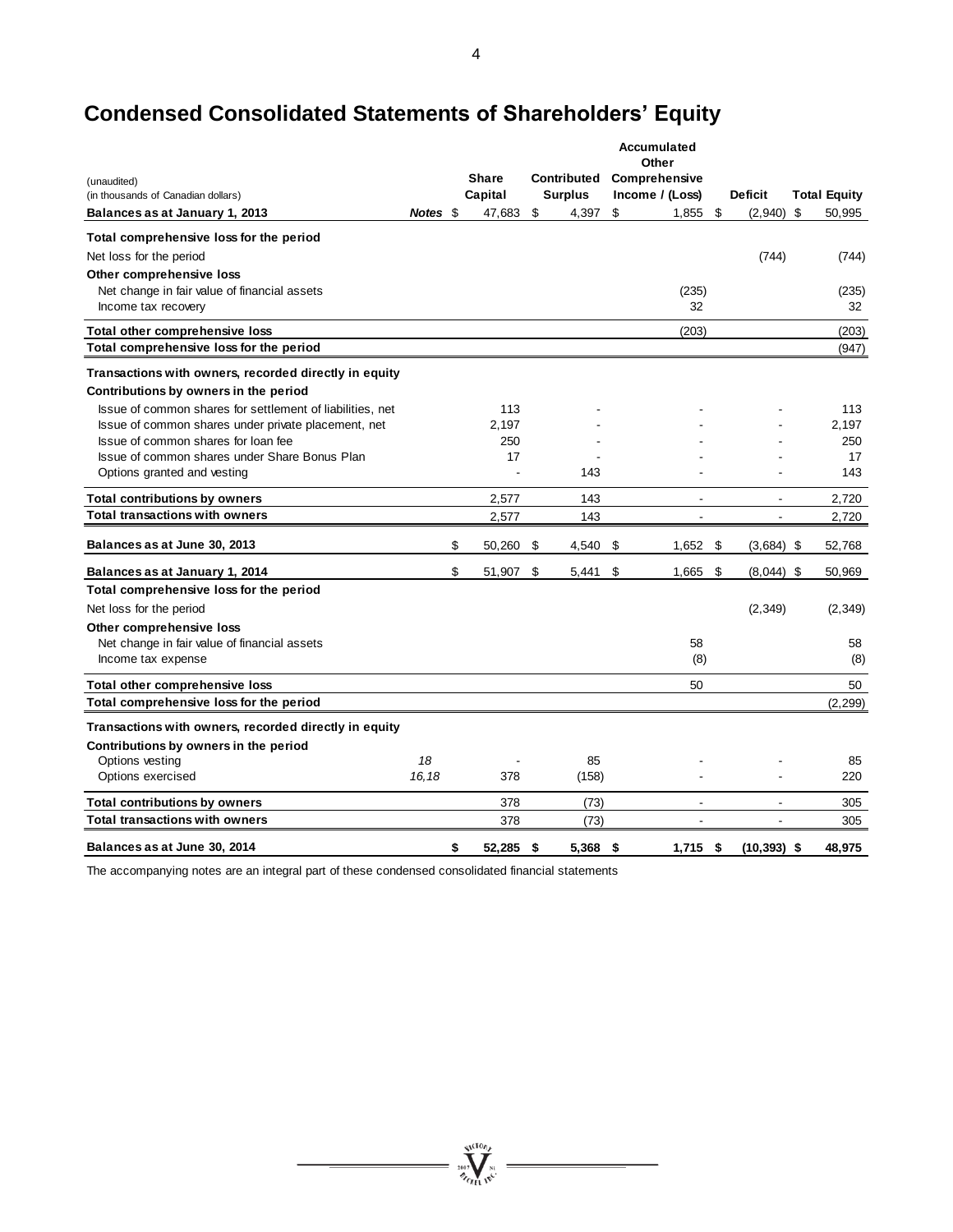# Condensed Consolidated Statements of Shareholders' Equity

| (unaudited)<br>(in thousands of Canadian dollars) | Notes | Share Capital | Contributed Surplus | Accumulated Other Comprehensive Income / (Loss) | Deficit | Total Equity |
|---|---|---|---|---|---|---|
| **Balances as at January 1, 2013** | | $ 47,683 | $ 4,397 | $ 1,855 | $ (2,940) | $ 50,995 |
| **Total comprehensive loss for the period** | | | | | | |
| Net loss for the period | | | | | (744) | (744) |
| **Other comprehensive loss** | | | | | | |
| Net change in fair value of financial assets | | | | (235) | | (235) |
| Income tax recovery | | | | 32 | | 32 |
| **Total other comprehensive loss** | | | | (203) | | (203) |
| **Total comprehensive loss for the period** | | | | | | (947) |
| **Transactions with owners, recorded directly in equity** | | | | | | |
| **Contributions by owners in the period** | | | | | | |
| Issue of common shares for settlement of liabilities, net | | 113 | - | - | - | 113 |
| Issue of common shares under private placement, net | | 2,197 | - | - | - | 2,197 |
| Issue of common shares for loan fee | | 250 | - | - | - | 250 |
| Issue of common shares under Share Bonus Plan | | 17 | - | - | - | 17 |
| Options granted and vesting | | - | 143 | - | - | 143 |
| **Total contributions by owners** | | 2,577 | 143 | - | - | 2,720 |
| **Total transactions with owners** | | 2,577 | 143 | - | - | 2,720 |
| **Balances as at June 30, 2013** | | $ 50,260 | $ 4,540 | $ 1,652 | $ (3,684) | $ 52,768 |
| **Balances as at January 1, 2014** | | $ 51,907 | $ 5,441 | $ 1,665 | $ (8,044) | $ 50,969 |
| **Total comprehensive loss for the period** | | | | | | |
| Net loss for the period | | | | | (2,349) | (2,349) |
| **Other comprehensive loss** | | | | | | |
| Net change in fair value of financial assets | | | | 58 | | 58 |
| Income tax expense | | | | (8) | | (8) |
| **Total other comprehensive loss** | | | | 50 | | 50 |
| **Total comprehensive loss for the period** | | | | | | (2,299) |
| **Transactions with owners, recorded directly in equity** | | | | | | |
| **Contributions by owners in the period** | | | | | | |
| Options vesting | 18 | - | 85 | - | - | 85 |
| Options exercised | 16,18 | 378 | (158) | - | - | 220 |
| **Total contributions by owners** | | 378 | (73) | - | - | 305 |
| **Total transactions with owners** | | 378 | (73) | - | - | 305 |
| **Balances as at June 30, 2014** | | **$ 52,285** | **$ 5,368** | **$ 1,715** | **$ (10,393)** | **$ 48,975** |

The accompanying notes are an integral part of these condensed consolidated financial statements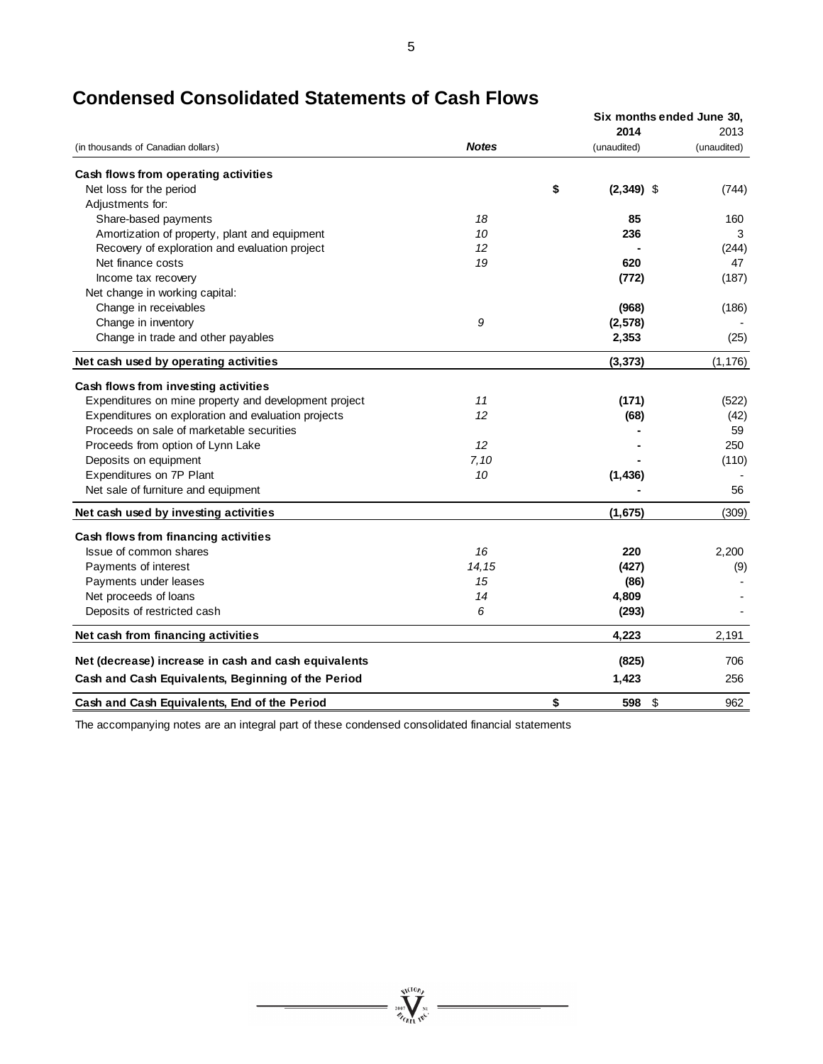# Condensed Consolidated Statements of Cash Flows

| (in thousands of Canadian dollars) | Notes | Six months ended June 30, 2014 (unaudited) | 2013 (unaudited) |
|---|---|---|---|
| **Cash flows from operating activities** | | | |
| Net loss for the period | | **$ (2,349)** | $ (744) |
| Adjustments for: | | | |
| Share-based payments | *18* | **85** | 160 |
| Amortization of property, plant and equipment | *10* | **236** | 3 |
| Recovery of exploration and evaluation project | *12* | **-** | (244) |
| Net finance costs | *19* | **620** | 47 |
| Income tax recovery | | **(772)** | (187) |
| Net change in working capital: | | | |
| Change in receivables | | **(968)** | (186) |
| Change in inventory | *9* | **(2,578)** | - |
| Change in trade and other payables | | **2,353** | (25) |
| **Net cash used by operating activities** | | **(3,373)** | (1,176) |
| **Cash flows from investing activities** | | | |
| Expenditures on mine property and development project | *11* | **(171)** | (522) |
| Expenditures on exploration and evaluation projects | *12* | **(68)** | (42) |
| Proceeds on sale of marketable securities | | **-** | 59 |
| Proceeds from option of Lynn Lake | *12* | **-** | 250 |
| Deposits on equipment | *7,10* | **-** | (110) |
| Expenditures on 7P Plant | *10* | **(1,436)** | - |
| Net sale of furniture and equipment | | **-** | 56 |
| **Net cash used by investing activities** | | **(1,675)** | (309) |
| **Cash flows from financing activities** | | | |
| Issue of common shares | *16* | **220** | 2,200 |
| Payments of interest | *14,15* | **(427)** | (9) |
| Payments under leases | *15* | **(86)** | - |
| Net proceeds of loans | *14* | **4,809** | - |
| Deposits of restricted cash | *6* | **(293)** | - |
| **Net cash from financing activities** | | **4,223** | 2,191 |
| **Net (decrease) increase in cash and cash equivalents** | | **(825)** | 706 |
| **Cash and Cash Equivalents, Beginning of the Period** | | **1,423** | 256 |
| **Cash and Cash Equivalents, End of the Period** | | **$ 598** | $ 962 |

The accompanying notes are an integral part of these condensed consolidated financial statements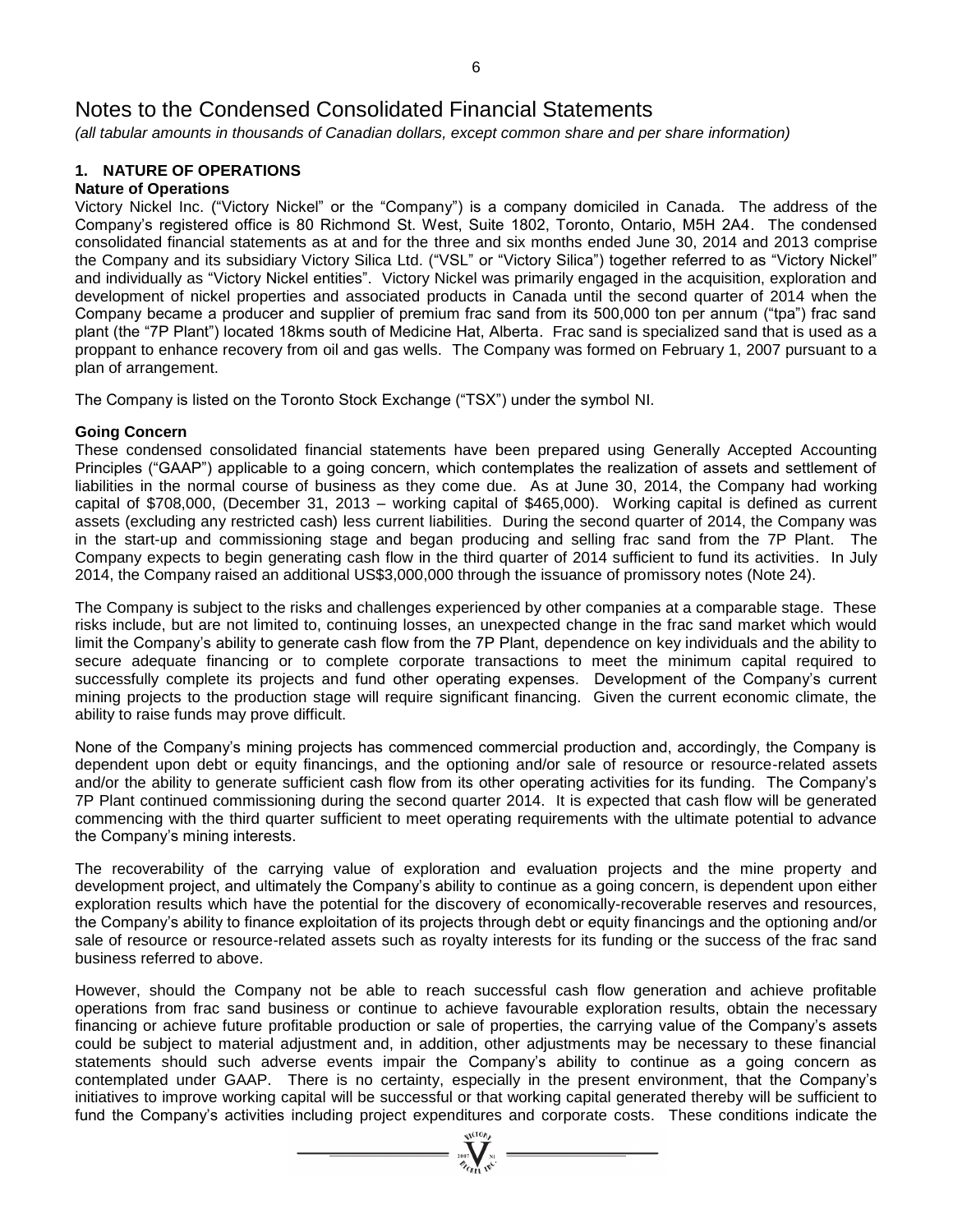# Notes to the Condensed Consolidated Financial Statements

*(all tabular amounts in thousands of Canadian dollars, except common share and per share information)*

## 1. NATURE OF OPERATIONS

**Nature of Operations**

Victory Nickel Inc. ("Victory Nickel" or the "Company") is a company domiciled in Canada. The address of the Company's registered office is 80 Richmond St. West, Suite 1802, Toronto, Ontario, M5H 2A4. The condensed consolidated financial statements as at and for the three and six months ended June 30, 2014 and 2013 comprise the Company and its subsidiary Victory Silica Ltd. ("VSL" or "Victory Silica") together referred to as "Victory Nickel" and individually as "Victory Nickel entities". Victory Nickel was primarily engaged in the acquisition, exploration and development of nickel properties and associated products in Canada until the second quarter of 2014 when the Company became a producer and supplier of premium frac sand from its 500,000 ton per annum ("tpa") frac sand plant (the "7P Plant") located 18kms south of Medicine Hat, Alberta. Frac sand is specialized sand that is used as a proppant to enhance recovery from oil and gas wells. The Company was formed on February 1, 2007 pursuant to a plan of arrangement.

The Company is listed on the Toronto Stock Exchange ("TSX") under the symbol NI.

**Going Concern**

These condensed consolidated financial statements have been prepared using Generally Accepted Accounting Principles ("GAAP") applicable to a going concern, which contemplates the realization of assets and settlement of liabilities in the normal course of business as they come due. As at June 30, 2014, the Company had working capital of $708,000, (December 31, 2013 – working capital of $465,000). Working capital is defined as current assets (excluding any restricted cash) less current liabilities. During the second quarter of 2014, the Company was in the start-up and commissioning stage and began producing and selling frac sand from the 7P Plant. The Company expects to begin generating cash flow in the third quarter of 2014 sufficient to fund its activities. In July 2014, the Company raised an additional US$3,000,000 through the issuance of promissory notes (Note 24).

The Company is subject to the risks and challenges experienced by other companies at a comparable stage. These risks include, but are not limited to, continuing losses, an unexpected change in the frac sand market which would limit the Company's ability to generate cash flow from the 7P Plant, dependence on key individuals and the ability to secure adequate financing or to complete corporate transactions to meet the minimum capital required to successfully complete its projects and fund other operating expenses. Development of the Company's current mining projects to the production stage will require significant financing. Given the current economic climate, the ability to raise funds may prove difficult.

None of the Company's mining projects has commenced commercial production and, accordingly, the Company is dependent upon debt or equity financings, and the optioning and/or sale of resource or resource-related assets and/or the ability to generate sufficient cash flow from its other operating activities for its funding. The Company's 7P Plant continued commissioning during the second quarter 2014. It is expected that cash flow will be generated commencing with the third quarter sufficient to meet operating requirements with the ultimate potential to advance the Company's mining interests.

The recoverability of the carrying value of exploration and evaluation projects and the mine property and development project, and ultimately the Company's ability to continue as a going concern, is dependent upon either exploration results which have the potential for the discovery of economically-recoverable reserves and resources, the Company's ability to finance exploitation of its projects through debt or equity financings and the optioning and/or sale of resource or resource-related assets such as royalty interests for its funding or the success of the frac sand business referred to above.

However, should the Company not be able to reach successful cash flow generation and achieve profitable operations from frac sand business or continue to achieve favourable exploration results, obtain the necessary financing or achieve future profitable production or sale of properties, the carrying value of the Company's assets could be subject to material adjustment and, in addition, other adjustments may be necessary to these financial statements should such adverse events impair the Company's ability to continue as a going concern as contemplated under GAAP. There is no certainty, especially in the present environment, that the Company's initiatives to improve working capital will be successful or that working capital generated thereby will be sufficient to fund the Company's activities including project expenditures and corporate costs. These conditions indicate the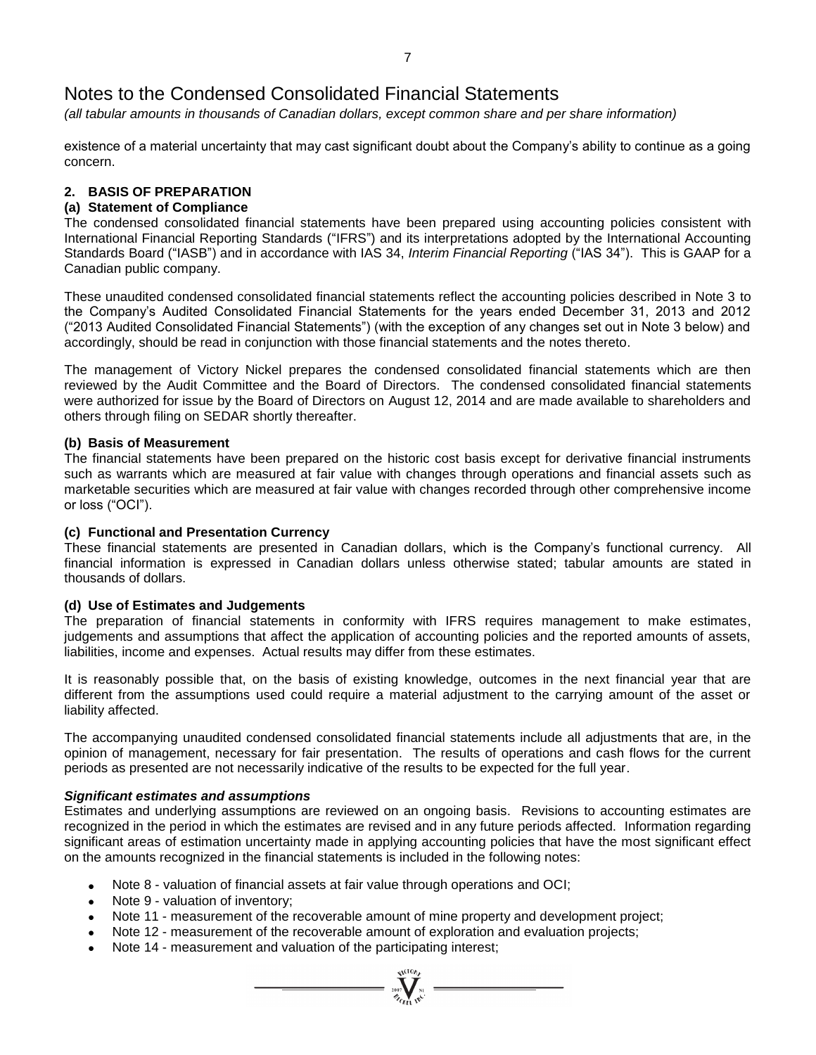# Notes to the Condensed Consolidated Financial Statements

*(all tabular amounts in thousands of Canadian dollars, except common share and per share information)*

existence of a material uncertainty that may cast significant doubt about the Company's ability to continue as a going concern.

## 2. BASIS OF PREPARATION

### (a) Statement of Compliance

The condensed consolidated financial statements have been prepared using accounting policies consistent with International Financial Reporting Standards ("IFRS") and its interpretations adopted by the International Accounting Standards Board ("IASB") and in accordance with IAS 34, *Interim Financial Reporting* ("IAS 34"). This is GAAP for a Canadian public company.

These unaudited condensed consolidated financial statements reflect the accounting policies described in Note 3 to the Company's Audited Consolidated Financial Statements for the years ended December 31, 2013 and 2012 ("2013 Audited Consolidated Financial Statements") (with the exception of any changes set out in Note 3 below) and accordingly, should be read in conjunction with those financial statements and the notes thereto.

The management of Victory Nickel prepares the condensed consolidated financial statements which are then reviewed by the Audit Committee and the Board of Directors. The condensed consolidated financial statements were authorized for issue by the Board of Directors on August 12, 2014 and are made available to shareholders and others through filing on SEDAR shortly thereafter.

### (b) Basis of Measurement

The financial statements have been prepared on the historic cost basis except for derivative financial instruments such as warrants which are measured at fair value with changes through operations and financial assets such as marketable securities which are measured at fair value with changes recorded through other comprehensive income or loss ("OCI").

### (c) Functional and Presentation Currency

These financial statements are presented in Canadian dollars, which is the Company's functional currency. All financial information is expressed in Canadian dollars unless otherwise stated; tabular amounts are stated in thousands of dollars.

### (d) Use of Estimates and Judgements

The preparation of financial statements in conformity with IFRS requires management to make estimates, judgements and assumptions that affect the application of accounting policies and the reported amounts of assets, liabilities, income and expenses. Actual results may differ from these estimates.

It is reasonably possible that, on the basis of existing knowledge, outcomes in the next financial year that are different from the assumptions used could require a material adjustment to the carrying amount of the asset or liability affected.

The accompanying unaudited condensed consolidated financial statements include all adjustments that are, in the opinion of management, necessary for fair presentation. The results of operations and cash flows for the current periods as presented are not necessarily indicative of the results to be expected for the full year.

***Significant estimates and assumptions***

Estimates and underlying assumptions are reviewed on an ongoing basis. Revisions to accounting estimates are recognized in the period in which the estimates are revised and in any future periods affected. Information regarding significant areas of estimation uncertainty made in applying accounting policies that have the most significant effect on the amounts recognized in the financial statements is included in the following notes:

- Note 8 - valuation of financial assets at fair value through operations and OCI;
- Note 9 - valuation of inventory;
- Note 11 - measurement of the recoverable amount of mine property and development project;
- Note 12 - measurement of the recoverable amount of exploration and evaluation projects;
- Note 14 - measurement and valuation of the participating interest;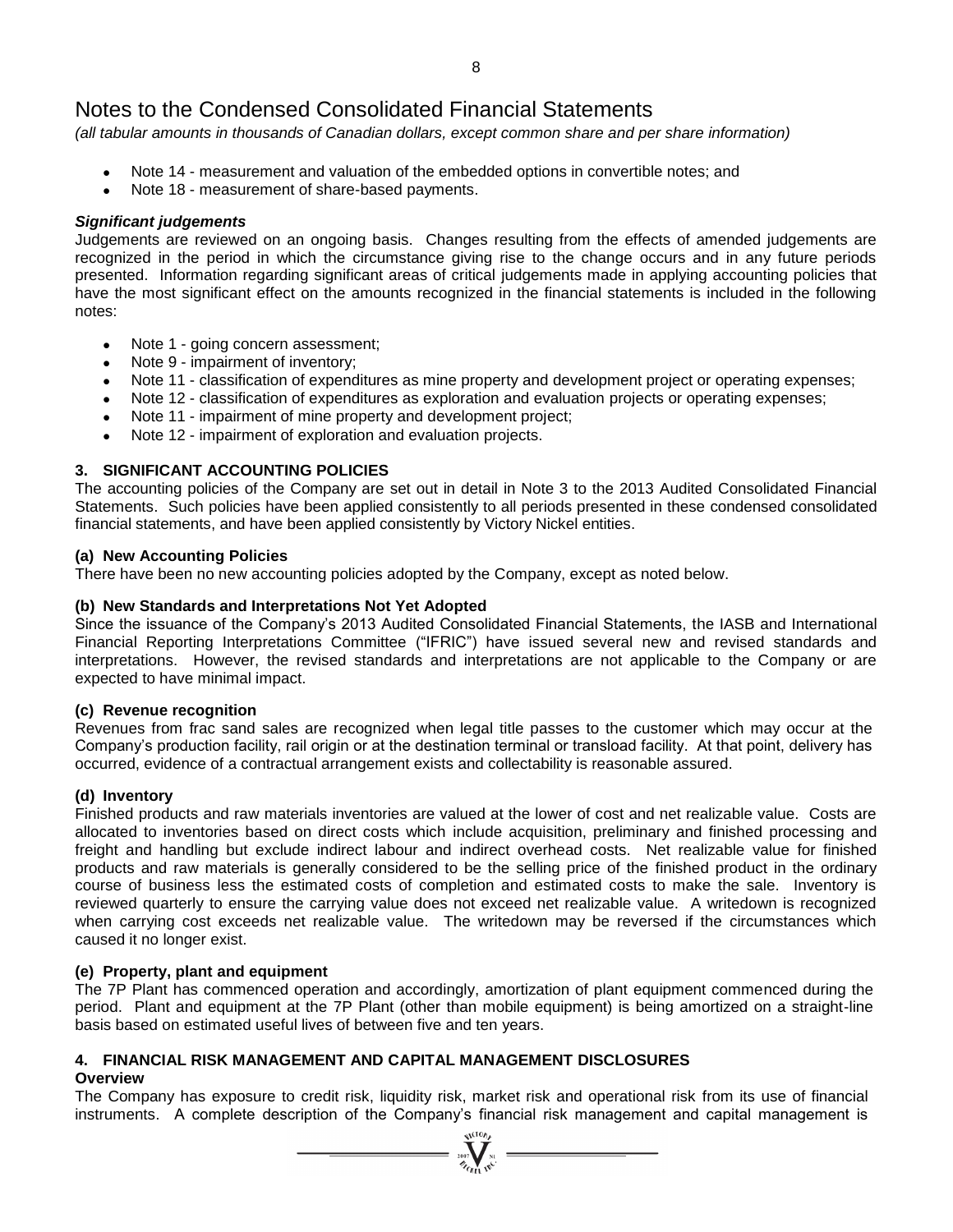# Notes to the Condensed Consolidated Financial Statements

*(all tabular amounts in thousands of Canadian dollars, except common share and per share information)*

- Note 14 - measurement and valuation of the embedded options in convertible notes; and
- Note 18 - measurement of share-based payments.

***Significant judgements***

Judgements are reviewed on an ongoing basis. Changes resulting from the effects of amended judgements are recognized in the period in which the circumstance giving rise to the change occurs and in any future periods presented. Information regarding significant areas of critical judgements made in applying accounting policies that have the most significant effect on the amounts recognized in the financial statements is included in the following notes:

- Note 1 - going concern assessment;
- Note 9 - impairment of inventory;
- Note 11 - classification of expenditures as mine property and development project or operating expenses;
- Note 12 - classification of expenditures as exploration and evaluation projects or operating expenses;
- Note 11 - impairment of mine property and development project;
- Note 12 - impairment of exploration and evaluation projects.

## 3. SIGNIFICANT ACCOUNTING POLICIES

The accounting policies of the Company are set out in detail in Note 3 to the 2013 Audited Consolidated Financial Statements. Such policies have been applied consistently to all periods presented in these condensed consolidated financial statements, and have been applied consistently by Victory Nickel entities.

### (a) New Accounting Policies

There have been no new accounting policies adopted by the Company, except as noted below.

### (b) New Standards and Interpretations Not Yet Adopted

Since the issuance of the Company's 2013 Audited Consolidated Financial Statements, the IASB and International Financial Reporting Interpretations Committee ("IFRIC") have issued several new and revised standards and interpretations. However, the revised standards and interpretations are not applicable to the Company or are expected to have minimal impact.

### (c) Revenue recognition

Revenues from frac sand sales are recognized when legal title passes to the customer which may occur at the Company's production facility, rail origin or at the destination terminal or transload facility. At that point, delivery has occurred, evidence of a contractual arrangement exists and collectability is reasonable assured.

### (d) Inventory

Finished products and raw materials inventories are valued at the lower of cost and net realizable value. Costs are allocated to inventories based on direct costs which include acquisition, preliminary and finished processing and freight and handling but exclude indirect labour and indirect overhead costs. Net realizable value for finished products and raw materials is generally considered to be the selling price of the finished product in the ordinary course of business less the estimated costs of completion and estimated costs to make the sale. Inventory is reviewed quarterly to ensure the carrying value does not exceed net realizable value. A writedown is recognized when carrying cost exceeds net realizable value. The writedown may be reversed if the circumstances which caused it no longer exist.

### (e) Property, plant and equipment

The 7P Plant has commenced operation and accordingly, amortization of plant equipment commenced during the period. Plant and equipment at the 7P Plant (other than mobile equipment) is being amortized on a straight-line basis based on estimated useful lives of between five and ten years.

## 4. FINANCIAL RISK MANAGEMENT AND CAPITAL MANAGEMENT DISCLOSURES

**Overview**

The Company has exposure to credit risk, liquidity risk, market risk and operational risk from its use of financial instruments. A complete description of the Company's financial risk management and capital management is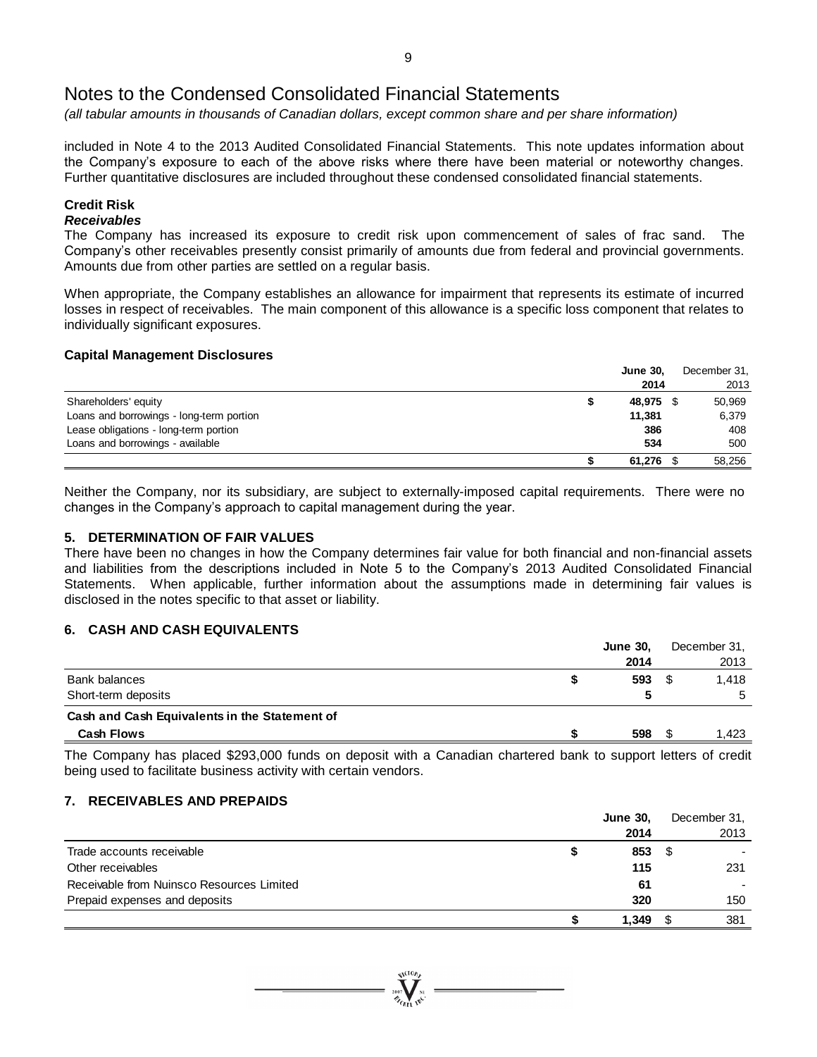# Notes to the Condensed Consolidated Financial Statements

*(all tabular amounts in thousands of Canadian dollars, except common share and per share information)*

included in Note 4 to the 2013 Audited Consolidated Financial Statements. This note updates information about the Company's exposure to each of the above risks where there have been material or noteworthy changes. Further quantitative disclosures are included throughout these condensed consolidated financial statements.

**Credit Risk**

***Receivables***

The Company has increased its exposure to credit risk upon commencement of sales of frac sand. The Company's other receivables presently consist primarily of amounts due from federal and provincial governments. Amounts due from other parties are settled on a regular basis.

When appropriate, the Company establishes an allowance for impairment that represents its estimate of incurred losses in respect of receivables. The main component of this allowance is a specific loss component that relates to individually significant exposures.

**Capital Management Disclosures**

| | **June 30, 2014** | December 31, 2013 |
|---|---|---|
| Shareholders' equity | **$ 48,975** | $ 50,969 |
| Loans and borrowings - long-term portion | **11,381** | 6,379 |
| Lease obligations - long-term portion | **386** | 408 |
| Loans and borrowings - available | **534** | 500 |
| | **$ 61,276** | $ 58,256 |

Neither the Company, nor its subsidiary, are subject to externally-imposed capital requirements. There were no changes in the Company's approach to capital management during the year.

## 5. DETERMINATION OF FAIR VALUES

There have been no changes in how the Company determines fair value for both financial and non-financial assets and liabilities from the descriptions included in Note 5 to the Company's 2013 Audited Consolidated Financial Statements. When applicable, further information about the assumptions made in determining fair values is disclosed in the notes specific to that asset or liability.

## 6. CASH AND CASH EQUIVALENTS

| | **June 30, 2014** | December 31, 2013 |
|---|---|---|
| Bank balances | **$ 593** | $ 1,418 |
| Short-term deposits | **5** | 5 |
| **Cash and Cash Equivalents in the Statement of Cash Flows** | **$ 598** | $ 1,423 |

The Company has placed $293,000 funds on deposit with a Canadian chartered bank to support letters of credit being used to facilitate business activity with certain vendors.

## 7. RECEIVABLES AND PREPAIDS

| | **June 30, 2014** | December 31, 2013 |
|---|---|---|
| Trade accounts receivable | **$ 853** | $ - |
| Other receivables | **115** | 231 |
| Receivable from Nuinsco Resources Limited | **61** | - |
| Prepaid expenses and deposits | **320** | 150 |
| | **$ 1,349** | $ 381 |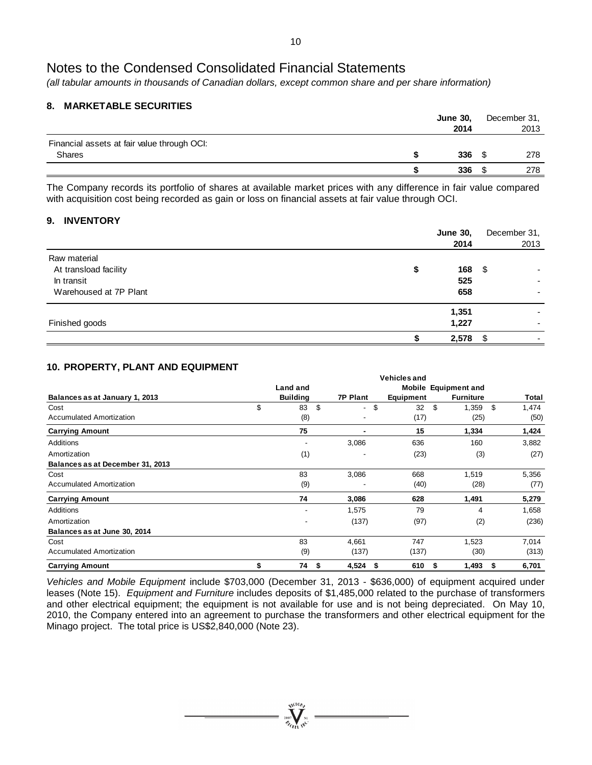# Notes to the Condensed Consolidated Financial Statements

*(all tabular amounts in thousands of Canadian dollars, except common share and per share information)*

## 8. MARKETABLE SECURITIES

| | June 30, 2014 | December 31, 2013 |
|---|---|---|
| Financial assets at fair value through OCI: | | |
| Shares | $ 336 | $ 278 |
| | $ 336 | $ 278 |

The Company records its portfolio of shares at available market prices with any difference in fair value compared with acquisition cost being recorded as gain or loss on financial assets at fair value through OCI.

## 9. INVENTORY

| | June 30, 2014 | December 31, 2013 |
|---|---|---|
| Raw material | | |
| At transload facility | $ 168 | $ - |
| In transit | 525 | - |
| Warehoused at 7P Plant | 658 | - |
| | 1,351 | - |
| Finished goods | 1,227 | - |
| | $ 2,578 | $ - |

## 10. PROPERTY, PLANT AND EQUIPMENT

| Balances as at January 1, 2013 | Land and Building | 7P Plant | Vehicles and Mobile Equipment | Equipment and Furniture | Total |
|---|---|---|---|---|---|
| Cost | $ 83 | $ - | $ 32 | $ 1,359 | $ 1,474 |
| Accumulated Amortization | (8) | - | (17) | (25) | (50) |
| **Carrying Amount** | **75** | **-** | **15** | **1,334** | **1,424** |
| Additions | - | 3,086 | 636 | 160 | 3,882 |
| Amortization | (1) | - | (23) | (3) | (27) |
| **Balances as at December 31, 2013** | | | | | |
| Cost | 83 | 3,086 | 668 | 1,519 | 5,356 |
| Accumulated Amortization | (9) | - | (40) | (28) | (77) |
| **Carrying Amount** | **74** | **3,086** | **628** | **1,491** | **5,279** |
| Additions | - | 1,575 | 79 | 4 | 1,658 |
| Amortization | - | (137) | (97) | (2) | (236) |
| **Balances as at June 30, 2014** | | | | | |
| Cost | 83 | 4,661 | 747 | 1,523 | 7,014 |
| Accumulated Amortization | (9) | (137) | (137) | (30) | (313) |
| **Carrying Amount** | **$ 74** | **$ 4,524** | **$ 610** | **$ 1,493** | **$ 6,701** |

*Vehicles and Mobile Equipment* include $703,000 (December 31, 2013 - $636,000) of equipment acquired under leases (Note 15). *Equipment and Furniture* includes deposits of $1,485,000 related to the purchase of transformers and other electrical equipment; the equipment is not available for use and is not being depreciated. On May 10, 2010, the Company entered into an agreement to purchase the transformers and other electrical equipment for the Minago project. The total price is US$2,840,000 (Note 23).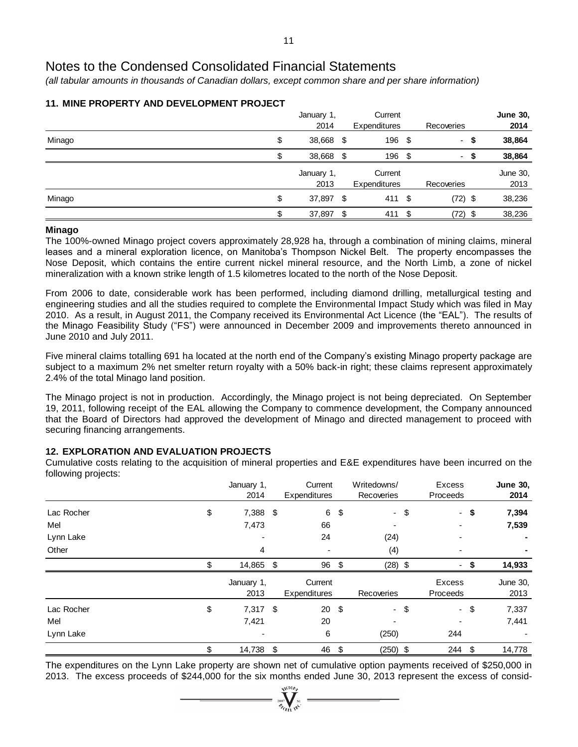# Notes to the Condensed Consolidated Financial Statements

*(all tabular amounts in thousands of Canadian dollars, except common share and per share information)*

## 11. MINE PROPERTY AND DEVELOPMENT PROJECT

| | January 1, 2014 | Current Expenditures | Recoveries | **June 30, 2014** |
|---|---|---|---|---|
| Minago | $ 38,668 | $ 196 | $ - | **$ 38,864** |
| | $ 38,668 | $ 196 | $ - | **$ 38,864** |

| | January 1, 2013 | Current Expenditures | Recoveries | June 30, 2013 |
|---|---|---|---|---|
| Minago | $ 37,897 | $ 411 | $ (72) | $ 38,236 |
| | $ 37,897 | $ 411 | $ (72) | $ 38,236 |

### Minago

The 100%-owned Minago project covers approximately 28,928 ha, through a combination of mining claims, mineral leases and a mineral exploration licence, on Manitoba's Thompson Nickel Belt. The property encompasses the Nose Deposit, which contains the entire current nickel mineral resource, and the North Limb, a zone of nickel mineralization with a known strike length of 1.5 kilometres located to the north of the Nose Deposit.

From 2006 to date, considerable work has been performed, including diamond drilling, metallurgical testing and engineering studies and all the studies required to complete the Environmental Impact Study which was filed in May 2010. As a result, in August 2011, the Company received its Environmental Act Licence (the "EAL"). The results of the Minago Feasibility Study ("FS") were announced in December 2009 and improvements thereto announced in June 2010 and July 2011.

Five mineral claims totalling 691 ha located at the north end of the Company's existing Minago property package are subject to a maximum 2% net smelter return royalty with a 50% back-in right; these claims represent approximately 2.4% of the total Minago land position.

The Minago project is not in production. Accordingly, the Minago project is not being depreciated. On September 19, 2011, following receipt of the EAL allowing the Company to commence development, the Company announced that the Board of Directors had approved the development of Minago and directed management to proceed with securing financing arrangements.

## 12. EXPLORATION AND EVALUATION PROJECTS

Cumulative costs relating to the acquisition of mineral properties and E&E expenditures have been incurred on the following projects:

| | January 1, 2014 | Current Expenditures | Writedowns/ Recoveries | Excess Proceeds | **June 30, 2014** |
|---|---|---|---|---|---|
| Lac Rocher | $ 7,388 | $ 6 | $ - | $ - | **$ 7,394** |
| Mel | 7,473 | 66 | - | - | **7,539** |
| Lynn Lake | - | 24 | (24) | - | **-** |
| Other | 4 | - | (4) | - | **-** |
| | $ 14,865 | $ 96 | $ (28) | $ - | **$ 14,933** |

| | January 1, 2013 | Current Expenditures | Recoveries | Excess Proceeds | June 30, 2013 |
|---|---|---|---|---|---|
| Lac Rocher | $ 7,317 | $ 20 | $ - | $ - | $ 7,337 |
| Mel | 7,421 | 20 | - | - | 7,441 |
| Lynn Lake | - | 6 | (250) | 244 | - |
| | $ 14,738 | $ 46 | $ (250) | $ 244 | $ 14,778 |

The expenditures on the Lynn Lake property are shown net of cumulative option payments received of $250,000 in 2013. The excess proceeds of $244,000 for the six months ended June 30, 2013 represent the excess of consid-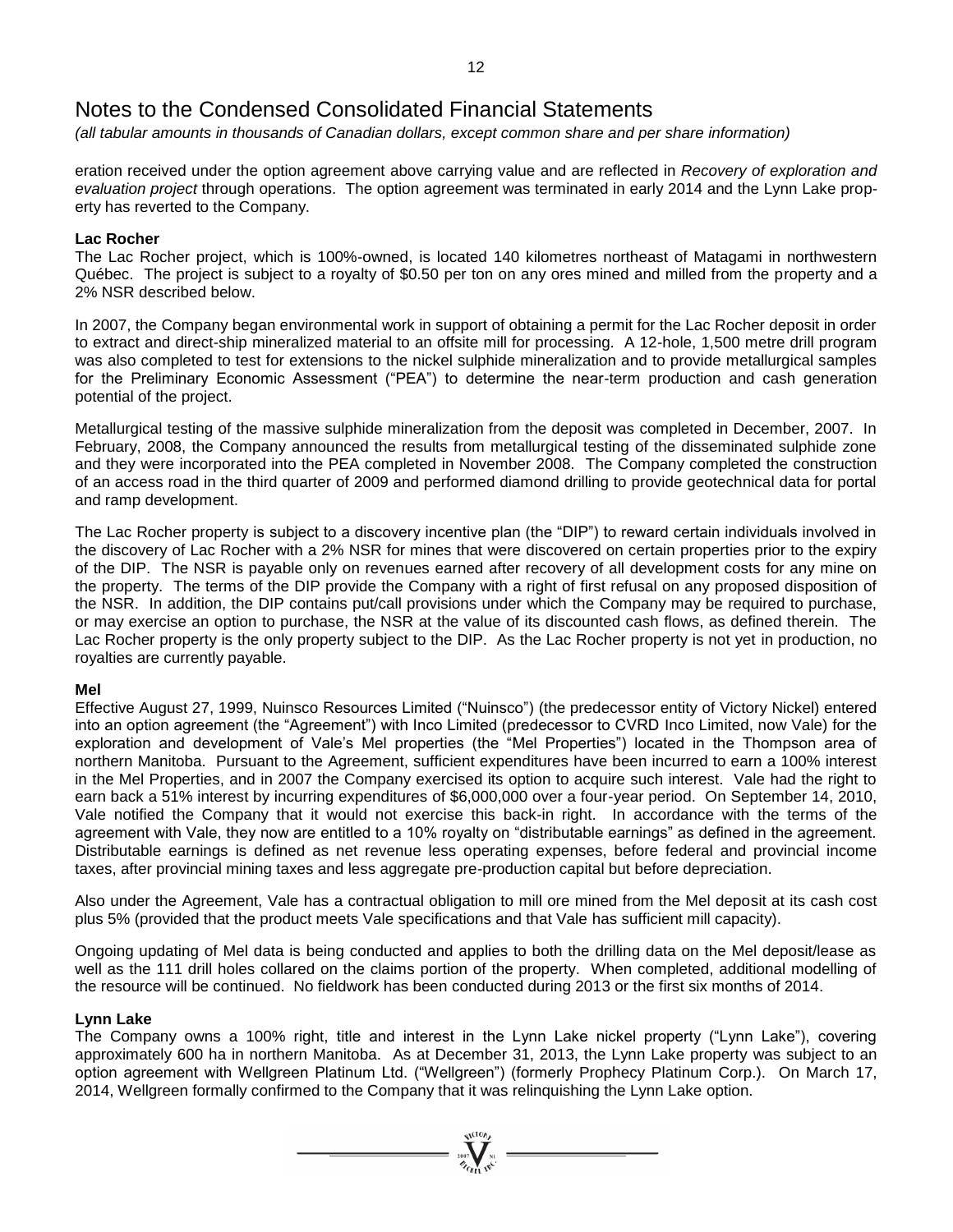eration received under the option agreement above carrying value and are reflected in *Recovery of exploration and evaluation project* through operations. The option agreement was terminated in early 2014 and the Lynn Lake property has reverted to the Company.

**Lac Rocher**

The Lac Rocher project, which is 100%-owned, is located 140 kilometres northeast of Matagami in northwestern Québec. The project is subject to a royalty of $0.50 per ton on any ores mined and milled from the property and a 2% NSR described below.

In 2007, the Company began environmental work in support of obtaining a permit for the Lac Rocher deposit in order to extract and direct-ship mineralized material to an offsite mill for processing. A 12-hole, 1,500 metre drill program was also completed to test for extensions to the nickel sulphide mineralization and to provide metallurgical samples for the Preliminary Economic Assessment ("PEA") to determine the near-term production and cash generation potential of the project.

Metallurgical testing of the massive sulphide mineralization from the deposit was completed in December, 2007. In February, 2008, the Company announced the results from metallurgical testing of the disseminated sulphide zone and they were incorporated into the PEA completed in November 2008. The Company completed the construction of an access road in the third quarter of 2009 and performed diamond drilling to provide geotechnical data for portal and ramp development.

The Lac Rocher property is subject to a discovery incentive plan (the "DIP") to reward certain individuals involved in the discovery of Lac Rocher with a 2% NSR for mines that were discovered on certain properties prior to the expiry of the DIP. The NSR is payable only on revenues earned after recovery of all development costs for any mine on the property. The terms of the DIP provide the Company with a right of first refusal on any proposed disposition of the NSR. In addition, the DIP contains put/call provisions under which the Company may be required to purchase, or may exercise an option to purchase, the NSR at the value of its discounted cash flows, as defined therein. The Lac Rocher property is the only property subject to the DIP. As the Lac Rocher property is not yet in production, no royalties are currently payable.

**Mel**

Effective August 27, 1999, Nuinsco Resources Limited ("Nuinsco") (the predecessor entity of Victory Nickel) entered into an option agreement (the "Agreement") with Inco Limited (predecessor to CVRD Inco Limited, now Vale) for the exploration and development of Vale's Mel properties (the "Mel Properties") located in the Thompson area of northern Manitoba. Pursuant to the Agreement, sufficient expenditures have been incurred to earn a 100% interest in the Mel Properties, and in 2007 the Company exercised its option to acquire such interest. Vale had the right to earn back a 51% interest by incurring expenditures of $6,000,000 over a four-year period. On September 14, 2010, Vale notified the Company that it would not exercise this back-in right. In accordance with the terms of the agreement with Vale, they now are entitled to a 10% royalty on "distributable earnings" as defined in the agreement. Distributable earnings is defined as net revenue less operating expenses, before federal and provincial income taxes, after provincial mining taxes and less aggregate pre-production capital but before depreciation.

Also under the Agreement, Vale has a contractual obligation to mill ore mined from the Mel deposit at its cash cost plus 5% (provided that the product meets Vale specifications and that Vale has sufficient mill capacity).

Ongoing updating of Mel data is being conducted and applies to both the drilling data on the Mel deposit/lease as well as the 111 drill holes collared on the claims portion of the property. When completed, additional modelling of the resource will be continued. No fieldwork has been conducted during 2013 or the first six months of 2014.

**Lynn Lake**

The Company owns a 100% right, title and interest in the Lynn Lake nickel property ("Lynn Lake"), covering approximately 600 ha in northern Manitoba. As at December 31, 2013, the Lynn Lake property was subject to an option agreement with Wellgreen Platinum Ltd. ("Wellgreen") (formerly Prophecy Platinum Corp.). On March 17, 2014, Wellgreen formally confirmed to the Company that it was relinquishing the Lynn Lake option.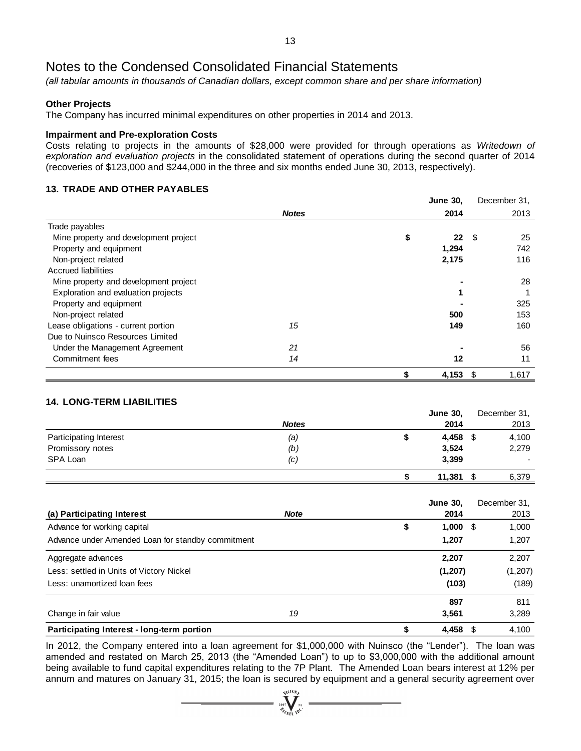# Notes to the Condensed Consolidated Financial Statements

*(all tabular amounts in thousands of Canadian dollars, except common share and per share information)*

**Other Projects**

The Company has incurred minimal expenditures on other properties in 2014 and 2013.

**Impairment and Pre-exploration Costs**

Costs relating to projects in the amounts of $28,000 were provided for through operations as *Writedown of exploration and evaluation projects* in the consolidated statement of operations during the second quarter of 2014 (recoveries of $123,000 and $244,000 in the three and six months ended June 30, 2013, respectively).

## 13. TRADE AND OTHER PAYABLES

| | *Notes* | **June 30, 2014** | December 31, 2013 |
|---|---|---|---|
| Trade payables | | | |
| Mine property and development project | | **$ 22** | $ 25 |
| Property and equipment | | **1,294** | 742 |
| Non-project related | | **2,175** | 116 |
| Accrued liabilities | | | |
| Mine property and development project | | **-** | 28 |
| Exploration and evaluation projects | | **1** | 1 |
| Property and equipment | | **-** | 325 |
| Non-project related | | **500** | 153 |
| Lease obligations - current portion | *15* | **149** | 160 |
| Due to Nuinsco Resources Limited | | | |
| Under the Management Agreement | *21* | **-** | 56 |
| Commitment fees | *14* | **12** | 11 |
| | | **$ 4,153** | $ 1,617 |

## 14. LONG-TERM LIABILITIES

| | *Notes* | **June 30, 2014** | December 31, 2013 |
|---|---|---|---|
| Participating Interest | *(a)* | **$ 4,458** | $ 4,100 |
| Promissory notes | *(b)* | **3,524** | 2,279 |
| SPA Loan | *(c)* | **3,399** | - |
| | | **$ 11,381** | $ 6,379 |

| **(a) Participating Interest** | ***Note*** | **June 30, 2014** | December 31, 2013 |
|---|---|---|---|
| Advance for working capital | | **$ 1,000** | $ 1,000 |
| Advance under Amended Loan for standby commitment | | **1,207** | 1,207 |
| Aggregate advances | | **2,207** | 2,207 |
| Less: settled in Units of Victory Nickel | | **(1,207)** | (1,207) |
| Less: unamortized loan fees | | **(103)** | (189) |
| | | **897** | 811 |
| Change in fair value | 19 | **3,561** | 3,289 |
| **Participating Interest - long-term portion** | | **$ 4,458** | $ 4,100 |

In 2012, the Company entered into a loan agreement for $1,000,000 with Nuinsco (the "Lender"). The loan was amended and restated on March 25, 2013 (the "Amended Loan") to up to $3,000,000 with the additional amount being available to fund capital expenditures relating to the 7P Plant. The Amended Loan bears interest at 12% per annum and matures on January 31, 2015; the loan is secured by equipment and a general security agreement over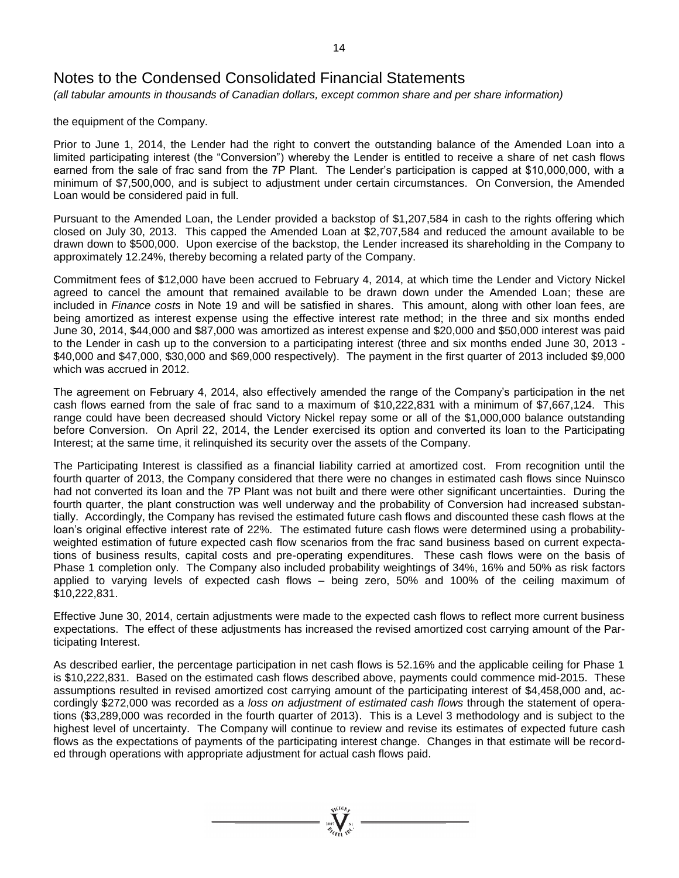# Notes to the Condensed Consolidated Financial Statements

*(all tabular amounts in thousands of Canadian dollars, except common share and per share information)*

the equipment of the Company.

Prior to June 1, 2014, the Lender had the right to convert the outstanding balance of the Amended Loan into a limited participating interest (the "Conversion") whereby the Lender is entitled to receive a share of net cash flows earned from the sale of frac sand from the 7P Plant. The Lender's participation is capped at $10,000,000, with a minimum of $7,500,000, and is subject to adjustment under certain circumstances. On Conversion, the Amended Loan would be considered paid in full.

Pursuant to the Amended Loan, the Lender provided a backstop of $1,207,584 in cash to the rights offering which closed on July 30, 2013. This capped the Amended Loan at $2,707,584 and reduced the amount available to be drawn down to $500,000. Upon exercise of the backstop, the Lender increased its shareholding in the Company to approximately 12.24%, thereby becoming a related party of the Company.

Commitment fees of $12,000 have been accrued to February 4, 2014, at which time the Lender and Victory Nickel agreed to cancel the amount that remained available to be drawn down under the Amended Loan; these are included in *Finance costs* in Note 19 and will be satisfied in shares. This amount, along with other loan fees, are being amortized as interest expense using the effective interest rate method; in the three and six months ended June 30, 2014, $44,000 and $87,000 was amortized as interest expense and $20,000 and $50,000 interest was paid to the Lender in cash up to the conversion to a participating interest (three and six months ended June 30, 2013 - $40,000 and $47,000, $30,000 and $69,000 respectively). The payment in the first quarter of 2013 included $9,000 which was accrued in 2012.

The agreement on February 4, 2014, also effectively amended the range of the Company's participation in the net cash flows earned from the sale of frac sand to a maximum of $10,222,831 with a minimum of $7,667,124. This range could have been decreased should Victory Nickel repay some or all of the $1,000,000 balance outstanding before Conversion. On April 22, 2014, the Lender exercised its option and converted its loan to the Participating Interest; at the same time, it relinquished its security over the assets of the Company.

The Participating Interest is classified as a financial liability carried at amortized cost. From recognition until the fourth quarter of 2013, the Company considered that there were no changes in estimated cash flows since Nuinsco had not converted its loan and the 7P Plant was not built and there were other significant uncertainties. During the fourth quarter, the plant construction was well underway and the probability of Conversion had increased substantially. Accordingly, the Company has revised the estimated future cash flows and discounted these cash flows at the loan's original effective interest rate of 22%. The estimated future cash flows were determined using a probability-weighted estimation of future expected cash flow scenarios from the frac sand business based on current expectations of business results, capital costs and pre-operating expenditures. These cash flows were on the basis of Phase 1 completion only. The Company also included probability weightings of 34%, 16% and 50% as risk factors applied to varying levels of expected cash flows – being zero, 50% and 100% of the ceiling maximum of $10,222,831.

Effective June 30, 2014, certain adjustments were made to the expected cash flows to reflect more current business expectations. The effect of these adjustments has increased the revised amortized cost carrying amount of the Participating Interest.

As described earlier, the percentage participation in net cash flows is 52.16% and the applicable ceiling for Phase 1 is $10,222,831. Based on the estimated cash flows described above, payments could commence mid-2015. These assumptions resulted in revised amortized cost carrying amount of the participating interest of $4,458,000 and, accordingly $272,000 was recorded as a *loss on adjustment of estimated cash flows* through the statement of operations ($3,289,000 was recorded in the fourth quarter of 2013). This is a Level 3 methodology and is subject to the highest level of uncertainty. The Company will continue to review and revise its estimates of expected future cash flows as the expectations of payments of the participating interest change. Changes in that estimate will be recorded through operations with appropriate adjustment for actual cash flows paid.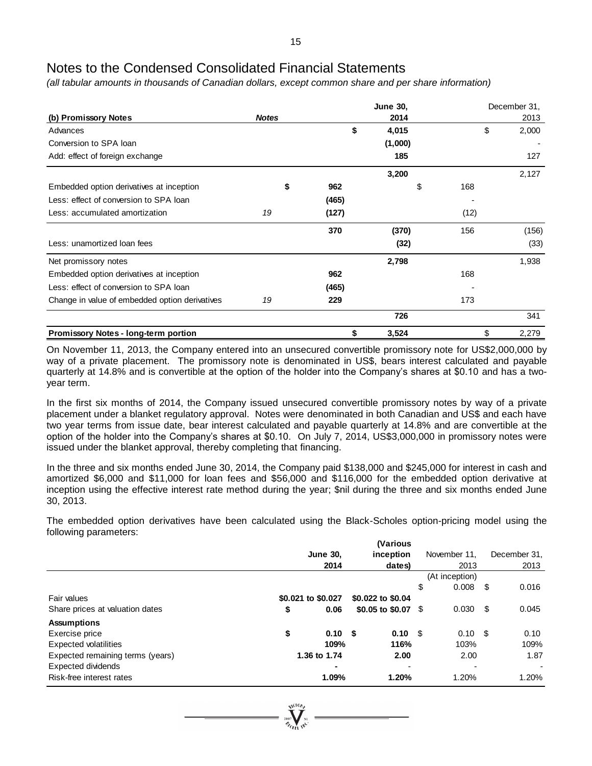# Notes to the Condensed Consolidated Financial Statements

*(all tabular amounts in thousands of Canadian dollars, except common share and per share information)*

| (b) Promissory Notes | Notes | | June 30, 2014 | | December 31, 2013 |
|---|---|---|---|---|---|
| Advances | | | $ 4,015 | | $ 2,000 |
| Conversion to SPA loan | | | (1,000) | | - |
| Add: effect of foreign exchange | | | 185 | | 127 |
| | | | 3,200 | | 2,127 |
| Embedded option derivatives at inception | | $ 962 | | $ 168 | |
| Less: effect of conversion to SPA loan | | (465) | | - | |
| Less: accumulated amortization | 19 | (127) | | (12) | |
| | | 370 | (370) | 156 | (156) |
| Less: unamortized loan fees | | | (32) | | (33) |
| Net promissory notes | | | 2,798 | | 1,938 |
| Embedded option derivatives at inception | | 962 | | 168 | |
| Less: effect of conversion to SPA loan | | (465) | | - | |
| Change in value of embedded option derivatives | 19 | 229 | | 173 | |
| | | | 726 | | 341 |
| **Promissory Notes - long-term portion** | | | **$ 3,524** | | $ 2,279 |

On November 11, 2013, the Company entered into an unsecured convertible promissory note for US$2,000,000 by way of a private placement. The promissory note is denominated in US$, bears interest calculated and payable quarterly at 14.8% and is convertible at the option of the holder into the Company's shares at $0.10 and has a two-year term.

In the first six months of 2014, the Company issued unsecured convertible promissory notes by way of a private placement under a blanket regulatory approval. Notes were denominated in both Canadian and US$ and each have two year terms from issue date, bear interest calculated and payable quarterly at 14.8% and are convertible at the option of the holder into the Company's shares at $0.10. On July 7, 2014, US$3,000,000 in promissory notes were issued under the blanket approval, thereby completing that financing.

In the three and six months ended June 30, 2014, the Company paid $138,000 and $245,000 for interest in cash and amortized $6,000 and $11,000 for loan fees and $56,000 and $116,000 for the embedded option derivative at inception using the effective interest rate method during the year; $nil during the three and six months ended June 30, 2013.

The embedded option derivatives have been calculated using the Black-Scholes option-pricing model using the following parameters:

| | June 30, 2014 | (Various inception dates) | November 11, 2013 | December 31, 2013 |
|---|---|---|---|---|
| | | | (At inception) | |
| | | | $ 0.008 | $ 0.016 |
| Fair values | $0.021 to $0.027 | $0.022 to $0.04 | | |
| Share prices at valuation dates | $ 0.06 | $0.05 to $0.07 | $ 0.030 | $ 0.045 |
| **Assumptions** | | | | |
| Exercise price | $ 0.10 | $ 0.10 | $ 0.10 | $ 0.10 |
| Expected volatilities | 109% | 116% | 103% | 109% |
| Expected remaining terms (years) | 1.36 to 1.74 | 2.00 | 2.00 | 1.87 |
| Expected dividends | - | - | - | - |
| Risk-free interest rates | 1.09% | 1.20% | 1.20% | 1.20% |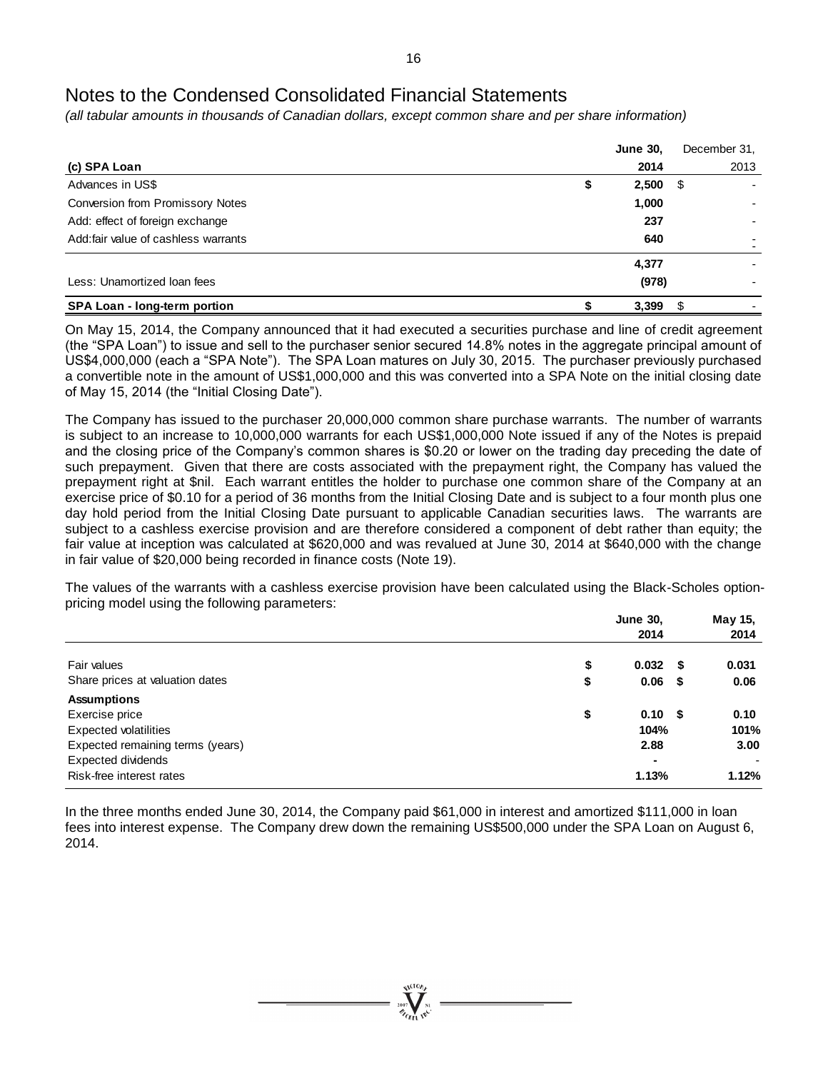# Notes to the Condensed Consolidated Financial Statements

*(all tabular amounts in thousands of Canadian dollars, except common share and per share information)*

| (c) SPA Loan | June 30, 2014 | December 31, 2013 |
|---|---|---|
| Advances in US$ | $ 2,500 | $ - |
| Conversion from Promissory Notes | 1,000 | - |
| Add: effect of foreign exchange | 237 | - |
| Add:fair value of cashless warrants | 640 | - |
| | 4,377 | - |
| Less: Unamortized loan fees | (978) | - |
| **SPA Loan - long-term portion** | **$ 3,399** | $ - |

On May 15, 2014, the Company announced that it had executed a securities purchase and line of credit agreement (the "SPA Loan") to issue and sell to the purchaser senior secured 14.8% notes in the aggregate principal amount of US$4,000,000 (each a "SPA Note"). The SPA Loan matures on July 30, 2015. The purchaser previously purchased a convertible note in the amount of US$1,000,000 and this was converted into a SPA Note on the initial closing date of May 15, 2014 (the "Initial Closing Date").

The Company has issued to the purchaser 20,000,000 common share purchase warrants. The number of warrants is subject to an increase to 10,000,000 warrants for each US$1,000,000 Note issued if any of the Notes is prepaid and the closing price of the Company's common shares is $0.20 or lower on the trading day preceding the date of such prepayment. Given that there are costs associated with the prepayment right, the Company has valued the prepayment right at $nil. Each warrant entitles the holder to purchase one common share of the Company at an exercise price of $0.10 for a period of 36 months from the Initial Closing Date and is subject to a four month plus one day hold period from the Initial Closing Date pursuant to applicable Canadian securities laws. The warrants are subject to a cashless exercise provision and are therefore considered a component of debt rather than equity; the fair value at inception was calculated at $620,000 and was revalued at June 30, 2014 at $640,000 with the change in fair value of $20,000 being recorded in finance costs (Note 19).

The values of the warrants with a cashless exercise provision have been calculated using the Black-Scholes option-pricing model using the following parameters:

| | June 30, 2014 | May 15, 2014 |
|---|---|---|
| Fair values | $ 0.032 | $ 0.031 |
| Share prices at valuation dates | $ 0.06 | $ 0.06 |
| **Assumptions** | | |
| Exercise price | $ 0.10 | $ 0.10 |
| Expected volatilities | 104% | 101% |
| Expected remaining terms (years) | 2.88 | 3.00 |
| Expected dividends | - | - |
| Risk-free interest rates | 1.13% | 1.12% |

In the three months ended June 30, 2014, the Company paid $61,000 in interest and amortized $111,000 in loan fees into interest expense. The Company drew down the remaining US$500,000 under the SPA Loan on August 6, 2014.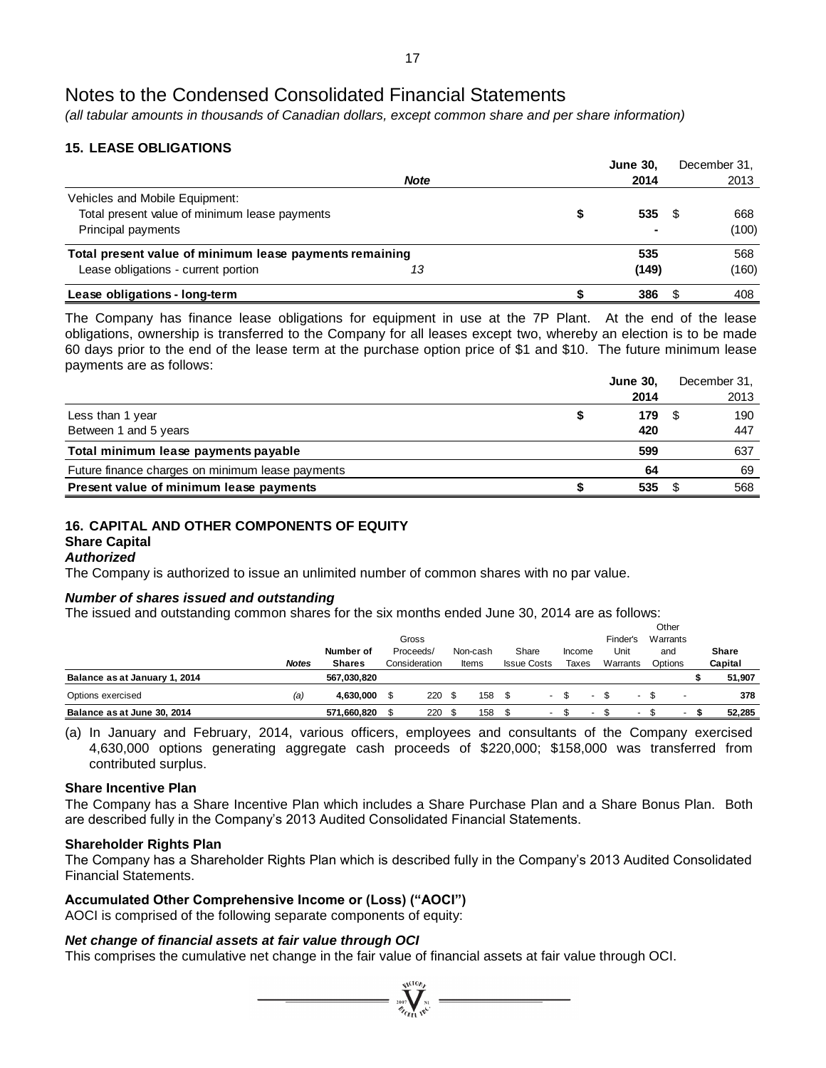# Notes to the Condensed Consolidated Financial Statements

*(all tabular amounts in thousands of Canadian dollars, except common share and per share information)*

## 15. LEASE OBLIGATIONS

| | Note | | June 30, 2014 | | December 31, 2013 |
|---|---|---|---|---|---|
| Vehicles and Mobile Equipment: | | | | | |
| Total present value of minimum lease payments | | $ | 535 | $ | 668 |
| Principal payments | | | - | | (100) |
| **Total present value of minimum lease payments remaining** | | | 535 | | 568 |
| Lease obligations - current portion | 13 | | (149) | | (160) |
| **Lease obligations - long-term** | | $ | 386 | $ | 408 |

The Company has finance lease obligations for equipment in use at the 7P Plant. At the end of the lease obligations, ownership is transferred to the Company for all leases except two, whereby an election is to be made 60 days prior to the end of the lease term at the purchase option price of $1 and $10. The future minimum lease payments are as follows:

| | | June 30, 2014 | | December 31, 2013 |
|---|---|---|---|---|
| Less than 1 year | $ | 179 | $ | 190 |
| Between 1 and 5 years | | 420 | | 447 |
| **Total minimum lease payments payable** | | 599 | | 637 |
| Future finance charges on minimum lease payments | | 64 | | 69 |
| **Present value of minimum lease payments** | $ | 535 | $ | 568 |

## 16. CAPITAL AND OTHER COMPONENTS OF EQUITY

### Share Capital

***Authorized***

The Company is authorized to issue an unlimited number of common shares with no par value.

***Number of shares issued and outstanding***

The issued and outstanding common shares for the six months ended June 30, 2014 are as follows:

| | Notes | Number of Shares | Gross Proceeds/ Consideration | Non-cash Items | Share Issue Costs | Income Taxes | Finder's Unit Warrants | Other Warrants and Options | Share Capital |
|---|---|---|---|---|---|---|---|---|---|
| **Balance as at January 1, 2014** | | **567,030,820** | | | | | | | **$ 51,907** |
| Options exercised | *(a)* | **4,630,000** | $ 220 | $ 158 | $ - | $ - | $ - | $ - | **378** |
| **Balance as at June 30, 2014** | | **571,660,820** | $ 220 | $ 158 | $ - | $ - | $ - | $ - | **$ 52,285** |

(a) In January and February, 2014, various officers, employees and consultants of the Company exercised 4,630,000 options generating aggregate cash proceeds of $220,000; $158,000 was transferred from contributed surplus.

### Share Incentive Plan

The Company has a Share Incentive Plan which includes a Share Purchase Plan and a Share Bonus Plan. Both are described fully in the Company's 2013 Audited Consolidated Financial Statements.

### Shareholder Rights Plan

The Company has a Shareholder Rights Plan which is described fully in the Company's 2013 Audited Consolidated Financial Statements.

### Accumulated Other Comprehensive Income or (Loss) ("AOCI")

AOCI is comprised of the following separate components of equity:

***Net change of financial assets at fair value through OCI***

This comprises the cumulative net change in the fair value of financial assets at fair value through OCI.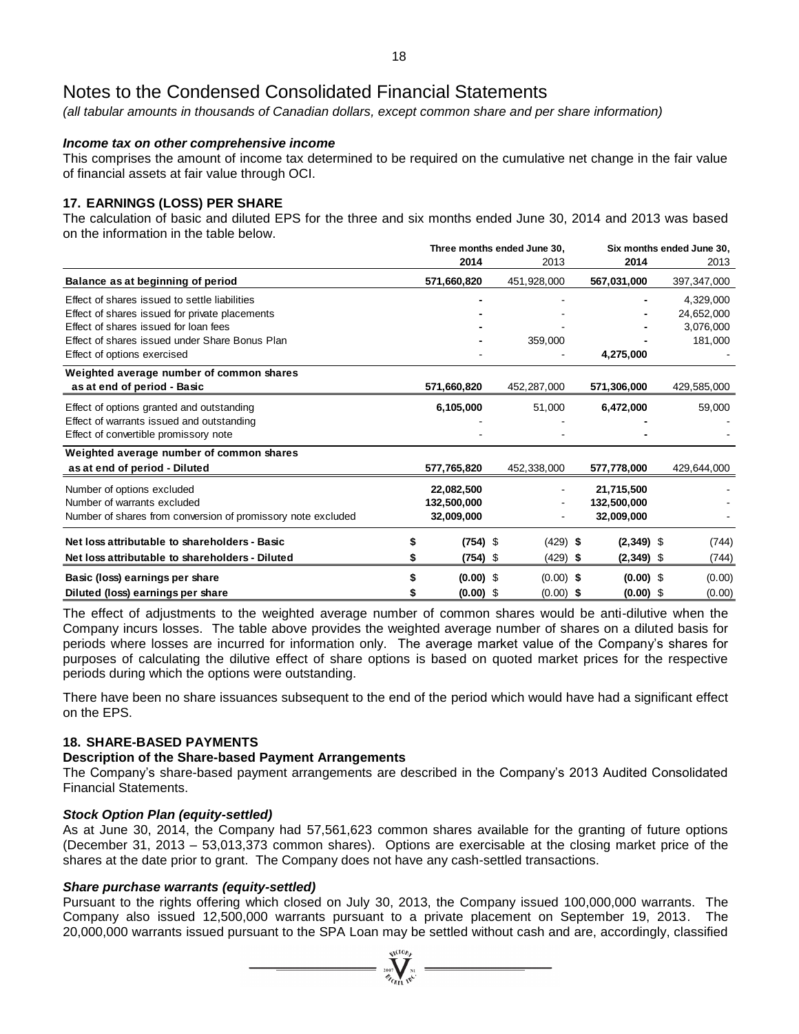# Notes to the Condensed Consolidated Financial Statements

*(all tabular amounts in thousands of Canadian dollars, except common share and per share information)*

***Income tax on other comprehensive income***

This comprises the amount of income tax determined to be required on the cumulative net change in the fair value of financial assets at fair value through OCI.

### 17. EARNINGS (LOSS) PER SHARE

The calculation of basic and diluted EPS for the three and six months ended June 30, 2014 and 2013 was based on the information in the table below.

| | Three months ended June 30, | | Six months ended June 30, | |
|---|---|---|---|---|
| | **2014** | 2013 | **2014** | 2013 |
| **Balance as at beginning of period** | **571,660,820** | 451,928,000 | **567,031,000** | 397,347,000 |
| Effect of shares issued to settle liabilities | **-** | - | **-** | 4,329,000 |
| Effect of shares issued for private placements | **-** | - | **-** | 24,652,000 |
| Effect of shares issued for loan fees | **-** | - | **-** | 3,076,000 |
| Effect of shares issued under Share Bonus Plan | **-** | 359,000 | **-** | 181,000 |
| Effect of options exercised | - | - | **4,275,000** | - |
| **Weighted average number of common shares as at end of period - Basic** | **571,660,820** | 452,287,000 | **571,306,000** | 429,585,000 |
| Effect of options granted and outstanding | **6,105,000** | 51,000 | **6,472,000** | 59,000 |
| Effect of warrants issued and outstanding | - | - | **-** | - |
| Effect of convertible promissory note | - | - | **-** | - |
| **Weighted average number of common shares as at end of period - Diluted** | **577,765,820** | 452,338,000 | **577,778,000** | 429,644,000 |
| Number of options excluded | **22,082,500** | - | **21,715,500** | - |
| Number of warrants excluded | **132,500,000** | - | **132,500,000** | - |
| Number of shares from conversion of promissory note excluded | **32,009,000** | - | **32,009,000** | - |
| **Net loss attributable to shareholders - Basic** | **$ (754)** | $ (429) | **$ (2,349)** | $ (744) |
| **Net loss attributable to shareholders - Diluted** | **$ (754)** | $ (429) | **$ (2,349)** | $ (744) |
| **Basic (loss) earnings per share** | **$ (0.00)** | $ (0.00) | **$ (0.00)** | $ (0.00) |
| **Diluted (loss) earnings per share** | **$ (0.00)** | $ (0.00) | **$ (0.00)** | $ (0.00) |

The effect of adjustments to the weighted average number of common shares would be anti-dilutive when the Company incurs losses. The table above provides the weighted average number of shares on a diluted basis for periods where losses are incurred for information only. The average market value of the Company's shares for purposes of calculating the dilutive effect of share options is based on quoted market prices for the respective periods during which the options were outstanding.

There have been no share issuances subsequent to the end of the period which would have had a significant effect on the EPS.

### 18. SHARE-BASED PAYMENTS

**Description of the Share-based Payment Arrangements**

The Company's share-based payment arrangements are described in the Company's 2013 Audited Consolidated Financial Statements.

***Stock Option Plan (equity-settled)***

As at June 30, 2014, the Company had 57,561,623 common shares available for the granting of future options (December 31, 2013 – 53,013,373 common shares). Options are exercisable at the closing market price of the shares at the date prior to grant. The Company does not have any cash-settled transactions.

***Share purchase warrants (equity-settled)***

Pursuant to the rights offering which closed on July 30, 2013, the Company issued 100,000,000 warrants. The Company also issued 12,500,000 warrants pursuant to a private placement on September 19, 2013. The 20,000,000 warrants issued pursuant to the SPA Loan may be settled without cash and are, accordingly, classified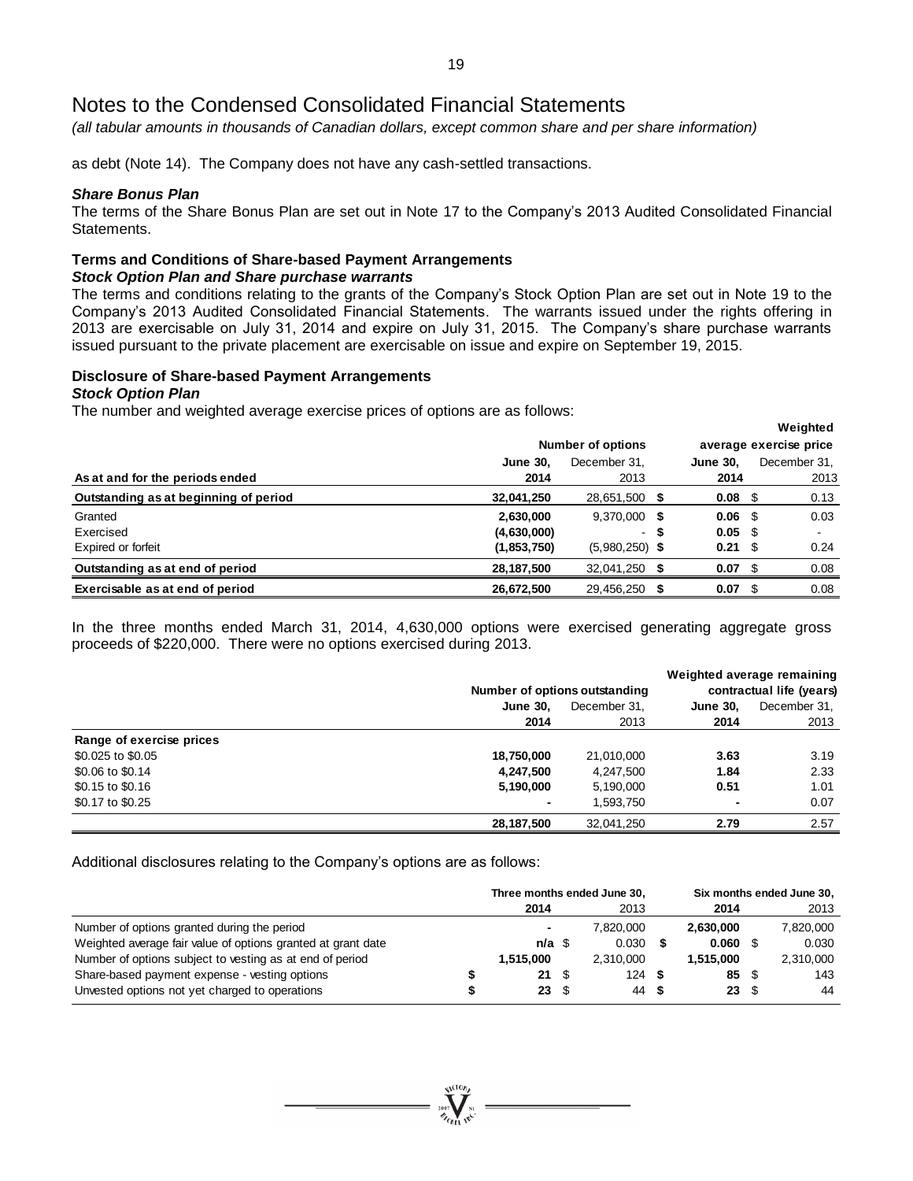# Notes to the Condensed Consolidated Financial Statements

*(all tabular amounts in thousands of Canadian dollars, except common share and per share information)*

as debt (Note 14). The Company does not have any cash-settled transactions.

***Share Bonus Plan***

The terms of the Share Bonus Plan are set out in Note 17 to the Company's 2013 Audited Consolidated Financial Statements.

**Terms and Conditions of Share-based Payment Arrangements**

***Stock Option Plan and Share purchase warrants***

The terms and conditions relating to the grants of the Company's Stock Option Plan are set out in Note 19 to the Company's 2013 Audited Consolidated Financial Statements. The warrants issued under the rights offering in 2013 are exercisable on July 31, 2014 and expire on July 31, 2015. The Company's share purchase warrants issued pursuant to the private placement are exercisable on issue and expire on September 19, 2015.

**Disclosure of Share-based Payment Arrangements**

***Stock Option Plan***

The number and weighted average exercise prices of options are as follows:

| | Number of options | | Weighted average exercise price | |
|---|---|---|---|---|
| **As at and for the periods ended** | **June 30, 2014** | December 31, 2013 | **June 30, 2014** | December 31, 2013 |
| **Outstanding as at beginning of period** | **32,041,250** | 28,651,500 | **$ 0.08** | $ 0.13 |
| Granted | **2,630,000** | 9,370,000 | **$ 0.06** | $ 0.03 |
| Exercised | **(4,630,000)** | - | **$ 0.05** | $ - |
| Expired or forfeit | **(1,853,750)** | (5,980,250) | **$ 0.21** | $ 0.24 |
| **Outstanding as at end of period** | **28,187,500** | 32,041,250 | **$ 0.07** | $ 0.08 |
| **Exercisable as at end of period** | **26,672,500** | 29,456,250 | **$ 0.07** | $ 0.08 |

In the three months ended March 31, 2014, 4,630,000 options were exercised generating aggregate gross proceeds of $220,000. There were no options exercised during 2013.

| | Number of options outstanding | | Weighted average remaining contractual life (years) | |
|---|---|---|---|---|
| | **June 30, 2014** | December 31, 2013 | **June 30, 2014** | December 31, 2013 |
| **Range of exercise prices** | | | | |
| $0.025 to $0.05 | **18,750,000** | 21,010,000 | **3.63** | 3.19 |
| $0.06 to $0.14 | **4,247,500** | 4,247,500 | **1.84** | 2.33 |
| $0.15 to $0.16 | **5,190,000** | 5,190,000 | **0.51** | 1.01 |
| $0.17 to $0.25 | **-** | 1,593,750 | **-** | 0.07 |
| | **28,187,500** | 32,041,250 | **2.79** | 2.57 |

Additional disclosures relating to the Company's options are as follows:

| | Three months ended June 30, | | Six months ended June 30, | |
|---|---|---|---|---|
| | **2014** | 2013 | **2014** | 2013 |
| Number of options granted during the period | **-** | 7,820,000 | **2,630,000** | 7,820,000 |
| Weighted average fair value of options granted at grant date | **n/a** | $ 0.030 | **$ 0.060** | $ 0.030 |
| Number of options subject to vesting as at end of period | **1,515,000** | 2,310,000 | **1,515,000** | 2,310,000 |
| Share-based payment expense - vesting options | **$ 21** | $ 124 | **$ 85** | $ 143 |
| Unvested options not yet charged to operations | **$ 23** | $ 44 | **$ 23** | $ 44 |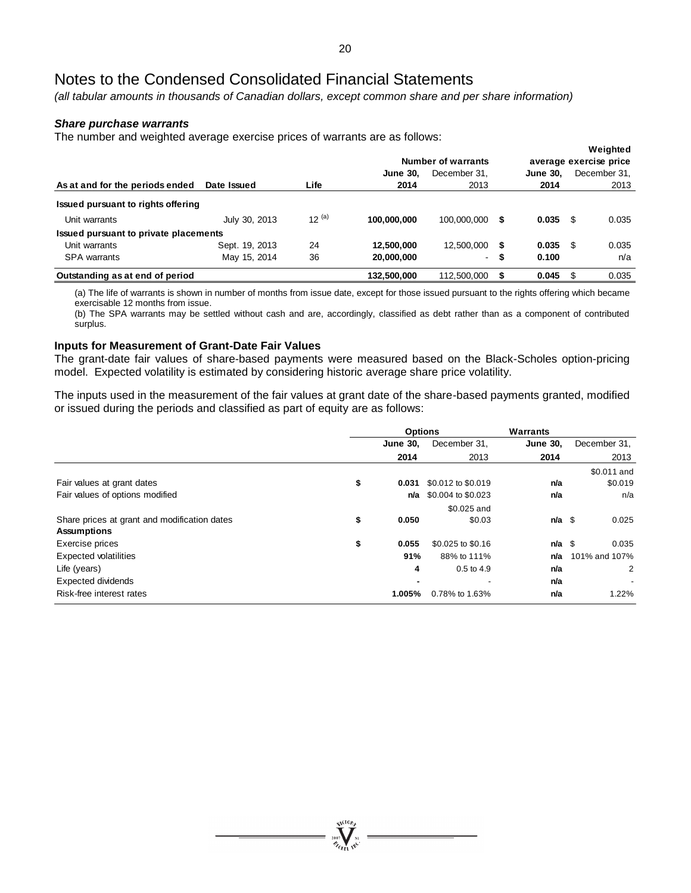# Notes to the Condensed Consolidated Financial Statements

*(all tabular amounts in thousands of Canadian dollars, except common share and per share information)*

***Share purchase warrants***

The number and weighted average exercise prices of warrants are as follows:

| As at and for the periods ended | Date Issued | Life | Number of warrants June 30, 2014 | Number of warrants December 31, 2013 | Weighted average exercise price June 30, 2014 | Weighted average exercise price December 31, 2013 |
|---|---|---|---|---|---|---|
| **Issued pursuant to rights offering** | | | | | | |
| Unit warrants | July 30, 2013 | 12 [(a)] | **100,000,000** | 100,000,000 | **$ 0.035** | $ 0.035 |
| **Issued pursuant to private placements** | | | | | | |
| Unit warrants | Sept. 19, 2013 | 24 | **12,500,000** | 12,500,000 | **$ 0.035** | $ 0.035 |
| SPA warrants | May 15, 2014 | 36 | **20,000,000** | - | **$ 0.100** | n/a |
| **Outstanding as at end of period** | | | **132,500,000** | 112,500,000 | **$ 0.045** | $ 0.035 |

(a) The life of warrants is shown in number of months from issue date, except for those issued pursuant to the rights offering which became exercisable 12 months from issue.

(b) The SPA warrants may be settled without cash and are, accordingly, classified as debt rather than as a component of contributed surplus.

**Inputs for Measurement of Grant-Date Fair Values**

The grant-date fair values of share-based payments were measured based on the Black-Scholes option-pricing model. Expected volatility is estimated by considering historic average share price volatility.

The inputs used in the measurement of the fair values at grant date of the share-based payments granted, modified or issued during the periods and classified as part of equity are as follows:

| | Options June 30, 2014 | Options December 31, 2013 | Warrants June 30, 2014 | Warrants December 31, 2013 |
|---|---|---|---|---|
| Fair values at grant dates | **$ 0.031** | $0.012 to $0.019 | **n/a** | $0.011 and $0.019 |
| Fair values of options modified | **n/a** | $0.004 to $0.023 | **n/a** | n/a |
| Share prices at grant and modification dates | **$ 0.050** | $0.025 and $0.03 | **n/a** | $ 0.025 |
| **Assumptions** | | | | |
| Exercise prices | **$ 0.055** | $0.025 to $0.16 | **n/a** | $ 0.035 |
| Expected volatilities | **91%** | 88% to 111% | **n/a** | 101% and 107% |
| Life (years) | **4** | 0.5 to 4.9 | **n/a** | 2 |
| Expected dividends | **-** | - | **n/a** | - |
| Risk-free interest rates | **1.005%** | 0.78% to 1.63% | **n/a** | 1.22% |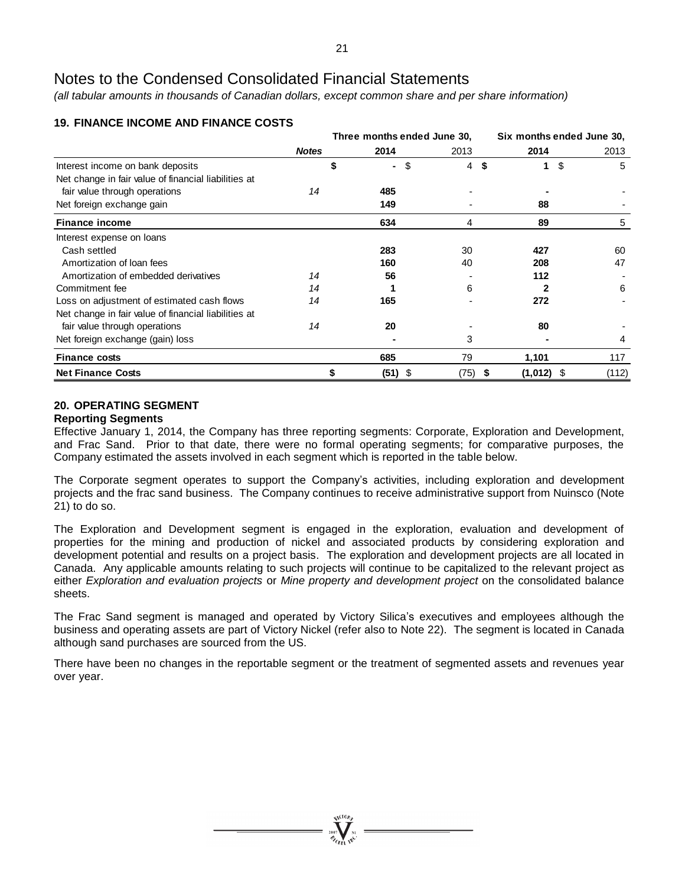# Notes to the Condensed Consolidated Financial Statements

*(all tabular amounts in thousands of Canadian dollars, except common share and per share information)*

## 19. FINANCE INCOME AND FINANCE COSTS

| | *Notes* | Three months ended June 30, 2014 | Three months ended June 30, 2013 | Six months ended June 30, 2014 | Six months ended June 30, 2013 |
|---|---|---|---|---|---|
| Interest income on bank deposits | | **$ -** | $ 4 | **$ 1** | $ 5 |
| Net change in fair value of financial liabilities at fair value through operations | 14 | **485** | - | **-** | - |
| Net foreign exchange gain | | **149** | - | **88** | - |
| **Finance income** | | **634** | 4 | **89** | 5 |
| Interest expense on loans | | | | | |
| Cash settled | | **283** | 30 | **427** | 60 |
| Amortization of loan fees | | **160** | 40 | **208** | 47 |
| Amortization of embedded derivatives | 14 | **56** | - | **112** | - |
| Commitment fee | 14 | **1** | 6 | **2** | 6 |
| Loss on adjustment of estimated cash flows | 14 | **165** | - | **272** | - |
| Net change in fair value of financial liabilities at fair value through operations | 14 | **20** | - | **80** | - |
| Net foreign exchange (gain) loss | | **-** | 3 | **-** | 4 |
| **Finance costs** | | **685** | 79 | **1,101** | 117 |
| **Net Finance Costs** | | **$ (51)** | $ (75) | **$ (1,012)** | $ (112) |

## 20. OPERATING SEGMENT

### Reporting Segments

Effective January 1, 2014, the Company has three reporting segments: Corporate, Exploration and Development, and Frac Sand. Prior to that date, there were no formal operating segments; for comparative purposes, the Company estimated the assets involved in each segment which is reported in the table below.

The Corporate segment operates to support the Company's activities, including exploration and development projects and the frac sand business. The Company continues to receive administrative support from Nuinsco (Note 21) to do so.

The Exploration and Development segment is engaged in the exploration, evaluation and development of properties for the mining and production of nickel and associated products by considering exploration and development potential and results on a project basis. The exploration and development projects are all located in Canada. Any applicable amounts relating to such projects will continue to be capitalized to the relevant project as either *Exploration and evaluation projects* or *Mine property and development project* on the consolidated balance sheets.

The Frac Sand segment is managed and operated by Victory Silica's executives and employees although the business and operating assets are part of Victory Nickel (refer also to Note 22). The segment is located in Canada although sand purchases are sourced from the US.

There have been no changes in the reportable segment or the treatment of segmented assets and revenues year over year.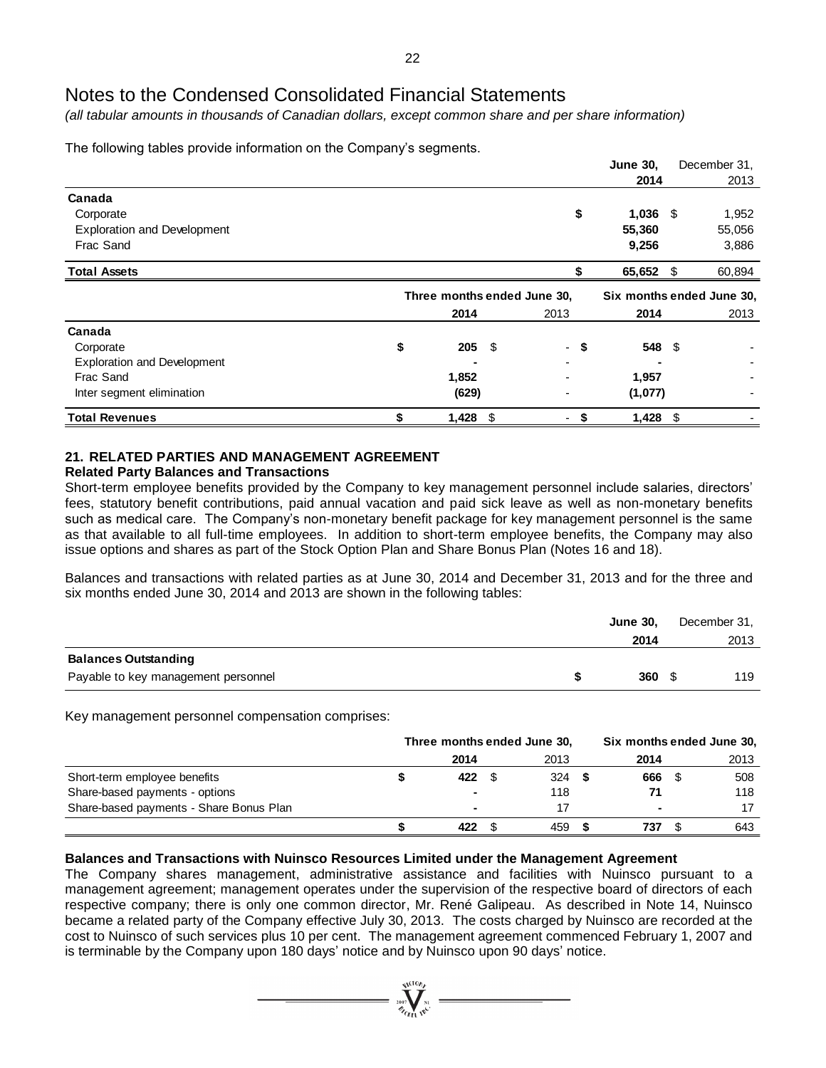# Notes to the Condensed Consolidated Financial Statements

*(all tabular amounts in thousands of Canadian dollars, except common share and per share information)*

The following tables provide information on the Company's segments.

| | June 30, 2014 | December 31, 2013 |
|---|---|---|
| **Canada** | | |
| Corporate | $ 1,036 | $ 1,952 |
| Exploration and Development | 55,360 | 55,056 |
| Frac Sand | 9,256 | 3,886 |
| **Total Assets** | $ 65,652 | $ 60,894 |

| | Three months ended June 30, | | Six months ended June 30, | |
|---|---|---|---|---|
| | 2014 | 2013 | 2014 | 2013 |
| **Canada** | | | | |
| Corporate | $ 205 | $ - | $ 548 | $ - |
| Exploration and Development | - | - | - | - |
| Frac Sand | 1,852 | - | 1,957 | - |
| Inter segment elimination | (629) | - | (1,077) | - |
| **Total Revenues** | $ 1,428 | $ - | $ 1,428 | $ - |

## 21. RELATED PARTIES AND MANAGEMENT AGREEMENT

### Related Party Balances and Transactions

Short-term employee benefits provided by the Company to key management personnel include salaries, directors' fees, statutory benefit contributions, paid annual vacation and paid sick leave as well as non-monetary benefits such as medical care. The Company's non-monetary benefit package for key management personnel is the same as that available to all full-time employees. In addition to short-term employee benefits, the Company may also issue options and shares as part of the Stock Option Plan and Share Bonus Plan (Notes 16 and 18).

Balances and transactions with related parties as at June 30, 2014 and December 31, 2013 and for the three and six months ended June 30, 2014 and 2013 are shown in the following tables:

| | June 30, 2014 | December 31, 2013 |
|---|---|---|
| **Balances Outstanding** | | |
| Payable to key management personnel | $ 360 | $ 119 |

Key management personnel compensation comprises:

| | Three months ended June 30, | | Six months ended June 30, | |
|---|---|---|---|---|
| | 2014 | 2013 | 2014 | 2013 |
| Short-term employee benefits | $ 422 | $ 324 | $ 666 | $ 508 |
| Share-based payments - options | - | 118 | 71 | 118 |
| Share-based payments - Share Bonus Plan | - | 17 | - | 17 |
| | $ 422 | $ 459 | $ 737 | $ 643 |

### Balances and Transactions with Nuinsco Resources Limited under the Management Agreement

The Company shares management, administrative assistance and facilities with Nuinsco pursuant to a management agreement; management operates under the supervision of the respective board of directors of each respective company; there is only one common director, Mr. René Galipeau. As described in Note 14, Nuinsco became a related party of the Company effective July 30, 2013. The costs charged by Nuinsco are recorded at the cost to Nuinsco of such services plus 10 per cent. The management agreement commenced February 1, 2007 and is terminable by the Company upon 180 days' notice and by Nuinsco upon 90 days' notice.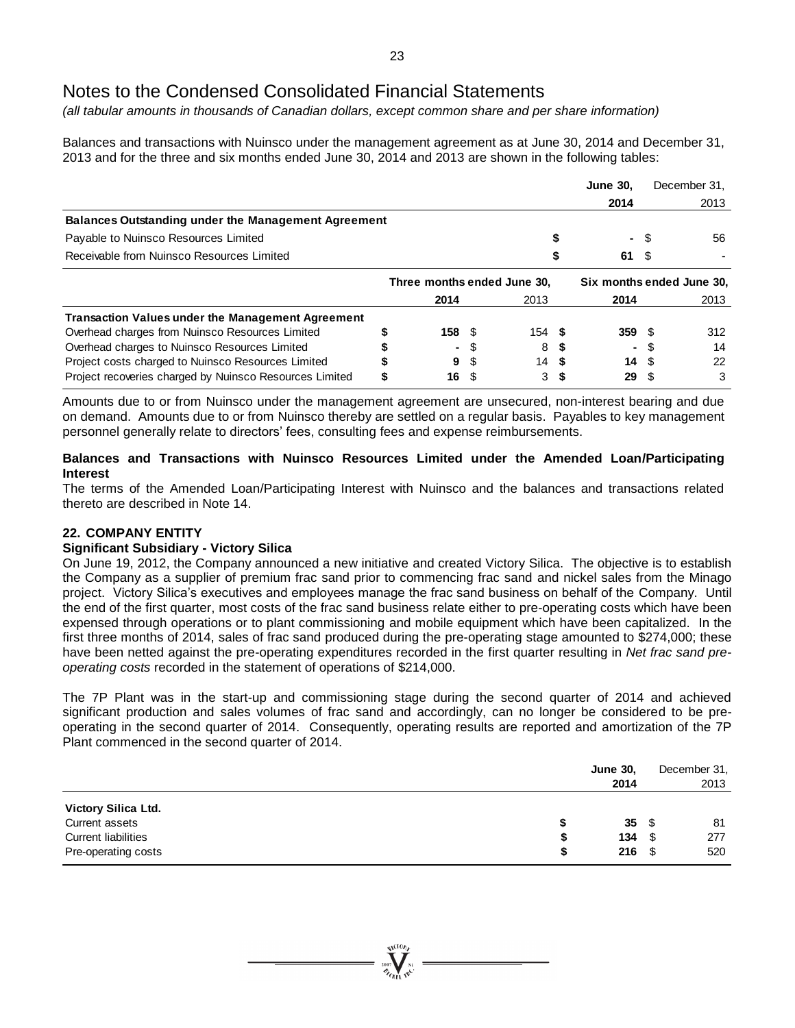# Notes to the Condensed Consolidated Financial Statements

*(all tabular amounts in thousands of Canadian dollars, except common share and per share information)*

Balances and transactions with Nuinsco under the management agreement as at June 30, 2014 and December 31, 2013 and for the three and six months ended June 30, 2014 and 2013 are shown in the following tables:

| | **June 30, 2014** | December 31, 2013 |
|---|---|---|
| **Balances Outstanding under the Management Agreement** | | |
| Payable to Nuinsco Resources Limited | **$ -** | $ 56 |
| Receivable from Nuinsco Resources Limited | **$ 61** | $ - |

| | Three months ended June 30, | | Six months ended June 30, | |
|---|---|---|---|---|
| | **2014** | 2013 | **2014** | 2013 |
| **Transaction Values under the Management Agreement** | | | | |
| Overhead charges from Nuinsco Resources Limited | **$ 158** | $ 154 | **$ 359** | $ 312 |
| Overhead charges to Nuinsco Resources Limited | **$ -** | $ 8 | **$ -** | $ 14 |
| Project costs charged to Nuinsco Resources Limited | **$ 9** | $ 14 | **$ 14** | $ 22 |
| Project recoveries charged by Nuinsco Resources Limited | **$ 16** | $ 3 | **$ 29** | $ 3 |

Amounts due to or from Nuinsco under the management agreement are unsecured, non-interest bearing and due on demand. Amounts due to or from Nuinsco thereby are settled on a regular basis. Payables to key management personnel generally relate to directors' fees, consulting fees and expense reimbursements.

**Balances and Transactions with Nuinsco Resources Limited under the Amended Loan/Participating Interest**

The terms of the Amended Loan/Participating Interest with Nuinsco and the balances and transactions related thereto are described in Note 14.

## 22. COMPANY ENTITY

**Significant Subsidiary - Victory Silica**

On June 19, 2012, the Company announced a new initiative and created Victory Silica. The objective is to establish the Company as a supplier of premium frac sand prior to commencing frac sand and nickel sales from the Minago project. Victory Silica's executives and employees manage the frac sand business on behalf of the Company. Until the end of the first quarter, most costs of the frac sand business relate either to pre-operating costs which have been expensed through operations or to plant commissioning and mobile equipment which have been capitalized. In the first three months of 2014, sales of frac sand produced during the pre-operating stage amounted to $274,000; these have been netted against the pre-operating expenditures recorded in the first quarter resulting in *Net frac sand pre-operating costs* recorded in the statement of operations of $214,000.

The 7P Plant was in the start-up and commissioning stage during the second quarter of 2014 and achieved significant production and sales volumes of frac sand and accordingly, can no longer be considered to be pre-operating in the second quarter of 2014. Consequently, operating results are reported and amortization of the 7P Plant commenced in the second quarter of 2014.

| | **June 30, 2014** | December 31, 2013 |
|---|---|---|
| **Victory Silica Ltd.** | | |
| Current assets | **$ 35** | $ 81 |
| Current liabilities | **$ 134** | $ 277 |
| Pre-operating costs | **$ 216** | $ 520 |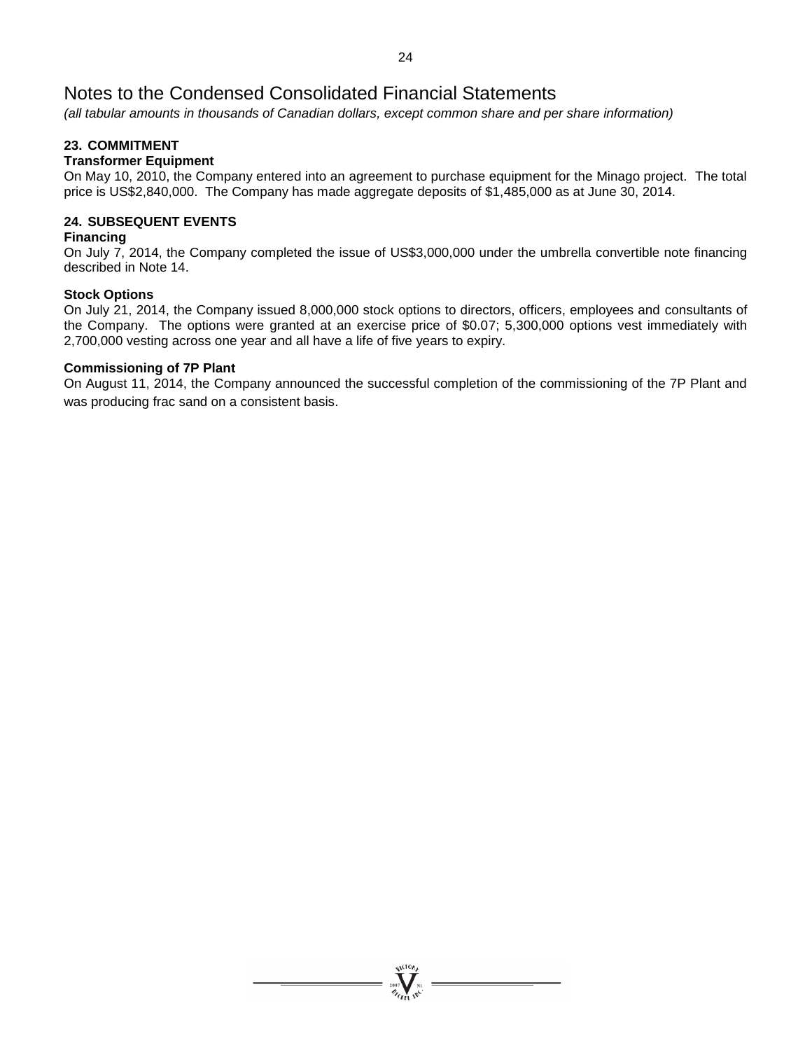# Notes to the Condensed Consolidated Financial Statements

*(all tabular amounts in thousands of Canadian dollars, except common share and per share information)*

## 23. COMMITMENT

**Transformer Equipment**

On May 10, 2010, the Company entered into an agreement to purchase equipment for the Minago project. The total price is US$2,840,000. The Company has made aggregate deposits of $1,485,000 as at June 30, 2014.

## 24. SUBSEQUENT EVENTS

**Financing**

On July 7, 2014, the Company completed the issue of US$3,000,000 under the umbrella convertible note financing described in Note 14.

**Stock Options**

On July 21, 2014, the Company issued 8,000,000 stock options to directors, officers, employees and consultants of the Company. The options were granted at an exercise price of $0.07; 5,300,000 options vest immediately with 2,700,000 vesting across one year and all have a life of five years to expiry.

**Commissioning of 7P Plant**

On August 11, 2014, the Company announced the successful completion of the commissioning of the 7P Plant and was producing frac sand on a consistent basis.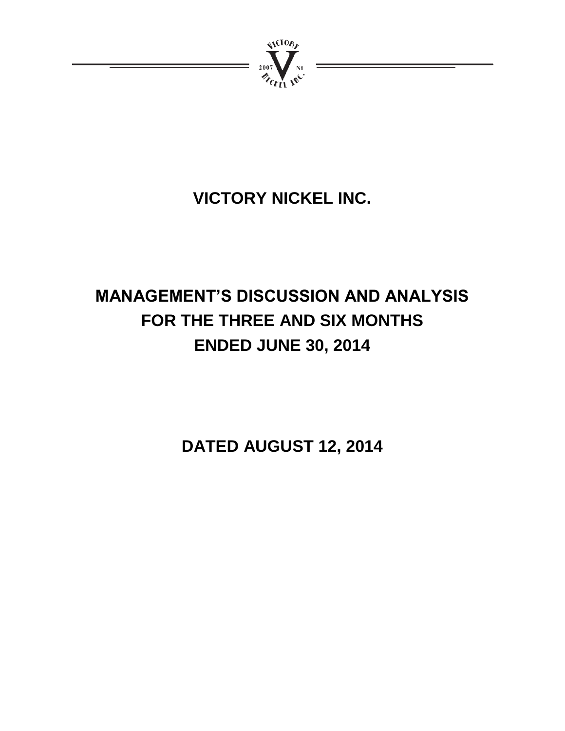# VICTORY NICKEL INC.

# MANAGEMENT'S DISCUSSION AND ANALYSIS FOR THE THREE AND SIX MONTHS ENDED JUNE 30, 2014

## DATED AUGUST 12, 2014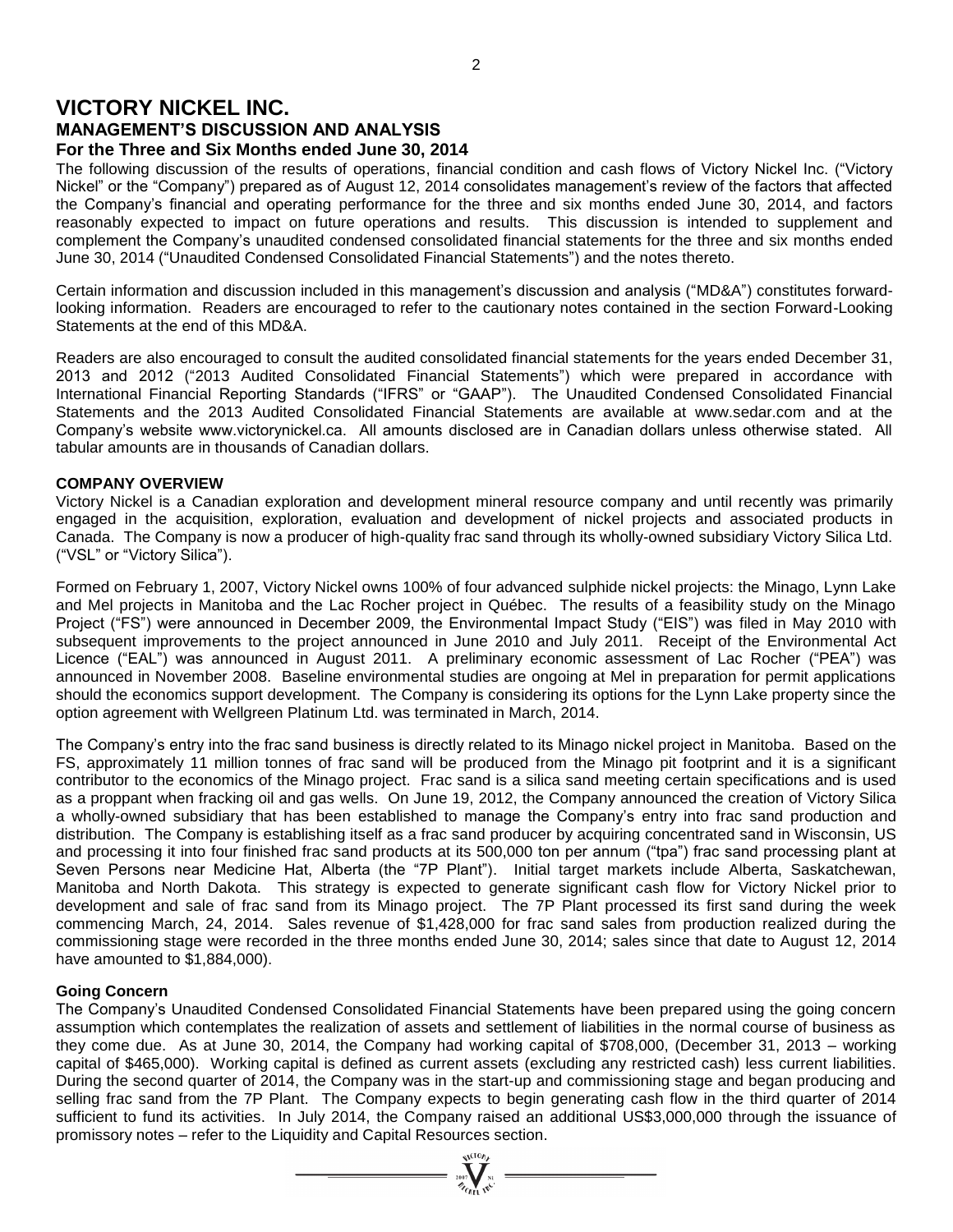# VICTORY NICKEL INC.

## MANAGEMENT'S DISCUSSION AND ANALYSIS

### For the Three and Six Months ended June 30, 2014

The following discussion of the results of operations, financial condition and cash flows of Victory Nickel Inc. ("Victory Nickel" or the "Company") prepared as of August 12, 2014 consolidates management's review of the factors that affected the Company's financial and operating performance for the three and six months ended June 30, 2014, and factors reasonably expected to impact on future operations and results. This discussion is intended to supplement and complement the Company's unaudited condensed consolidated financial statements for the three and six months ended June 30, 2014 ("Unaudited Condensed Consolidated Financial Statements") and the notes thereto.

Certain information and discussion included in this management's discussion and analysis ("MD&A") constitutes forward-looking information. Readers are encouraged to refer to the cautionary notes contained in the section Forward-Looking Statements at the end of this MD&A.

Readers are also encouraged to consult the audited consolidated financial statements for the years ended December 31, 2013 and 2012 ("2013 Audited Consolidated Financial Statements") which were prepared in accordance with International Financial Reporting Standards ("IFRS" or "GAAP"). The Unaudited Condensed Consolidated Financial Statements and the 2013 Audited Consolidated Financial Statements are available at www.sedar.com and at the Company's website www.victorynickel.ca. All amounts disclosed are in Canadian dollars unless otherwise stated. All tabular amounts are in thousands of Canadian dollars.

**COMPANY OVERVIEW**

Victory Nickel is a Canadian exploration and development mineral resource company and until recently was primarily engaged in the acquisition, exploration, evaluation and development of nickel projects and associated products in Canada. The Company is now a producer of high-quality frac sand through its wholly-owned subsidiary Victory Silica Ltd. ("VSL" or "Victory Silica").

Formed on February 1, 2007, Victory Nickel owns 100% of four advanced sulphide nickel projects: the Minago, Lynn Lake and Mel projects in Manitoba and the Lac Rocher project in Québec. The results of a feasibility study on the Minago Project ("FS") were announced in December 2009, the Environmental Impact Study ("EIS") was filed in May 2010 with subsequent improvements to the project announced in June 2010 and July 2011. Receipt of the Environmental Act Licence ("EAL") was announced in August 2011. A preliminary economic assessment of Lac Rocher ("PEA") was announced in November 2008. Baseline environmental studies are ongoing at Mel in preparation for permit applications should the economics support development. The Company is considering its options for the Lynn Lake property since the option agreement with Wellgreen Platinum Ltd. was terminated in March, 2014.

The Company's entry into the frac sand business is directly related to its Minago nickel project in Manitoba. Based on the FS, approximately 11 million tonnes of frac sand will be produced from the Minago pit footprint and it is a significant contributor to the economics of the Minago project. Frac sand is a silica sand meeting certain specifications and is used as a proppant when fracking oil and gas wells. On June 19, 2012, the Company announced the creation of Victory Silica a wholly-owned subsidiary that has been established to manage the Company's entry into frac sand production and distribution. The Company is establishing itself as a frac sand producer by acquiring concentrated sand in Wisconsin, US and processing it into four finished frac sand products at its 500,000 ton per annum ("tpa") frac sand processing plant at Seven Persons near Medicine Hat, Alberta (the "7P Plant"). Initial target markets include Alberta, Saskatchewan, Manitoba and North Dakota. This strategy is expected to generate significant cash flow for Victory Nickel prior to development and sale of frac sand from its Minago project. The 7P Plant processed its first sand during the week commencing March, 24, 2014. Sales revenue of $1,428,000 for frac sand sales from production realized during the commissioning stage were recorded in the three months ended June 30, 2014; sales since that date to August 12, 2014 have amounted to $1,884,000).

**Going Concern**

The Company's Unaudited Condensed Consolidated Financial Statements have been prepared using the going concern assumption which contemplates the realization of assets and settlement of liabilities in the normal course of business as they come due. As at June 30, 2014, the Company had working capital of $708,000, (December 31, 2013 – working capital of $465,000). Working capital is defined as current assets (excluding any restricted cash) less current liabilities. During the second quarter of 2014, the Company was in the start-up and commissioning stage and began producing and selling frac sand from the 7P Plant. The Company expects to begin generating cash flow in the third quarter of 2014 sufficient to fund its activities. In July 2014, the Company raised an additional US$3,000,000 through the issuance of promissory notes – refer to the Liquidity and Capital Resources section.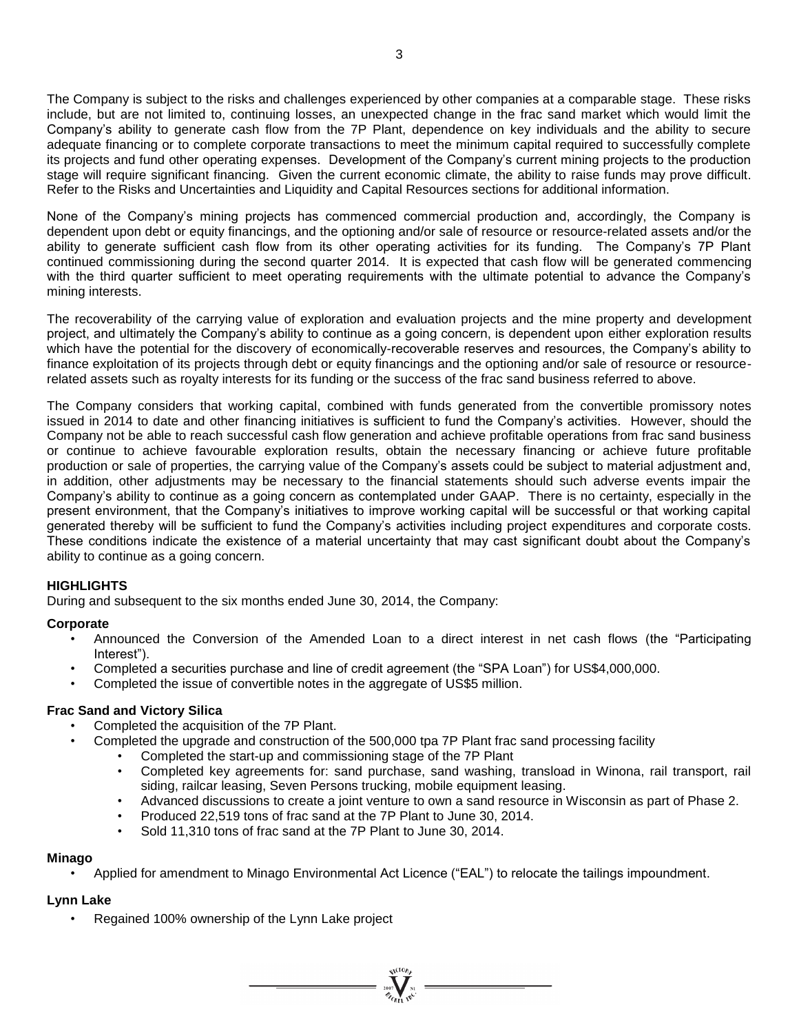The Company is subject to the risks and challenges experienced by other companies at a comparable stage. These risks include, but are not limited to, continuing losses, an unexpected change in the frac sand market which would limit the Company's ability to generate cash flow from the 7P Plant, dependence on key individuals and the ability to secure adequate financing or to complete corporate transactions to meet the minimum capital required to successfully complete its projects and fund other operating expenses. Development of the Company's current mining projects to the production stage will require significant financing. Given the current economic climate, the ability to raise funds may prove difficult. Refer to the Risks and Uncertainties and Liquidity and Capital Resources sections for additional information.

None of the Company's mining projects has commenced commercial production and, accordingly, the Company is dependent upon debt or equity financings, and the optioning and/or sale of resource or resource-related assets and/or the ability to generate sufficient cash flow from its other operating activities for its funding. The Company's 7P Plant continued commissioning during the second quarter 2014. It is expected that cash flow will be generated commencing with the third quarter sufficient to meet operating requirements with the ultimate potential to advance the Company's mining interests.

The recoverability of the carrying value of exploration and evaluation projects and the mine property and development project, and ultimately the Company's ability to continue as a going concern, is dependent upon either exploration results which have the potential for the discovery of economically-recoverable reserves and resources, the Company's ability to finance exploitation of its projects through debt or equity financings and the optioning and/or sale of resource or resource-related assets such as royalty interests for its funding or the success of the frac sand business referred to above.

The Company considers that working capital, combined with funds generated from the convertible promissory notes issued in 2014 to date and other financing initiatives is sufficient to fund the Company's activities. However, should the Company not be able to reach successful cash flow generation and achieve profitable operations from frac sand business or continue to achieve favourable exploration results, obtain the necessary financing or achieve future profitable production or sale of properties, the carrying value of the Company's assets could be subject to material adjustment and, in addition, other adjustments may be necessary to the financial statements should such adverse events impair the Company's ability to continue as a going concern as contemplated under GAAP. There is no certainty, especially in the present environment, that the Company's initiatives to improve working capital will be successful or that working capital generated thereby will be sufficient to fund the Company's activities including project expenditures and corporate costs. These conditions indicate the existence of a material uncertainty that may cast significant doubt about the Company's ability to continue as a going concern.

## HIGHLIGHTS

During and subsequent to the six months ended June 30, 2014, the Company:

### Corporate

- Announced the Conversion of the Amended Loan to a direct interest in net cash flows (the "Participating Interest").
- Completed a securities purchase and line of credit agreement (the "SPA Loan") for US$4,000,000.
- Completed the issue of convertible notes in the aggregate of US$5 million.

### Frac Sand and Victory Silica

- Completed the acquisition of the 7P Plant.
- Completed the upgrade and construction of the 500,000 tpa 7P Plant frac sand processing facility
  - Completed the start-up and commissioning stage of the 7P Plant
  - Completed key agreements for: sand purchase, sand washing, transload in Winona, rail transport, rail siding, railcar leasing, Seven Persons trucking, mobile equipment leasing.
  - Advanced discussions to create a joint venture to own a sand resource in Wisconsin as part of Phase 2.
  - Produced 22,519 tons of frac sand at the 7P Plant to June 30, 2014.
  - Sold 11,310 tons of frac sand at the 7P Plant to June 30, 2014.

### Minago

- Applied for amendment to Minago Environmental Act Licence ("EAL") to relocate the tailings impoundment.

### Lynn Lake

- Regained 100% ownership of the Lynn Lake project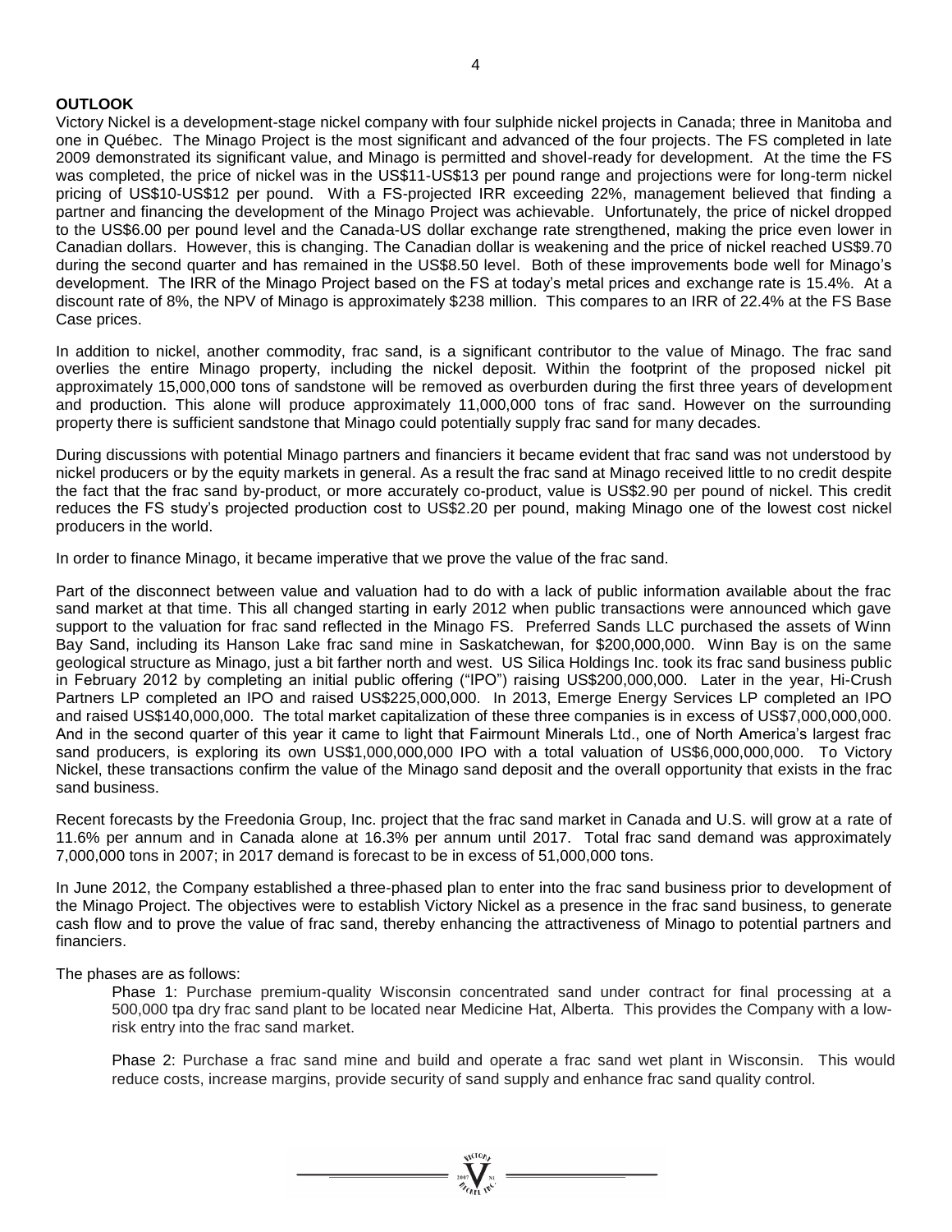## OUTLOOK

Victory Nickel is a development-stage nickel company with four sulphide nickel projects in Canada; three in Manitoba and one in Québec. The Minago Project is the most significant and advanced of the four projects. The FS completed in late 2009 demonstrated its significant value, and Minago is permitted and shovel-ready for development. At the time the FS was completed, the price of nickel was in the US$11-US$13 per pound range and projections were for long-term nickel pricing of US$10-US$12 per pound. With a FS-projected IRR exceeding 22%, management believed that finding a partner and financing the development of the Minago Project was achievable. Unfortunately, the price of nickel dropped to the US$6.00 per pound level and the Canada-US dollar exchange rate strengthened, making the price even lower in Canadian dollars. However, this is changing. The Canadian dollar is weakening and the price of nickel reached US$9.70 during the second quarter and has remained in the US$8.50 level. Both of these improvements bode well for Minago's development. The IRR of the Minago Project based on the FS at today's metal prices and exchange rate is 15.4%. At a discount rate of 8%, the NPV of Minago is approximately $238 million. This compares to an IRR of 22.4% at the FS Base Case prices.

In addition to nickel, another commodity, frac sand, is a significant contributor to the value of Minago. The frac sand overlies the entire Minago property, including the nickel deposit. Within the footprint of the proposed nickel pit approximately 15,000,000 tons of sandstone will be removed as overburden during the first three years of development and production. This alone will produce approximately 11,000,000 tons of frac sand. However on the surrounding property there is sufficient sandstone that Minago could potentially supply frac sand for many decades.

During discussions with potential Minago partners and financiers it became evident that frac sand was not understood by nickel producers or by the equity markets in general. As a result the frac sand at Minago received little to no credit despite the fact that the frac sand by-product, or more accurately co-product, value is US$2.90 per pound of nickel. This credit reduces the FS study's projected production cost to US$2.20 per pound, making Minago one of the lowest cost nickel producers in the world.

In order to finance Minago, it became imperative that we prove the value of the frac sand.

Part of the disconnect between value and valuation had to do with a lack of public information available about the frac sand market at that time. This all changed starting in early 2012 when public transactions were announced which gave support to the valuation for frac sand reflected in the Minago FS. Preferred Sands LLC purchased the assets of Winn Bay Sand, including its Hanson Lake frac sand mine in Saskatchewan, for $200,000,000. Winn Bay is on the same geological structure as Minago, just a bit farther north and west. US Silica Holdings Inc. took its frac sand business public in February 2012 by completing an initial public offering ("IPO") raising US$200,000,000. Later in the year, Hi-Crush Partners LP completed an IPO and raised US$225,000,000. In 2013, Emerge Energy Services LP completed an IPO and raised US$140,000,000. The total market capitalization of these three companies is in excess of US$7,000,000,000. And in the second quarter of this year it came to light that Fairmount Minerals Ltd., one of North America's largest frac sand producers, is exploring its own US$1,000,000,000 IPO with a total valuation of US$6,000,000,000. To Victory Nickel, these transactions confirm the value of the Minago sand deposit and the overall opportunity that exists in the frac sand business.

Recent forecasts by the Freedonia Group, Inc. project that the frac sand market in Canada and U.S. will grow at a rate of 11.6% per annum and in Canada alone at 16.3% per annum until 2017. Total frac sand demand was approximately 7,000,000 tons in 2007; in 2017 demand is forecast to be in excess of 51,000,000 tons.

In June 2012, the Company established a three-phased plan to enter into the frac sand business prior to development of the Minago Project. The objectives were to establish Victory Nickel as a presence in the frac sand business, to generate cash flow and to prove the value of frac sand, thereby enhancing the attractiveness of Minago to potential partners and financiers.

The phases are as follows:

Phase 1: Purchase premium-quality Wisconsin concentrated sand under contract for final processing at a 500,000 tpa dry frac sand plant to be located near Medicine Hat, Alberta. This provides the Company with a low-risk entry into the frac sand market.

Phase 2: Purchase a frac sand mine and build and operate a frac sand wet plant in Wisconsin. This would reduce costs, increase margins, provide security of sand supply and enhance frac sand quality control.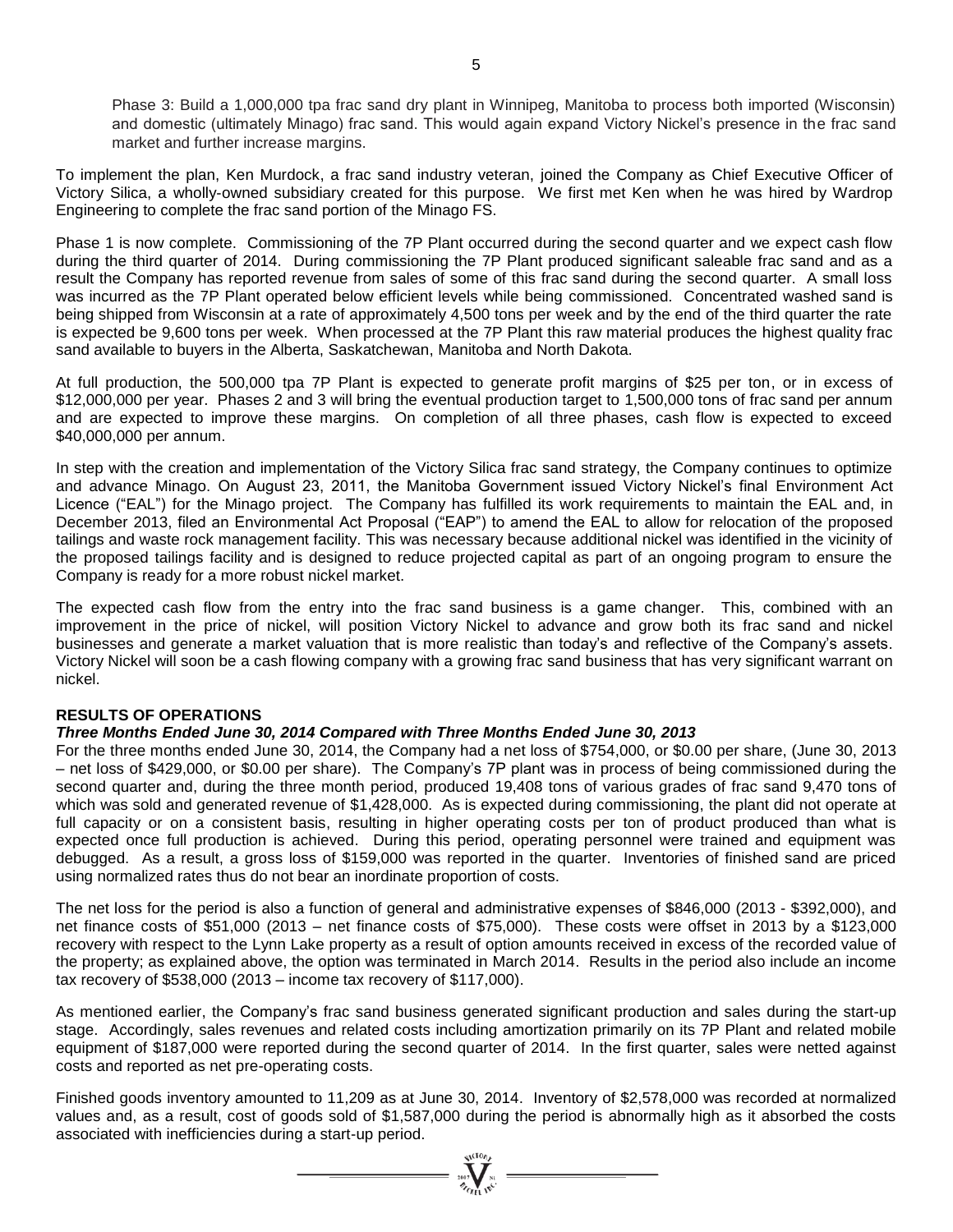Phase 3: Build a 1,000,000 tpa frac sand dry plant in Winnipeg, Manitoba to process both imported (Wisconsin) and domestic (ultimately Minago) frac sand. This would again expand Victory Nickel's presence in the frac sand market and further increase margins.

To implement the plan, Ken Murdock, a frac sand industry veteran, joined the Company as Chief Executive Officer of Victory Silica, a wholly-owned subsidiary created for this purpose. We first met Ken when he was hired by Wardrop Engineering to complete the frac sand portion of the Minago FS.

Phase 1 is now complete. Commissioning of the 7P Plant occurred during the second quarter and we expect cash flow during the third quarter of 2014. During commissioning the 7P Plant produced significant saleable frac sand and as a result the Company has reported revenue from sales of some of this frac sand during the second quarter. A small loss was incurred as the 7P Plant operated below efficient levels while being commissioned. Concentrated washed sand is being shipped from Wisconsin at a rate of approximately 4,500 tons per week and by the end of the third quarter the rate is expected be 9,600 tons per week. When processed at the 7P Plant this raw material produces the highest quality frac sand available to buyers in the Alberta, Saskatchewan, Manitoba and North Dakota.

At full production, the 500,000 tpa 7P Plant is expected to generate profit margins of $25 per ton, or in excess of $12,000,000 per year. Phases 2 and 3 will bring the eventual production target to 1,500,000 tons of frac sand per annum and are expected to improve these margins. On completion of all three phases, cash flow is expected to exceed $40,000,000 per annum.

In step with the creation and implementation of the Victory Silica frac sand strategy, the Company continues to optimize and advance Minago. On August 23, 2011, the Manitoba Government issued Victory Nickel's final Environment Act Licence ("EAL") for the Minago project. The Company has fulfilled its work requirements to maintain the EAL and, in December 2013, filed an Environmental Act Proposal ("EAP") to amend the EAL to allow for relocation of the proposed tailings and waste rock management facility. This was necessary because additional nickel was identified in the vicinity of the proposed tailings facility and is designed to reduce projected capital as part of an ongoing program to ensure the Company is ready for a more robust nickel market.

The expected cash flow from the entry into the frac sand business is a game changer. This, combined with an improvement in the price of nickel, will position Victory Nickel to advance and grow both its frac sand and nickel businesses and generate a market valuation that is more realistic than today's and reflective of the Company's assets. Victory Nickel will soon be a cash flowing company with a growing frac sand business that has very significant warrant on nickel.

## RESULTS OF OPERATIONS

### *Three Months Ended June 30, 2014 Compared with Three Months Ended June 30, 2013*

For the three months ended June 30, 2014, the Company had a net loss of $754,000, or $0.00 per share, (June 30, 2013 – net loss of $429,000, or $0.00 per share). The Company's 7P plant was in process of being commissioned during the second quarter and, during the three month period, produced 19,408 tons of various grades of frac sand 9,470 tons of which was sold and generated revenue of $1,428,000. As is expected during commissioning, the plant did not operate at full capacity or on a consistent basis, resulting in higher operating costs per ton of product produced than what is expected once full production is achieved. During this period, operating personnel were trained and equipment was debugged. As a result, a gross loss of $159,000 was reported in the quarter. Inventories of finished sand are priced using normalized rates thus do not bear an inordinate proportion of costs.

The net loss for the period is also a function of general and administrative expenses of $846,000 (2013 - $392,000), and net finance costs of $51,000 (2013 – net finance costs of $75,000). These costs were offset in 2013 by a $123,000 recovery with respect to the Lynn Lake property as a result of option amounts received in excess of the recorded value of the property; as explained above, the option was terminated in March 2014. Results in the period also include an income tax recovery of $538,000 (2013 – income tax recovery of $117,000).

As mentioned earlier, the Company's frac sand business generated significant production and sales during the start-up stage. Accordingly, sales revenues and related costs including amortization primarily on its 7P Plant and related mobile equipment of $187,000 were reported during the second quarter of 2014. In the first quarter, sales were netted against costs and reported as net pre-operating costs.

Finished goods inventory amounted to 11,209 as at June 30, 2014. Inventory of $2,578,000 was recorded at normalized values and, as a result, cost of goods sold of $1,587,000 during the period is abnormally high as it absorbed the costs associated with inefficiencies during a start-up period.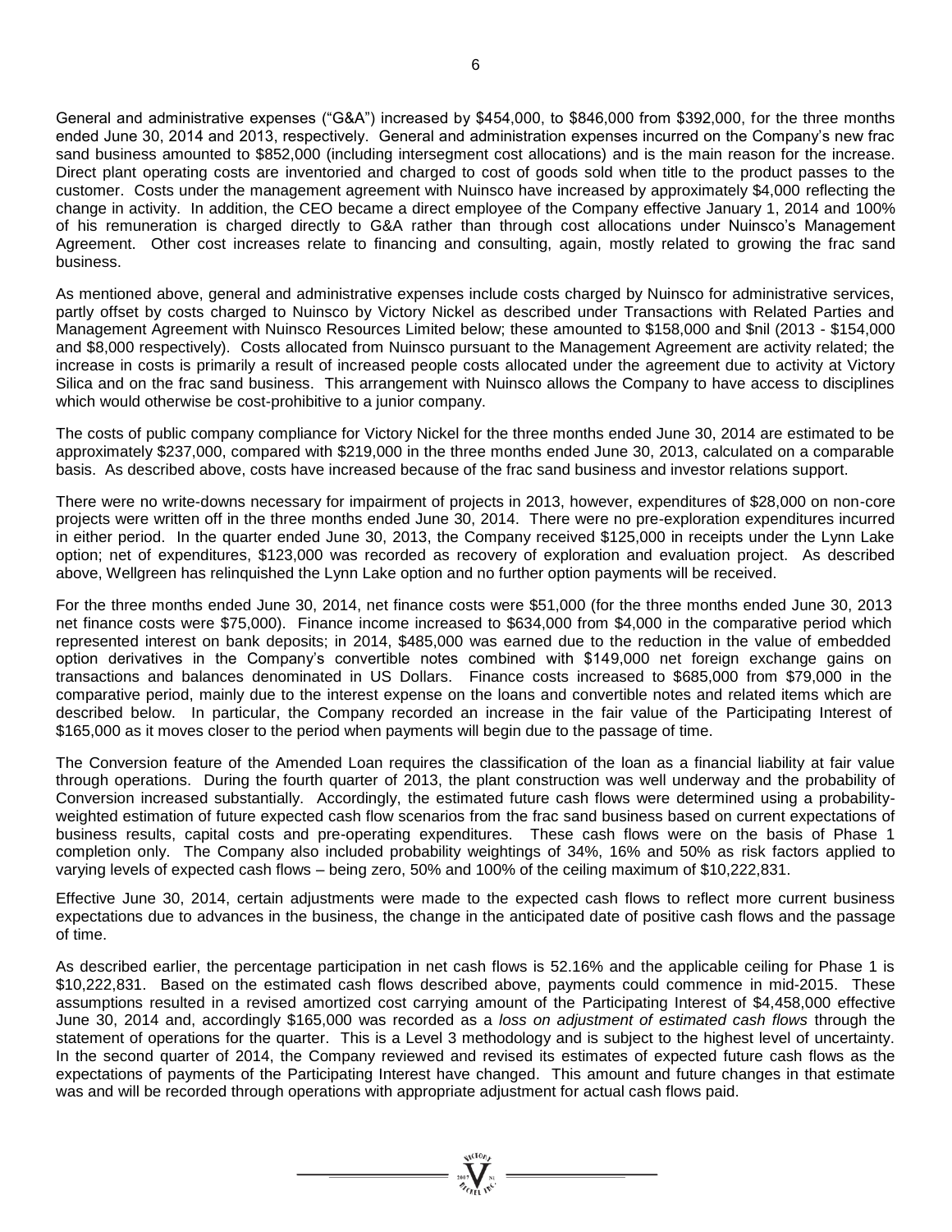General and administrative expenses ("G&A") increased by $454,000, to $846,000 from $392,000, for the three months ended June 30, 2014 and 2013, respectively. General and administration expenses incurred on the Company's new frac sand business amounted to $852,000 (including intersegment cost allocations) and is the main reason for the increase. Direct plant operating costs are inventoried and charged to cost of goods sold when title to the product passes to the customer. Costs under the management agreement with Nuinsco have increased by approximately $4,000 reflecting the change in activity. In addition, the CEO became a direct employee of the Company effective January 1, 2014 and 100% of his remuneration is charged directly to G&A rather than through cost allocations under Nuinsco's Management Agreement. Other cost increases relate to financing and consulting, again, mostly related to growing the frac sand business.

As mentioned above, general and administrative expenses include costs charged by Nuinsco for administrative services, partly offset by costs charged to Nuinsco by Victory Nickel as described under Transactions with Related Parties and Management Agreement with Nuinsco Resources Limited below; these amounted to $158,000 and $nil (2013 - $154,000 and $8,000 respectively). Costs allocated from Nuinsco pursuant to the Management Agreement are activity related; the increase in costs is primarily a result of increased people costs allocated under the agreement due to activity at Victory Silica and on the frac sand business. This arrangement with Nuinsco allows the Company to have access to disciplines which would otherwise be cost-prohibitive to a junior company.

The costs of public company compliance for Victory Nickel for the three months ended June 30, 2014 are estimated to be approximately $237,000, compared with $219,000 in the three months ended June 30, 2013, calculated on a comparable basis. As described above, costs have increased because of the frac sand business and investor relations support.

There were no write-downs necessary for impairment of projects in 2013, however, expenditures of $28,000 on non-core projects were written off in the three months ended June 30, 2014. There were no pre-exploration expenditures incurred in either period. In the quarter ended June 30, 2013, the Company received $125,000 in receipts under the Lynn Lake option; net of expenditures, $123,000 was recorded as recovery of exploration and evaluation project. As described above, Wellgreen has relinquished the Lynn Lake option and no further option payments will be received.

For the three months ended June 30, 2014, net finance costs were $51,000 (for the three months ended June 30, 2013 net finance costs were $75,000). Finance income increased to $634,000 from $4,000 in the comparative period which represented interest on bank deposits; in 2014, $485,000 was earned due to the reduction in the value of embedded option derivatives in the Company's convertible notes combined with $149,000 net foreign exchange gains on transactions and balances denominated in US Dollars. Finance costs increased to $685,000 from $79,000 in the comparative period, mainly due to the interest expense on the loans and convertible notes and related items which are described below. In particular, the Company recorded an increase in the fair value of the Participating Interest of $165,000 as it moves closer to the period when payments will begin due to the passage of time.

The Conversion feature of the Amended Loan requires the classification of the loan as a financial liability at fair value through operations. During the fourth quarter of 2013, the plant construction was well underway and the probability of Conversion increased substantially. Accordingly, the estimated future cash flows were determined using a probability-weighted estimation of future expected cash flow scenarios from the frac sand business based on current expectations of business results, capital costs and pre-operating expenditures. These cash flows were on the basis of Phase 1 completion only. The Company also included probability weightings of 34%, 16% and 50% as risk factors applied to varying levels of expected cash flows – being zero, 50% and 100% of the ceiling maximum of $10,222,831.

Effective June 30, 2014, certain adjustments were made to the expected cash flows to reflect more current business expectations due to advances in the business, the change in the anticipated date of positive cash flows and the passage of time.

As described earlier, the percentage participation in net cash flows is 52.16% and the applicable ceiling for Phase 1 is $10,222,831. Based on the estimated cash flows described above, payments could commence in mid-2015. These assumptions resulted in a revised amortized cost carrying amount of the Participating Interest of $4,458,000 effective June 30, 2014 and, accordingly $165,000 was recorded as a *loss on adjustment of estimated cash flows* through the statement of operations for the quarter. This is a Level 3 methodology and is subject to the highest level of uncertainty. In the second quarter of 2014, the Company reviewed and revised its estimates of expected future cash flows as the expectations of payments of the Participating Interest have changed. This amount and future changes in that estimate was and will be recorded through operations with appropriate adjustment for actual cash flows paid.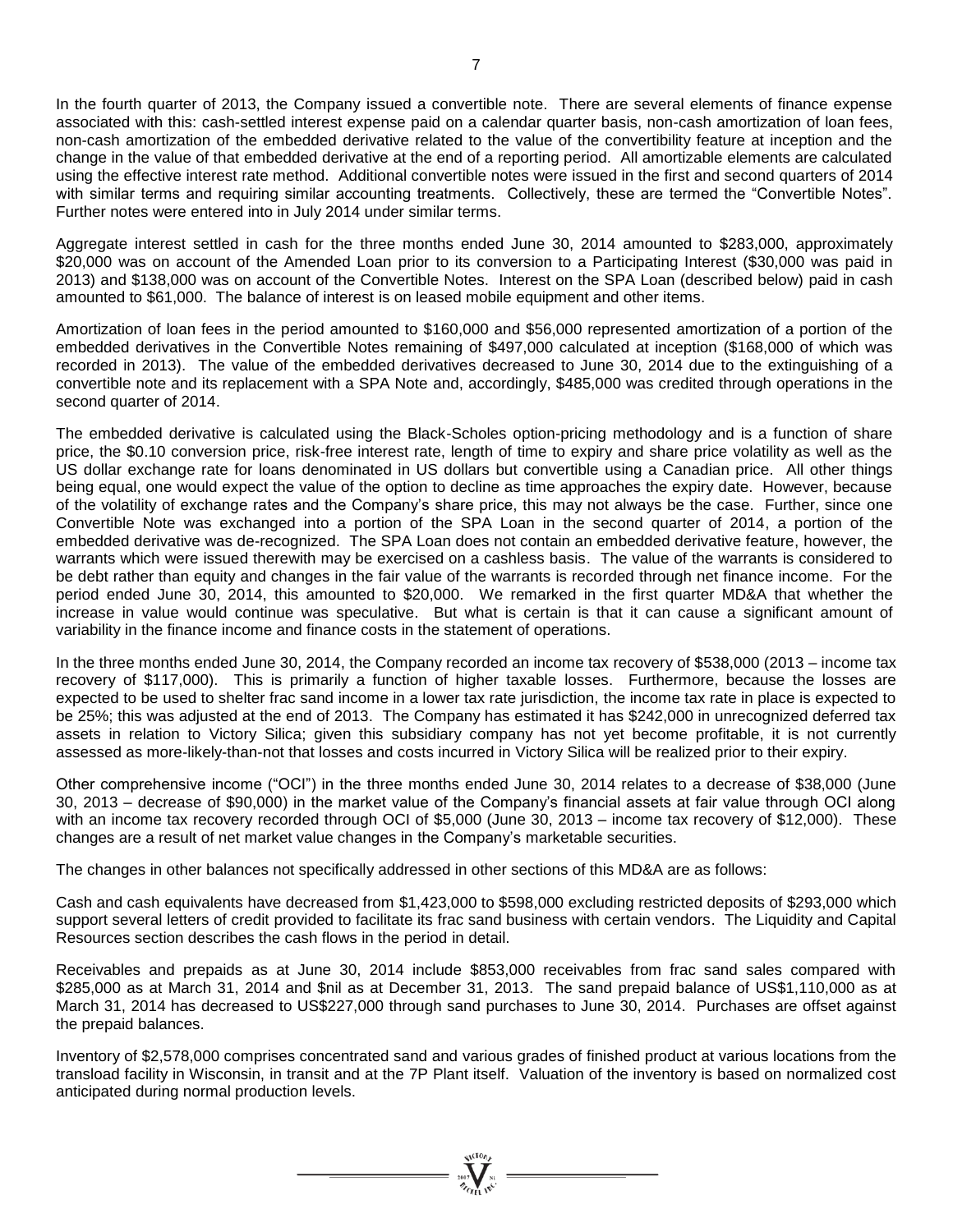In the fourth quarter of 2013, the Company issued a convertible note. There are several elements of finance expense associated with this: cash-settled interest expense paid on a calendar quarter basis, non-cash amortization of loan fees, non-cash amortization of the embedded derivative related to the value of the convertibility feature at inception and the change in the value of that embedded derivative at the end of a reporting period. All amortizable elements are calculated using the effective interest rate method. Additional convertible notes were issued in the first and second quarters of 2014 with similar terms and requiring similar accounting treatments. Collectively, these are termed the "Convertible Notes". Further notes were entered into in July 2014 under similar terms.

Aggregate interest settled in cash for the three months ended June 30, 2014 amounted to $283,000, approximately $20,000 was on account of the Amended Loan prior to its conversion to a Participating Interest ($30,000 was paid in 2013) and $138,000 was on account of the Convertible Notes. Interest on the SPA Loan (described below) paid in cash amounted to $61,000. The balance of interest is on leased mobile equipment and other items.

Amortization of loan fees in the period amounted to $160,000 and $56,000 represented amortization of a portion of the embedded derivatives in the Convertible Notes remaining of $497,000 calculated at inception ($168,000 of which was recorded in 2013). The value of the embedded derivatives decreased to June 30, 2014 due to the extinguishing of a convertible note and its replacement with a SPA Note and, accordingly, $485,000 was credited through operations in the second quarter of 2014.

The embedded derivative is calculated using the Black-Scholes option-pricing methodology and is a function of share price, the $0.10 conversion price, risk-free interest rate, length of time to expiry and share price volatility as well as the US dollar exchange rate for loans denominated in US dollars but convertible using a Canadian price. All other things being equal, one would expect the value of the option to decline as time approaches the expiry date. However, because of the volatility of exchange rates and the Company's share price, this may not always be the case. Further, since one Convertible Note was exchanged into a portion of the SPA Loan in the second quarter of 2014, a portion of the embedded derivative was de-recognized. The SPA Loan does not contain an embedded derivative feature, however, the warrants which were issued therewith may be exercised on a cashless basis. The value of the warrants is considered to be debt rather than equity and changes in the fair value of the warrants is recorded through net finance income. For the period ended June 30, 2014, this amounted to $20,000. We remarked in the first quarter MD&A that whether the increase in value would continue was speculative. But what is certain is that it can cause a significant amount of variability in the finance income and finance costs in the statement of operations.

In the three months ended June 30, 2014, the Company recorded an income tax recovery of $538,000 (2013 – income tax recovery of $117,000). This is primarily a function of higher taxable losses. Furthermore, because the losses are expected to be used to shelter frac sand income in a lower tax rate jurisdiction, the income tax rate in place is expected to be 25%; this was adjusted at the end of 2013. The Company has estimated it has $242,000 in unrecognized deferred tax assets in relation to Victory Silica; given this subsidiary company has not yet become profitable, it is not currently assessed as more-likely-than-not that losses and costs incurred in Victory Silica will be realized prior to their expiry.

Other comprehensive income ("OCI") in the three months ended June 30, 2014 relates to a decrease of $38,000 (June 30, 2013 – decrease of $90,000) in the market value of the Company's financial assets at fair value through OCI along with an income tax recovery recorded through OCI of $5,000 (June 30, 2013 – income tax recovery of $12,000). These changes are a result of net market value changes in the Company's marketable securities.

The changes in other balances not specifically addressed in other sections of this MD&A are as follows:

Cash and cash equivalents have decreased from $1,423,000 to $598,000 excluding restricted deposits of $293,000 which support several letters of credit provided to facilitate its frac sand business with certain vendors. The Liquidity and Capital Resources section describes the cash flows in the period in detail.

Receivables and prepaids as at June 30, 2014 include $853,000 receivables from frac sand sales compared with $285,000 as at March 31, 2014 and $nil as at December 31, 2013. The sand prepaid balance of US$1,110,000 as at March 31, 2014 has decreased to US$227,000 through sand purchases to June 30, 2014. Purchases are offset against the prepaid balances.

Inventory of $2,578,000 comprises concentrated sand and various grades of finished product at various locations from the transload facility in Wisconsin, in transit and at the 7P Plant itself. Valuation of the inventory is based on normalized cost anticipated during normal production levels.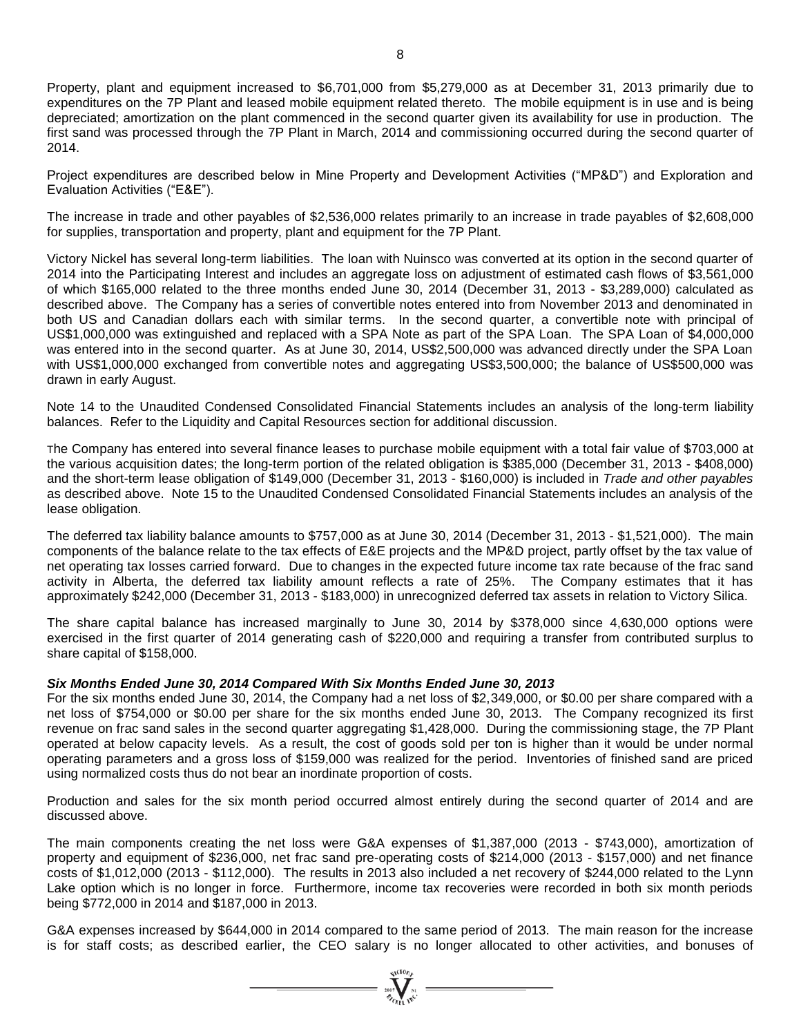Property, plant and equipment increased to $6,701,000 from $5,279,000 as at December 31, 2013 primarily due to expenditures on the 7P Plant and leased mobile equipment related thereto. The mobile equipment is in use and is being depreciated; amortization on the plant commenced in the second quarter given its availability for use in production. The first sand was processed through the 7P Plant in March, 2014 and commissioning occurred during the second quarter of 2014.

Project expenditures are described below in Mine Property and Development Activities ("MP&D") and Exploration and Evaluation Activities ("E&E").

The increase in trade and other payables of $2,536,000 relates primarily to an increase in trade payables of $2,608,000 for supplies, transportation and property, plant and equipment for the 7P Plant.

Victory Nickel has several long-term liabilities. The loan with Nuinsco was converted at its option in the second quarter of 2014 into the Participating Interest and includes an aggregate loss on adjustment of estimated cash flows of $3,561,000 of which $165,000 related to the three months ended June 30, 2014 (December 31, 2013 - $3,289,000) calculated as described above. The Company has a series of convertible notes entered into from November 2013 and denominated in both US and Canadian dollars each with similar terms. In the second quarter, a convertible note with principal of US$1,000,000 was extinguished and replaced with a SPA Note as part of the SPA Loan. The SPA Loan of $4,000,000 was entered into in the second quarter. As at June 30, 2014, US$2,500,000 was advanced directly under the SPA Loan with US$1,000,000 exchanged from convertible notes and aggregating US$3,500,000; the balance of US$500,000 was drawn in early August.

Note 14 to the Unaudited Condensed Consolidated Financial Statements includes an analysis of the long-term liability balances. Refer to the Liquidity and Capital Resources section for additional discussion.

The Company has entered into several finance leases to purchase mobile equipment with a total fair value of $703,000 at the various acquisition dates; the long-term portion of the related obligation is $385,000 (December 31, 2013 - $408,000) and the short-term lease obligation of $149,000 (December 31, 2013 - $160,000) is included in *Trade and other payables* as described above. Note 15 to the Unaudited Condensed Consolidated Financial Statements includes an analysis of the lease obligation.

The deferred tax liability balance amounts to $757,000 as at June 30, 2014 (December 31, 2013 - $1,521,000). The main components of the balance relate to the tax effects of E&E projects and the MP&D project, partly offset by the tax value of net operating tax losses carried forward. Due to changes in the expected future income tax rate because of the frac sand activity in Alberta, the deferred tax liability amount reflects a rate of 25%. The Company estimates that it has approximately $242,000 (December 31, 2013 - $183,000) in unrecognized deferred tax assets in relation to Victory Silica.

The share capital balance has increased marginally to June 30, 2014 by $378,000 since 4,630,000 options were exercised in the first quarter of 2014 generating cash of $220,000 and requiring a transfer from contributed surplus to share capital of $158,000.

***Six Months Ended June 30, 2014 Compared With Six Months Ended June 30, 2013***

For the six months ended June 30, 2014, the Company had a net loss of $2,349,000, or $0.00 per share compared with a net loss of $754,000 or $0.00 per share for the six months ended June 30, 2013. The Company recognized its first revenue on frac sand sales in the second quarter aggregating $1,428,000. During the commissioning stage, the 7P Plant operated at below capacity levels. As a result, the cost of goods sold per ton is higher than it would be under normal operating parameters and a gross loss of $159,000 was realized for the period. Inventories of finished sand are priced using normalized costs thus do not bear an inordinate proportion of costs.

Production and sales for the six month period occurred almost entirely during the second quarter of 2014 and are discussed above.

The main components creating the net loss were G&A expenses of $1,387,000 (2013 - $743,000), amortization of property and equipment of $236,000, net frac sand pre-operating costs of $214,000 (2013 - $157,000) and net finance costs of $1,012,000 (2013 - $112,000). The results in 2013 also included a net recovery of $244,000 related to the Lynn Lake option which is no longer in force. Furthermore, income tax recoveries were recorded in both six month periods being $772,000 in 2014 and $187,000 in 2013.

G&A expenses increased by $644,000 in 2014 compared to the same period of 2013. The main reason for the increase is for staff costs; as described earlier, the CEO salary is no longer allocated to other activities, and bonuses of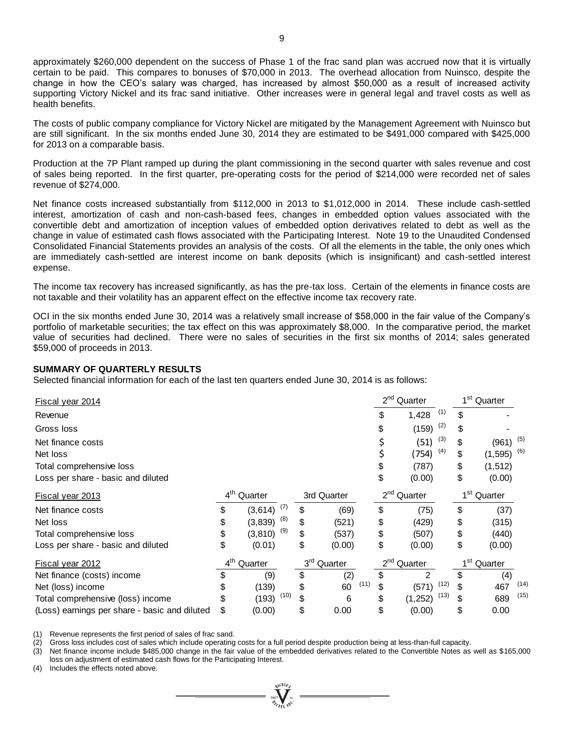approximately $260,000 dependent on the success of Phase 1 of the frac sand plan was accrued now that it is virtually certain to be paid. This compares to bonuses of $70,000 in 2013. The overhead allocation from Nuinsco, despite the change in how the CEO's salary was charged, has increased by almost $50,000 as a result of increased activity supporting Victory Nickel and its frac sand initiative. Other increases were in general legal and travel costs as well as health benefits.

The costs of public company compliance for Victory Nickel are mitigated by the Management Agreement with Nuinsco but are still significant. In the six months ended June 30, 2014 they are estimated to be $491,000 compared with $425,000 for 2013 on a comparable basis.

Production at the 7P Plant ramped up during the plant commissioning in the second quarter with sales revenue and cost of sales being reported. In the first quarter, pre-operating costs for the period of $214,000 were recorded net of sales revenue of $274,000.

Net finance costs increased substantially from $112,000 in 2013 to $1,012,000 in 2014. These include cash-settled interest, amortization of cash and non-cash-based fees, changes in embedded option values associated with the convertible debt and amortization of inception values of embedded option derivatives related to debt as well as the change in value of estimated cash flows associated with the Participating Interest. Note 19 to the Unaudited Condensed Consolidated Financial Statements provides an analysis of the costs. Of all the elements in the table, the only ones which are immediately cash-settled are interest income on bank deposits (which is insignificant) and cash-settled interest expense.

The income tax recovery has increased significantly, as has the pre-tax loss. Certain of the elements in finance costs are not taxable and their volatility has an apparent effect on the effective income tax recovery rate.

OCI in the six months ended June 30, 2014 was a relatively small increase of $58,000 in the fair value of the Company's portfolio of marketable securities; the tax effect on this was approximately $8,000. In the comparative period, the market value of securities had declined. There were no sales of securities in the first six months of 2014; sales generated $59,000 of proceeds in 2013.

**SUMMARY OF QUARTERLY RESULTS**

Selected financial information for each of the last ten quarters ended June 30, 2014 is as follows:

| Fiscal year 2014 | | | 2nd Quarter | 1st Quarter |
|---|---|---|---|---|
| Revenue | | | $ 1,428 (1) | $ - |
| Gross loss | | | $ (159) (2) | $ - |
| Net finance costs | | | $ (51) (3) | $ (961) (5) |
| Net loss | | | $ (754) (4) | $ (1,595) (6) |
| Total comprehensive loss | | | $ (787) | $ (1,512) |
| Loss per share - basic and diluted | | | $ (0.00) | $ (0.00) |
| **Fiscal year 2013** | **4th Quarter** | **3rd Quarter** | **2nd Quarter** | **1st Quarter** |
| Net finance costs | $ (3,614) (7) | $ (69) | $ (75) | $ (37) |
| Net loss | $ (3,839) (8) | $ (521) | $ (429) | $ (315) |
| Total comprehensive loss | $ (3,810) (9) | $ (537) | $ (507) | $ (440) |
| Loss per share - basic and diluted | $ (0.01) | $ (0.00) | $ (0.00) | $ (0.00) |
| **Fiscal year 2012** | **4th Quarter** | **3rd Quarter** | **2nd Quarter** | **1st Quarter** |
| Net finance (costs) income | $ (139) | $ (2) | $ 2 | $ (4) |
| Net (loss) income | $ (139) | $ 60 (11) | $ (571) (12) | $ 467 (14) |
| Total comprehensive (loss) income | $ (193) (10) | $ 6 | $ (1,252) (13) | $ 689 (15) |
| (Loss) earnings per share - basic and diluted | $ (0.00) | $ 0.00 | $ (0.00) | $ 0.00 |

(1) Revenue represents the first period of sales of frac sand.
(2) Gross loss includes cost of sales which include operating costs for a full period despite production being at less-than-full capacity.
(3) Net finance income include $485,000 change in the fair value of the embedded derivatives related to the Convertible Notes as well as $165,000 loss on adjustment of estimated cash flows for the Participating Interest.
(4) Includes the effects noted above.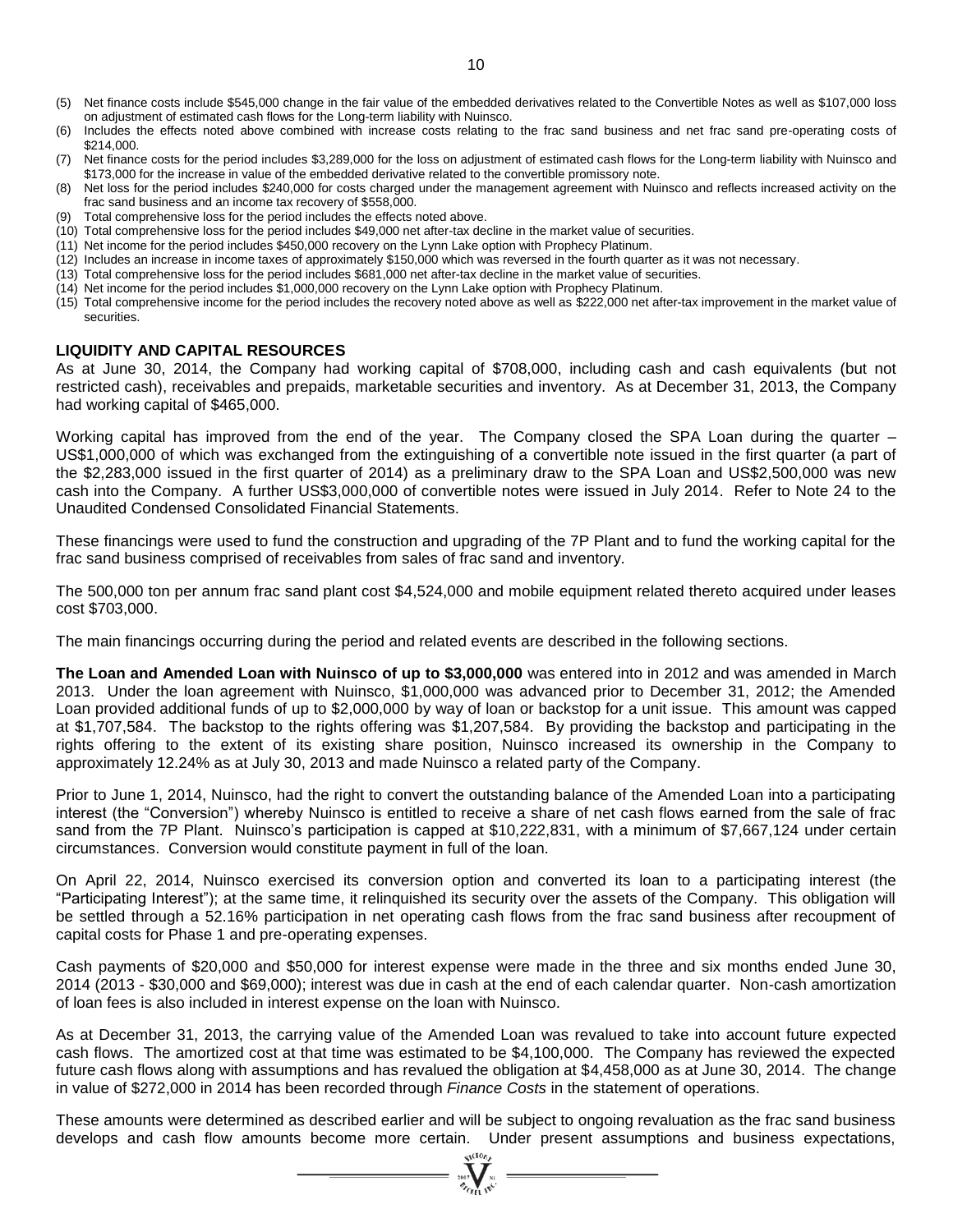(5) Net finance costs include $545,000 change in the fair value of the embedded derivatives related to the Convertible Notes as well as $107,000 loss on adjustment of estimated cash flows for the Long-term liability with Nuinsco.
(6) Includes the effects noted above combined with increase costs relating to the frac sand business and net frac sand pre-operating costs of $214,000.
(7) Net finance costs for the period includes $3,289,000 for the loss on adjustment of estimated cash flows for the Long-term liability with Nuinsco and $173,000 for the increase in value of the embedded derivative related to the convertible promissory note.
(8) Net loss for the period includes $240,000 for costs charged under the management agreement with Nuinsco and reflects increased activity on the frac sand business and an income tax recovery of $558,000.
(9) Total comprehensive loss for the period includes the effects noted above.
(10) Total comprehensive loss for the period includes $49,000 net after-tax decline in the market value of securities.
(11) Net income for the period includes $450,000 recovery on the Lynn Lake option with Prophecy Platinum.
(12) Includes an increase in income taxes of approximately $150,000 which was reversed in the fourth quarter as it was not necessary.
(13) Total comprehensive loss for the period includes $681,000 net after-tax decline in the market value of securities.
(14) Net income for the period includes $1,000,000 recovery on the Lynn Lake option with Prophecy Platinum.
(15) Total comprehensive income for the period includes the recovery noted above as well as $222,000 net after-tax improvement in the market value of securities.

## LIQUIDITY AND CAPITAL RESOURCES

As at June 30, 2014, the Company had working capital of $708,000, including cash and cash equivalents (but not restricted cash), receivables and prepaids, marketable securities and inventory. As at December 31, 2013, the Company had working capital of $465,000.

Working capital has improved from the end of the year. The Company closed the SPA Loan during the quarter – US$1,000,000 of which was exchanged from the extinguishing of a convertible note issued in the first quarter (a part of the $2,283,000 issued in the first quarter of 2014) as a preliminary draw to the SPA Loan and US$2,500,000 was new cash into the Company. A further US$3,000,000 of convertible notes were issued in July 2014. Refer to Note 24 to the Unaudited Condensed Consolidated Financial Statements.

These financings were used to fund the construction and upgrading of the 7P Plant and to fund the working capital for the frac sand business comprised of receivables from sales of frac sand and inventory.

The 500,000 ton per annum frac sand plant cost $4,524,000 and mobile equipment related thereto acquired under leases cost $703,000.

The main financings occurring during the period and related events are described in the following sections.

**The Loan and Amended Loan with Nuinsco of up to $3,000,000** was entered into in 2012 and was amended in March 2013. Under the loan agreement with Nuinsco, $1,000,000 was advanced prior to December 31, 2012; the Amended Loan provided additional funds of up to $2,000,000 by way of loan or backstop for a unit issue. This amount was capped at $1,707,584. The backstop to the rights offering was $1,207,584. By providing the backstop and participating in the rights offering to the extent of its existing share position, Nuinsco increased its ownership in the Company to approximately 12.24% as at July 30, 2013 and made Nuinsco a related party of the Company.

Prior to June 1, 2014, Nuinsco, had the right to convert the outstanding balance of the Amended Loan into a participating interest (the "Conversion") whereby Nuinsco is entitled to receive a share of net cash flows earned from the sale of frac sand from the 7P Plant. Nuinsco's participation is capped at $10,222,831, with a minimum of $7,667,124 under certain circumstances. Conversion would constitute payment in full of the loan.

On April 22, 2014, Nuinsco exercised its conversion option and converted its loan to a participating interest (the "Participating Interest"); at the same time, it relinquished its security over the assets of the Company. This obligation will be settled through a 52.16% participation in net operating cash flows from the frac sand business after recoupment of capital costs for Phase 1 and pre-operating expenses.

Cash payments of $20,000 and $50,000 for interest expense were made in the three and six months ended June 30, 2014 (2013 - $30,000 and $69,000); interest was due in cash at the end of each calendar quarter. Non-cash amortization of loan fees is also included in interest expense on the loan with Nuinsco.

As at December 31, 2013, the carrying value of the Amended Loan was revalued to take into account future expected cash flows. The amortized cost at that time was estimated to be $4,100,000. The Company has reviewed the expected future cash flows along with assumptions and has revalued the obligation at $4,458,000 as at June 30, 2014. The change in value of $272,000 in 2014 has been recorded through *Finance Costs* in the statement of operations.

These amounts were determined as described earlier and will be subject to ongoing revaluation as the frac sand business develops and cash flow amounts become more certain. Under present assumptions and business expectations,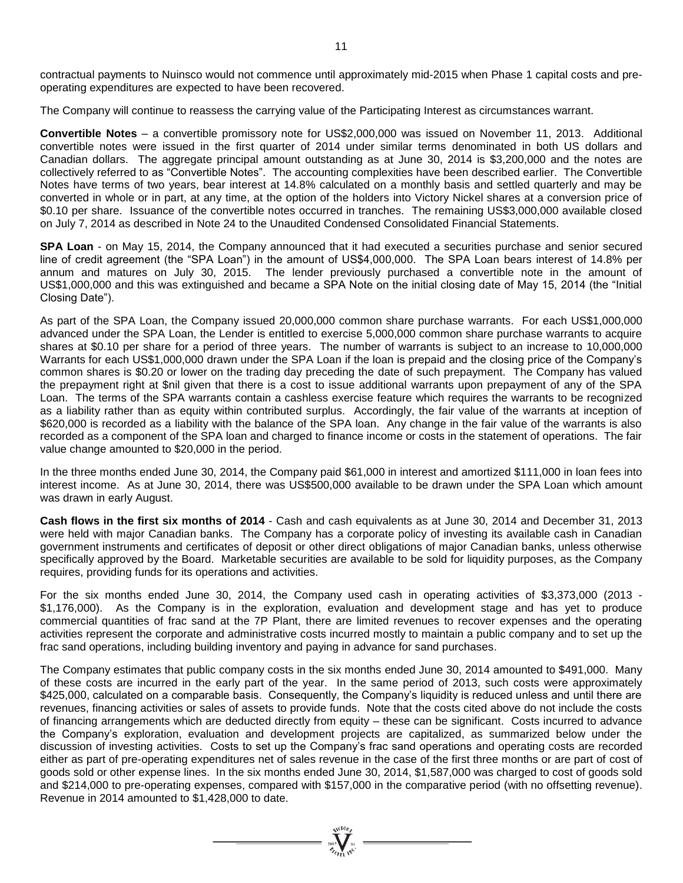contractual payments to Nuinsco would not commence until approximately mid-2015 when Phase 1 capital costs and pre-operating expenditures are expected to have been recovered.

The Company will continue to reassess the carrying value of the Participating Interest as circumstances warrant.

**Convertible Notes** – a convertible promissory note for US$2,000,000 was issued on November 11, 2013. Additional convertible notes were issued in the first quarter of 2014 under similar terms denominated in both US dollars and Canadian dollars. The aggregate principal amount outstanding as at June 30, 2014 is $3,200,000 and the notes are collectively referred to as "Convertible Notes". The accounting complexities have been described earlier. The Convertible Notes have terms of two years, bear interest at 14.8% calculated on a monthly basis and settled quarterly and may be converted in whole or in part, at any time, at the option of the holders into Victory Nickel shares at a conversion price of $0.10 per share. Issuance of the convertible notes occurred in tranches. The remaining US$3,000,000 available closed on July 7, 2014 as described in Note 24 to the Unaudited Condensed Consolidated Financial Statements.

**SPA Loan** - on May 15, 2014, the Company announced that it had executed a securities purchase and senior secured line of credit agreement (the "SPA Loan") in the amount of US$4,000,000. The SPA Loan bears interest of 14.8% per annum and matures on July 30, 2015. The lender previously purchased a convertible note in the amount of US$1,000,000 and this was extinguished and became a SPA Note on the initial closing date of May 15, 2014 (the "Initial Closing Date").

As part of the SPA Loan, the Company issued 20,000,000 common share purchase warrants. For each US$1,000,000 advanced under the SPA Loan, the Lender is entitled to exercise 5,000,000 common share purchase warrants to acquire shares at $0.10 per share for a period of three years. The number of warrants is subject to an increase to 10,000,000 Warrants for each US$1,000,000 drawn under the SPA Loan if the loan is prepaid and the closing price of the Company's common shares is $0.20 or lower on the trading day preceding the date of such prepayment. The Company has valued the prepayment right at $nil given that there is a cost to issue additional warrants upon prepayment of any of the SPA Loan. The terms of the SPA warrants contain a cashless exercise feature which requires the warrants to be recognized as a liability rather than as equity within contributed surplus. Accordingly, the fair value of the warrants at inception of $620,000 is recorded as a liability with the balance of the SPA loan. Any change in the fair value of the warrants is also recorded as a component of the SPA loan and charged to finance income or costs in the statement of operations. The fair value change amounted to $20,000 in the period.

In the three months ended June 30, 2014, the Company paid $61,000 in interest and amortized $111,000 in loan fees into interest income. As at June 30, 2014, there was US$500,000 available to be drawn under the SPA Loan which amount was drawn in early August.

**Cash flows in the first six months of 2014** - Cash and cash equivalents as at June 30, 2014 and December 31, 2013 were held with major Canadian banks. The Company has a corporate policy of investing its available cash in Canadian government instruments and certificates of deposit or other direct obligations of major Canadian banks, unless otherwise specifically approved by the Board. Marketable securities are available to be sold for liquidity purposes, as the Company requires, providing funds for its operations and activities.

For the six months ended June 30, 2014, the Company used cash in operating activities of $3,373,000 (2013 - $1,176,000). As the Company is in the exploration, evaluation and development stage and has yet to produce commercial quantities of frac sand at the 7P Plant, there are limited revenues to recover expenses and the operating activities represent the corporate and administrative costs incurred mostly to maintain a public company and to set up the frac sand operations, including building inventory and paying in advance for sand purchases.

The Company estimates that public company costs in the six months ended June 30, 2014 amounted to $491,000. Many of these costs are incurred in the early part of the year. In the same period of 2013, such costs were approximately $425,000, calculated on a comparable basis. Consequently, the Company's liquidity is reduced unless and until there are revenues, financing activities or sales of assets to provide funds. Note that the costs cited above do not include the costs of financing arrangements which are deducted directly from equity – these can be significant. Costs incurred to advance the Company's exploration, evaluation and development projects are capitalized, as summarized below under the discussion of investing activities. Costs to set up the Company's frac sand operations and operating costs are recorded either as part of pre-operating expenditures net of sales revenue in the case of the first three months or are part of cost of goods sold or other expense lines. In the six months ended June 30, 2014, $1,587,000 was charged to cost of goods sold and $214,000 to pre-operating expenses, compared with $157,000 in the comparative period (with no offsetting revenue). Revenue in 2014 amounted to $1,428,000 to date.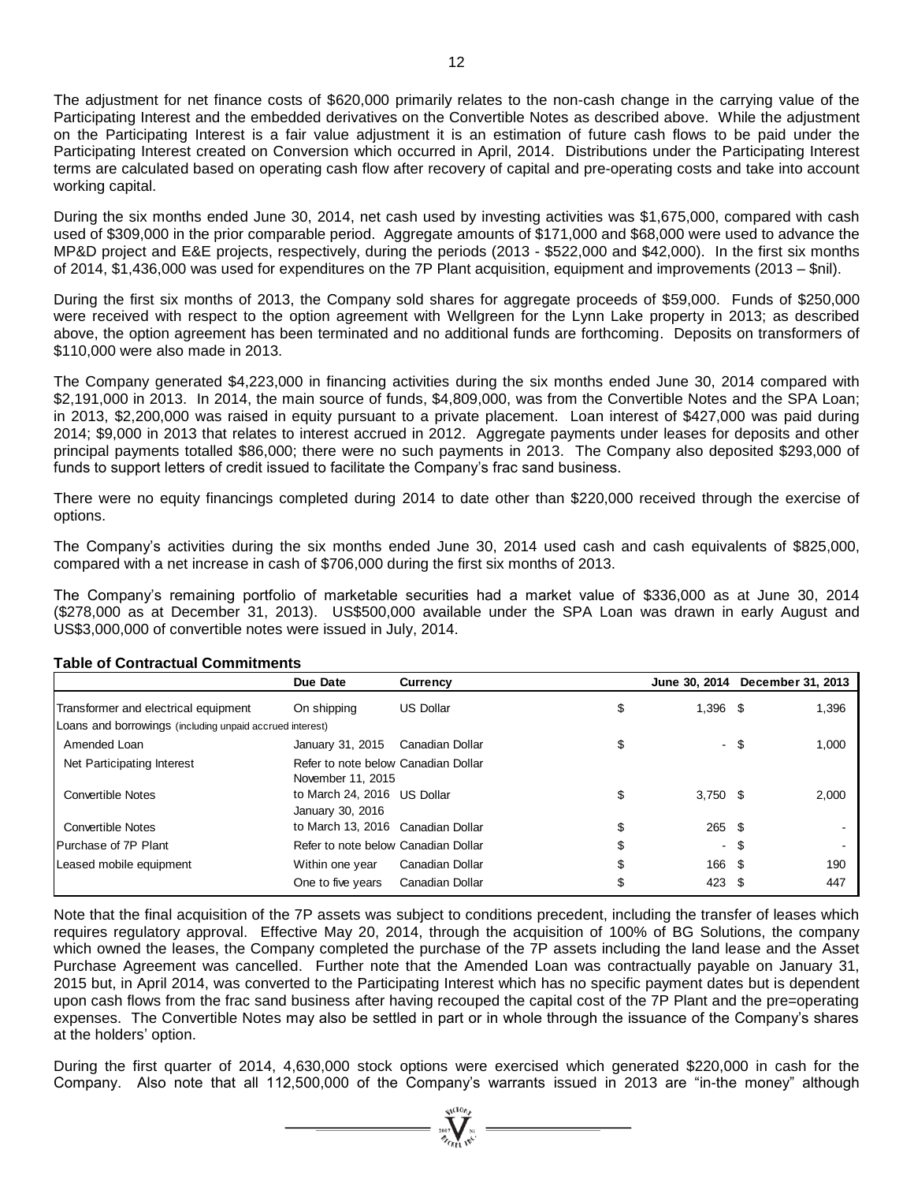The adjustment for net finance costs of $620,000 primarily relates to the non-cash change in the carrying value of the Participating Interest and the embedded derivatives on the Convertible Notes as described above. While the adjustment on the Participating Interest is a fair value adjustment it is an estimation of future cash flows to be paid under the Participating Interest created on Conversion which occurred in April, 2014. Distributions under the Participating Interest terms are calculated based on operating cash flow after recovery of capital and pre-operating costs and take into account working capital.

During the six months ended June 30, 2014, net cash used by investing activities was $1,675,000, compared with cash used of $309,000 in the prior comparable period. Aggregate amounts of $171,000 and $68,000 were used to advance the MP&D project and E&E projects, respectively, during the periods (2013 - $522,000 and $42,000). In the first six months of 2014, $1,436,000 was used for expenditures on the 7P Plant acquisition, equipment and improvements (2013 – $nil).

During the first six months of 2013, the Company sold shares for aggregate proceeds of $59,000. Funds of $250,000 were received with respect to the option agreement with Wellgreen for the Lynn Lake property in 2013; as described above, the option agreement has been terminated and no additional funds are forthcoming. Deposits on transformers of $110,000 were also made in 2013.

The Company generated $4,223,000 in financing activities during the six months ended June 30, 2014 compared with $2,191,000 in 2013. In 2014, the main source of funds, $4,809,000, was from the Convertible Notes and the SPA Loan; in 2013, $2,200,000 was raised in equity pursuant to a private placement. Loan interest of $427,000 was paid during 2014; $9,000 in 2013 that relates to interest accrued in 2012. Aggregate payments under leases for deposits and other principal payments totalled $86,000; there were no such payments in 2013. The Company also deposited $293,000 of funds to support letters of credit issued to facilitate the Company's frac sand business.

There were no equity financings completed during 2014 to date other than $220,000 received through the exercise of options.

The Company's activities during the six months ended June 30, 2014 used cash and cash equivalents of $825,000, compared with a net increase in cash of $706,000 during the first six months of 2013.

The Company's remaining portfolio of marketable securities had a market value of $336,000 as at June 30, 2014 ($278,000 as at December 31, 2013). US$500,000 available under the SPA Loan was drawn in early August and US$3,000,000 of convertible notes were issued in July, 2014.

**Table of Contractual Commitments**

| | Due Date | Currency | | June 30, 2014 | December 31, 2013 |
|---|---|---|---|---|---|
| Transformer and electrical equipment | On shipping | US Dollar | $ | 1,396 | $ 1,396 |
| Loans and borrowings (including unpaid accrued interest) | | | | | |
| Amended Loan | January 31, 2015 | Canadian Dollar | $ | - | $ 1,000 |
| Net Participating Interest | Refer to note below | Canadian Dollar | | | |
| Convertible Notes | November 11, 2015 to March 24, 2016 | US Dollar | $ | 3,750 | $ 2,000 |
| Convertible Notes | January 30, 2016 to March 13, 2016 | Canadian Dollar | $ | 265 | $ - |
| Purchase of 7P Plant | Refer to note below | Canadian Dollar | $ | - | $ - |
| Leased mobile equipment | Within one year | Canadian Dollar | $ | 166 | $ 190 |
| | One to five years | Canadian Dollar | $ | 423 | $ 447 |

Note that the final acquisition of the 7P assets was subject to conditions precedent, including the transfer of leases which requires regulatory approval. Effective May 20, 2014, through the acquisition of 100% of BG Solutions, the company which owned the leases, the Company completed the purchase of the 7P assets including the land lease and the Asset Purchase Agreement was cancelled. Further note that the Amended Loan was contractually payable on January 31, 2015 but, in April 2014, was converted to the Participating Interest which has no specific payment dates but is dependent upon cash flows from the frac sand business after having recouped the capital cost of the 7P Plant and the pre=operating expenses. The Convertible Notes may also be settled in part or in whole through the issuance of the Company's shares at the holders' option.

During the first quarter of 2014, 4,630,000 stock options were exercised which generated $220,000 in cash for the Company. Also note that all 112,500,000 of the Company's warrants issued in 2013 are "in-the money" although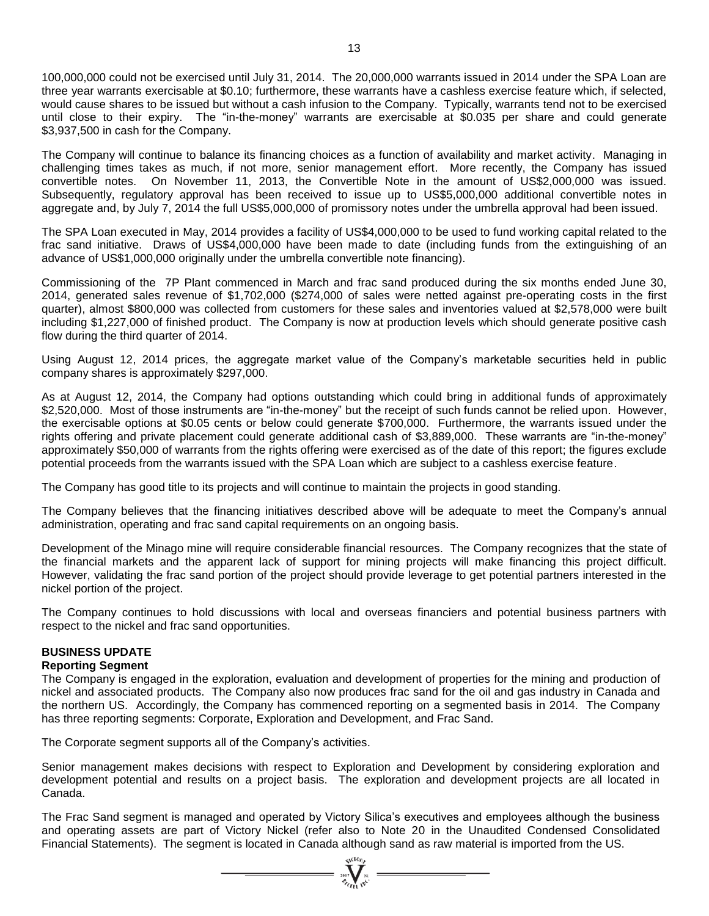100,000,000 could not be exercised until July 31, 2014. The 20,000,000 warrants issued in 2014 under the SPA Loan are three year warrants exercisable at $0.10; furthermore, these warrants have a cashless exercise feature which, if selected, would cause shares to be issued but without a cash infusion to the Company. Typically, warrants tend not to be exercised until close to their expiry. The "in-the-money" warrants are exercisable at $0.035 per share and could generate $3,937,500 in cash for the Company.

The Company will continue to balance its financing choices as a function of availability and market activity. Managing in challenging times takes as much, if not more, senior management effort. More recently, the Company has issued convertible notes. On November 11, 2013, the Convertible Note in the amount of US$2,000,000 was issued. Subsequently, regulatory approval has been received to issue up to US$5,000,000 additional convertible notes in aggregate and, by July 7, 2014 the full US$5,000,000 of promissory notes under the umbrella approval had been issued.

The SPA Loan executed in May, 2014 provides a facility of US$4,000,000 to be used to fund working capital related to the frac sand initiative. Draws of US$4,000,000 have been made to date (including funds from the extinguishing of an advance of US$1,000,000 originally under the umbrella convertible note financing).

Commissioning of the 7P Plant commenced in March and frac sand produced during the six months ended June 30, 2014, generated sales revenue of $1,702,000 ($274,000 of sales were netted against pre-operating costs in the first quarter), almost $800,000 was collected from customers for these sales and inventories valued at $2,578,000 were built including $1,227,000 of finished product. The Company is now at production levels which should generate positive cash flow during the third quarter of 2014.

Using August 12, 2014 prices, the aggregate market value of the Company's marketable securities held in public company shares is approximately $297,000.

As at August 12, 2014, the Company had options outstanding which could bring in additional funds of approximately $2,520,000. Most of those instruments are "in-the-money" but the receipt of such funds cannot be relied upon. However, the exercisable options at $0.05 cents or below could generate $700,000. Furthermore, the warrants issued under the rights offering and private placement could generate additional cash of $3,889,000. These warrants are "in-the-money" approximately $50,000 of warrants from the rights offering were exercised as of the date of this report; the figures exclude potential proceeds from the warrants issued with the SPA Loan which are subject to a cashless exercise feature.

The Company has good title to its projects and will continue to maintain the projects in good standing.

The Company believes that the financing initiatives described above will be adequate to meet the Company's annual administration, operating and frac sand capital requirements on an ongoing basis.

Development of the Minago mine will require considerable financial resources. The Company recognizes that the state of the financial markets and the apparent lack of support for mining projects will make financing this project difficult. However, validating the frac sand portion of the project should provide leverage to get potential partners interested in the nickel portion of the project.

The Company continues to hold discussions with local and overseas financiers and potential business partners with respect to the nickel and frac sand opportunities.

## BUSINESS UPDATE

### Reporting Segment

The Company is engaged in the exploration, evaluation and development of properties for the mining and production of nickel and associated products. The Company also now produces frac sand for the oil and gas industry in Canada and the northern US. Accordingly, the Company has commenced reporting on a segmented basis in 2014. The Company has three reporting segments: Corporate, Exploration and Development, and Frac Sand.

The Corporate segment supports all of the Company's activities.

Senior management makes decisions with respect to Exploration and Development by considering exploration and development potential and results on a project basis. The exploration and development projects are all located in Canada.

The Frac Sand segment is managed and operated by Victory Silica's executives and employees although the business and operating assets are part of Victory Nickel (refer also to Note 20 in the Unaudited Condensed Consolidated Financial Statements). The segment is located in Canada although sand as raw material is imported from the US.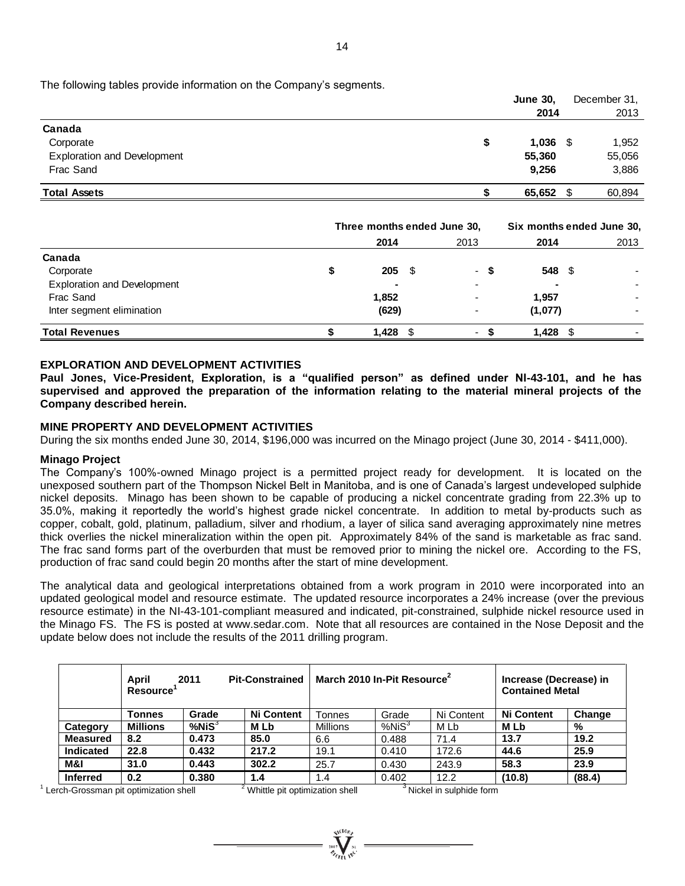The following tables provide information on the Company's segments.

| | June 30, 2014 | December 31, 2013 |
|---|---|---|
| **Canada** | | |
| Corporate | $ 1,036 | $ 1,952 |
| Exploration and Development | 55,360 | 55,056 |
| Frac Sand | 9,256 | 3,886 |
| **Total Assets** | $ 65,652 | $ 60,894 |

| | Three months ended June 30, | | Six months ended June 30, | |
|---|---|---|---|---|
| | 2014 | 2013 | 2014 | 2013 |
| **Canada** | | | | |
| Corporate | $ 205 | $ - | $ 548 | $ - |
| Exploration and Development | - | - | - | - |
| Frac Sand | 1,852 | - | 1,957 | - |
| Inter segment elimination | (629) | - | (1,077) | - |
| **Total Revenues** | $ 1,428 | $ - | $ 1,428 | $ - |

## EXPLORATION AND DEVELOPMENT ACTIVITIES

**Paul Jones, Vice-President, Exploration, is a "qualified person" as defined under NI-43-101, and he has supervised and approved the preparation of the information relating to the material mineral projects of the Company described herein.**

## MINE PROPERTY AND DEVELOPMENT ACTIVITIES

During the six months ended June 30, 2014, $196,000 was incurred on the Minago project (June 30, 2014 - $411,000).

### Minago Project

The Company's 100%-owned Minago project is a permitted project ready for development. It is located on the unexposed southern part of the Thompson Nickel Belt in Manitoba, and is one of Canada's largest undeveloped sulphide nickel deposits. Minago has been shown to be capable of producing a nickel concentrate grading from 22.3% up to 35.0%, making it reportedly the world's highest grade nickel concentrate. In addition to metal by-products such as copper, cobalt, gold, platinum, palladium, silver and rhodium, a layer of silica sand averaging approximately nine metres thick overlies the nickel mineralization within the open pit. Approximately 84% of the sand is marketable as frac sand. The frac sand forms part of the overburden that must be removed prior to mining the nickel ore. According to the FS, production of frac sand could begin 20 months after the start of mine development.

The analytical data and geological interpretations obtained from a work program in 2010 were incorporated into an updated geological model and resource estimate. The updated resource incorporates a 24% increase (over the previous resource estimate) in the NI-43-101-compliant measured and indicated, pit-constrained, sulphide nickel resource used in the Minago FS. The FS is posted at www.sedar.com. Note that all resources are contained in the Nose Deposit and the update below does not include the results of the 2011 drilling program.

| | April 2011 Pit-Constrained Resource[1] | | | March 2010 In-Pit Resource[2] | | | Increase (Decrease) in Contained Metal | |
|---|---|---|---|---|---|---|---|---|
| | **Tonnes** | **Grade** | **Ni Content** | Tonnes | Grade | Ni Content | **Ni Content** | **Change** |
| **Category** | **Millions** | **%NiS[3]** | **M Lb** | Millions | %NiS[3] | M Lb | **M Lb** | **%** |
| **Measured** | 8.2 | 0.473 | 85.0 | 6.6 | 0.488 | 71.4 | 13.7 | 19.2 |
| **Indicated** | 22.8 | 0.432 | 217.2 | 19.1 | 0.410 | 172.6 | 44.6 | 25.9 |
| **M&I** | 31.0 | 0.443 | 302.2 | 25.7 | 0.430 | 243.9 | 58.3 | 23.9 |
| **Inferred** | 0.2 | 0.380 | 1.4 | 1.4 | 0.402 | 12.2 | (10.8) | (88.4) |

[1] Lerch-Grossman pit optimization shell [2] Whittle pit optimization shell [3] Nickel in sulphide form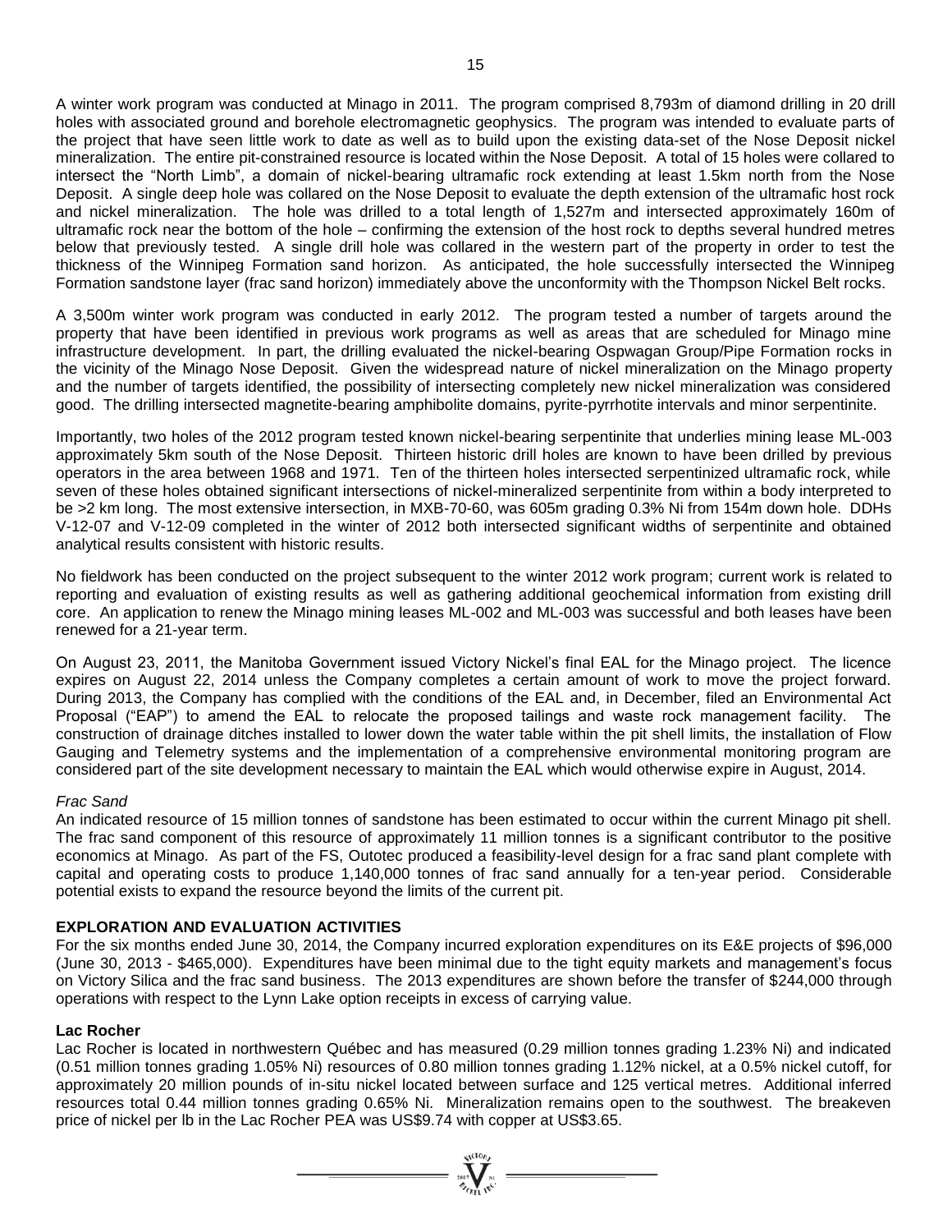A winter work program was conducted at Minago in 2011. The program comprised 8,793m of diamond drilling in 20 drill holes with associated ground and borehole electromagnetic geophysics. The program was intended to evaluate parts of the project that have seen little work to date as well as to build upon the existing data-set of the Nose Deposit nickel mineralization. The entire pit-constrained resource is located within the Nose Deposit. A total of 15 holes were collared to intersect the "North Limb", a domain of nickel-bearing ultramafic rock extending at least 1.5km north from the Nose Deposit. A single deep hole was collared on the Nose Deposit to evaluate the depth extension of the ultramafic host rock and nickel mineralization. The hole was drilled to a total length of 1,527m and intersected approximately 160m of ultramafic rock near the bottom of the hole – confirming the extension of the host rock to depths several hundred metres below that previously tested. A single drill hole was collared in the western part of the property in order to test the thickness of the Winnipeg Formation sand horizon. As anticipated, the hole successfully intersected the Winnipeg Formation sandstone layer (frac sand horizon) immediately above the unconformity with the Thompson Nickel Belt rocks.

A 3,500m winter work program was conducted in early 2012. The program tested a number of targets around the property that have been identified in previous work programs as well as areas that are scheduled for Minago mine infrastructure development. In part, the drilling evaluated the nickel-bearing Ospwagan Group/Pipe Formation rocks in the vicinity of the Minago Nose Deposit. Given the widespread nature of nickel mineralization on the Minago property and the number of targets identified, the possibility of intersecting completely new nickel mineralization was considered good. The drilling intersected magnetite-bearing amphibolite domains, pyrite-pyrrhotite intervals and minor serpentinite.

Importantly, two holes of the 2012 program tested known nickel-bearing serpentinite that underlies mining lease ML-003 approximately 5km south of the Nose Deposit. Thirteen historic drill holes are known to have been drilled by previous operators in the area between 1968 and 1971. Ten of the thirteen holes intersected serpentinized ultramafic rock, while seven of these holes obtained significant intersections of nickel-mineralized serpentinite from within a body interpreted to be >2 km long. The most extensive intersection, in MXB-70-60, was 605m grading 0.3% Ni from 154m down hole. DDHs V-12-07 and V-12-09 completed in the winter of 2012 both intersected significant widths of serpentinite and obtained analytical results consistent with historic results.

No fieldwork has been conducted on the project subsequent to the winter 2012 work program; current work is related to reporting and evaluation of existing results as well as gathering additional geochemical information from existing drill core. An application to renew the Minago mining leases ML-002 and ML-003 was successful and both leases have been renewed for a 21-year term.

On August 23, 2011, the Manitoba Government issued Victory Nickel's final EAL for the Minago project. The licence expires on August 22, 2014 unless the Company completes a certain amount of work to move the project forward. During 2013, the Company has complied with the conditions of the EAL and, in December, filed an Environmental Act Proposal ("EAP") to amend the EAL to relocate the proposed tailings and waste rock management facility. The construction of drainage ditches installed to lower down the water table within the pit shell limits, the installation of Flow Gauging and Telemetry systems and the implementation of a comprehensive environmental monitoring program are considered part of the site development necessary to maintain the EAL which would otherwise expire in August, 2014.

*Frac Sand*

An indicated resource of 15 million tonnes of sandstone has been estimated to occur within the current Minago pit shell. The frac sand component of this resource of approximately 11 million tonnes is a significant contributor to the positive economics at Minago. As part of the FS, Outotec produced a feasibility-level design for a frac sand plant complete with capital and operating costs to produce 1,140,000 tonnes of frac sand annually for a ten-year period. Considerable potential exists to expand the resource beyond the limits of the current pit.

## EXPLORATION AND EVALUATION ACTIVITIES

For the six months ended June 30, 2014, the Company incurred exploration expenditures on its E&E projects of $96,000 (June 30, 2013 - $465,000). Expenditures have been minimal due to the tight equity markets and management's focus on Victory Silica and the frac sand business. The 2013 expenditures are shown before the transfer of $244,000 through operations with respect to the Lynn Lake option receipts in excess of carrying value.

### Lac Rocher

Lac Rocher is located in northwestern Québec and has measured (0.29 million tonnes grading 1.23% Ni) and indicated (0.51 million tonnes grading 1.05% Ni) resources of 0.80 million tonnes grading 1.12% nickel, at a 0.5% nickel cutoff, for approximately 20 million pounds of in-situ nickel located between surface and 125 vertical metres. Additional inferred resources total 0.44 million tonnes grading 0.65% Ni. Mineralization remains open to the southwest. The breakeven price of nickel per lb in the Lac Rocher PEA was US$9.74 with copper at US$3.65.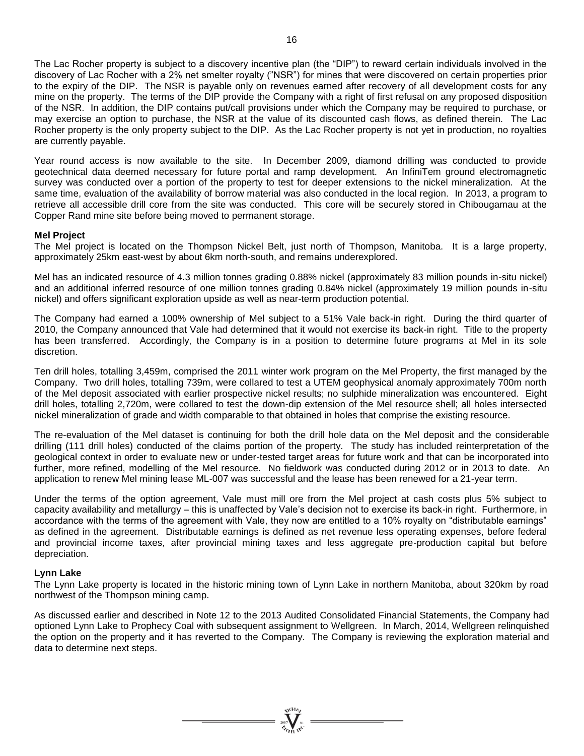The Lac Rocher property is subject to a discovery incentive plan (the "DIP") to reward certain individuals involved in the discovery of Lac Rocher with a 2% net smelter royalty ("NSR") for mines that were discovered on certain properties prior to the expiry of the DIP. The NSR is payable only on revenues earned after recovery of all development costs for any mine on the property. The terms of the DIP provide the Company with a right of first refusal on any proposed disposition of the NSR. In addition, the DIP contains put/call provisions under which the Company may be required to purchase, or may exercise an option to purchase, the NSR at the value of its discounted cash flows, as defined therein. The Lac Rocher property is the only property subject to the DIP. As the Lac Rocher property is not yet in production, no royalties are currently payable.

Year round access is now available to the site. In December 2009, diamond drilling was conducted to provide geotechnical data deemed necessary for future portal and ramp development. An InfiniTem ground electromagnetic survey was conducted over a portion of the property to test for deeper extensions to the nickel mineralization. At the same time, evaluation of the availability of borrow material was also conducted in the local region. In 2013, a program to retrieve all accessible drill core from the site was conducted. This core will be securely stored in Chibougamau at the Copper Rand mine site before being moved to permanent storage.

**Mel Project**

The Mel project is located on the Thompson Nickel Belt, just north of Thompson, Manitoba. It is a large property, approximately 25km east-west by about 6km north-south, and remains underexplored.

Mel has an indicated resource of 4.3 million tonnes grading 0.88% nickel (approximately 83 million pounds in-situ nickel) and an additional inferred resource of one million tonnes grading 0.84% nickel (approximately 19 million pounds in-situ nickel) and offers significant exploration upside as well as near-term production potential.

The Company had earned a 100% ownership of Mel subject to a 51% Vale back-in right. During the third quarter of 2010, the Company announced that Vale had determined that it would not exercise its back-in right. Title to the property has been transferred. Accordingly, the Company is in a position to determine future programs at Mel in its sole discretion.

Ten drill holes, totalling 3,459m, comprised the 2011 winter work program on the Mel Property, the first managed by the Company. Two drill holes, totalling 739m, were collared to test a UTEM geophysical anomaly approximately 700m north of the Mel deposit associated with earlier prospective nickel results; no sulphide mineralization was encountered. Eight drill holes, totalling 2,720m, were collared to test the down-dip extension of the Mel resource shell; all holes intersected nickel mineralization of grade and width comparable to that obtained in holes that comprise the existing resource.

The re-evaluation of the Mel dataset is continuing for both the drill hole data on the Mel deposit and the considerable drilling (111 drill holes) conducted of the claims portion of the property. The study has included reinterpretation of the geological context in order to evaluate new or under-tested target areas for future work and that can be incorporated into further, more refined, modelling of the Mel resource. No fieldwork was conducted during 2012 or in 2013 to date. An application to renew Mel mining lease ML-007 was successful and the lease has been renewed for a 21-year term.

Under the terms of the option agreement, Vale must mill ore from the Mel project at cash costs plus 5% subject to capacity availability and metallurgy – this is unaffected by Vale's decision not to exercise its back-in right. Furthermore, in accordance with the terms of the agreement with Vale, they now are entitled to a 10% royalty on "distributable earnings" as defined in the agreement. Distributable earnings is defined as net revenue less operating expenses, before federal and provincial income taxes, after provincial mining taxes and less aggregate pre-production capital but before depreciation.

**Lynn Lake**

The Lynn Lake property is located in the historic mining town of Lynn Lake in northern Manitoba, about 320km by road northwest of the Thompson mining camp.

As discussed earlier and described in Note 12 to the 2013 Audited Consolidated Financial Statements, the Company had optioned Lynn Lake to Prophecy Coal with subsequent assignment to Wellgreen. In March, 2014, Wellgreen relinquished the option on the property and it has reverted to the Company. The Company is reviewing the exploration material and data to determine next steps.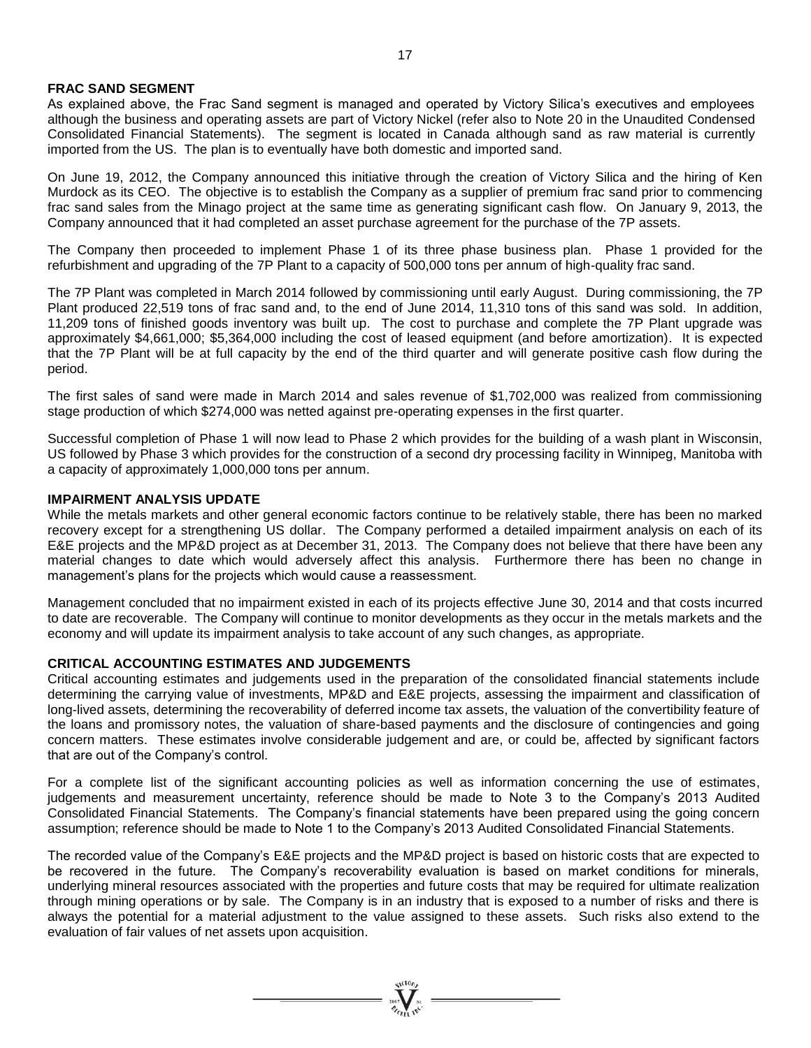**FRAC SAND SEGMENT**

As explained above, the Frac Sand segment is managed and operated by Victory Silica's executives and employees although the business and operating assets are part of Victory Nickel (refer also to Note 20 in the Unaudited Condensed Consolidated Financial Statements). The segment is located in Canada although sand as raw material is currently imported from the US. The plan is to eventually have both domestic and imported sand.

On June 19, 2012, the Company announced this initiative through the creation of Victory Silica and the hiring of Ken Murdock as its CEO. The objective is to establish the Company as a supplier of premium frac sand prior to commencing frac sand sales from the Minago project at the same time as generating significant cash flow. On January 9, 2013, the Company announced that it had completed an asset purchase agreement for the purchase of the 7P assets.

The Company then proceeded to implement Phase 1 of its three phase business plan. Phase 1 provided for the refurbishment and upgrading of the 7P Plant to a capacity of 500,000 tons per annum of high-quality frac sand.

The 7P Plant was completed in March 2014 followed by commissioning until early August. During commissioning, the 7P Plant produced 22,519 tons of frac sand and, to the end of June 2014, 11,310 tons of this sand was sold. In addition, 11,209 tons of finished goods inventory was built up. The cost to purchase and complete the 7P Plant upgrade was approximately $4,661,000; $5,364,000 including the cost of leased equipment (and before amortization). It is expected that the 7P Plant will be at full capacity by the end of the third quarter and will generate positive cash flow during the period.

The first sales of sand were made in March 2014 and sales revenue of $1,702,000 was realized from commissioning stage production of which $274,000 was netted against pre-operating expenses in the first quarter.

Successful completion of Phase 1 will now lead to Phase 2 which provides for the building of a wash plant in Wisconsin, US followed by Phase 3 which provides for the construction of a second dry processing facility in Winnipeg, Manitoba with a capacity of approximately 1,000,000 tons per annum.

**IMPAIRMENT ANALYSIS UPDATE**

While the metals markets and other general economic factors continue to be relatively stable, there has been no marked recovery except for a strengthening US dollar. The Company performed a detailed impairment analysis on each of its E&E projects and the MP&D project as at December 31, 2013. The Company does not believe that there have been any material changes to date which would adversely affect this analysis. Furthermore there has been no change in management's plans for the projects which would cause a reassessment.

Management concluded that no impairment existed in each of its projects effective June 30, 2014 and that costs incurred to date are recoverable. The Company will continue to monitor developments as they occur in the metals markets and the economy and will update its impairment analysis to take account of any such changes, as appropriate.

**CRITICAL ACCOUNTING ESTIMATES AND JUDGEMENTS**

Critical accounting estimates and judgements used in the preparation of the consolidated financial statements include determining the carrying value of investments, MP&D and E&E projects, assessing the impairment and classification of long-lived assets, determining the recoverability of deferred income tax assets, the valuation of the convertibility feature of the loans and promissory notes, the valuation of share-based payments and the disclosure of contingencies and going concern matters. These estimates involve considerable judgement and are, or could be, affected by significant factors that are out of the Company's control.

For a complete list of the significant accounting policies as well as information concerning the use of estimates, judgements and measurement uncertainty, reference should be made to Note 3 to the Company's 2013 Audited Consolidated Financial Statements. The Company's financial statements have been prepared using the going concern assumption; reference should be made to Note 1 to the Company's 2013 Audited Consolidated Financial Statements.

The recorded value of the Company's E&E projects and the MP&D project is based on historic costs that are expected to be recovered in the future. The Company's recoverability evaluation is based on market conditions for minerals, underlying mineral resources associated with the properties and future costs that may be required for ultimate realization through mining operations or by sale. The Company is in an industry that is exposed to a number of risks and there is always the potential for a material adjustment to the value assigned to these assets. Such risks also extend to the evaluation of fair values of net assets upon acquisition.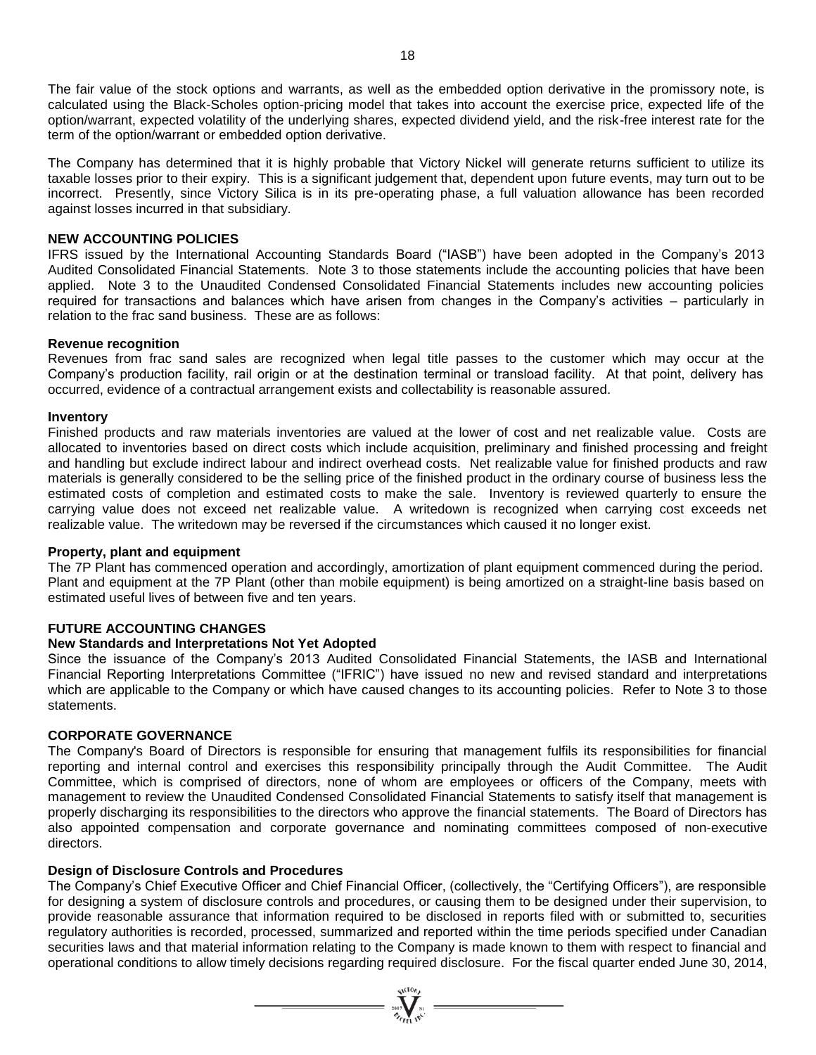The fair value of the stock options and warrants, as well as the embedded option derivative in the promissory note, is calculated using the Black-Scholes option-pricing model that takes into account the exercise price, expected life of the option/warrant, expected volatility of the underlying shares, expected dividend yield, and the risk-free interest rate for the term of the option/warrant or embedded option derivative.

The Company has determined that it is highly probable that Victory Nickel will generate returns sufficient to utilize its taxable losses prior to their expiry. This is a significant judgement that, dependent upon future events, may turn out to be incorrect. Presently, since Victory Silica is in its pre-operating phase, a full valuation allowance has been recorded against losses incurred in that subsidiary.

## NEW ACCOUNTING POLICIES

IFRS issued by the International Accounting Standards Board ("IASB") have been adopted in the Company's 2013 Audited Consolidated Financial Statements. Note 3 to those statements include the accounting policies that have been applied. Note 3 to the Unaudited Condensed Consolidated Financial Statements includes new accounting policies required for transactions and balances which have arisen from changes in the Company's activities – particularly in relation to the frac sand business. These are as follows:

### Revenue recognition

Revenues from frac sand sales are recognized when legal title passes to the customer which may occur at the Company's production facility, rail origin or at the destination terminal or transload facility. At that point, delivery has occurred, evidence of a contractual arrangement exists and collectability is reasonable assured.

### Inventory

Finished products and raw materials inventories are valued at the lower of cost and net realizable value. Costs are allocated to inventories based on direct costs which include acquisition, preliminary and finished processing and freight and handling but exclude indirect labour and indirect overhead costs. Net realizable value for finished products and raw materials is generally considered to be the selling price of the finished product in the ordinary course of business less the estimated costs of completion and estimated costs to make the sale. Inventory is reviewed quarterly to ensure the carrying value does not exceed net realizable value. A writedown is recognized when carrying cost exceeds net realizable value. The writedown may be reversed if the circumstances which caused it no longer exist.

### Property, plant and equipment

The 7P Plant has commenced operation and accordingly, amortization of plant equipment commenced during the period. Plant and equipment at the 7P Plant (other than mobile equipment) is being amortized on a straight-line basis based on estimated useful lives of between five and ten years.

## FUTURE ACCOUNTING CHANGES

### New Standards and Interpretations Not Yet Adopted

Since the issuance of the Company's 2013 Audited Consolidated Financial Statements, the IASB and International Financial Reporting Interpretations Committee ("IFRIC") have issued no new and revised standard and interpretations which are applicable to the Company or which have caused changes to its accounting policies. Refer to Note 3 to those statements.

## CORPORATE GOVERNANCE

The Company's Board of Directors is responsible for ensuring that management fulfils its responsibilities for financial reporting and internal control and exercises this responsibility principally through the Audit Committee. The Audit Committee, which is comprised of directors, none of whom are employees or officers of the Company, meets with management to review the Unaudited Condensed Consolidated Financial Statements to satisfy itself that management is properly discharging its responsibilities to the directors who approve the financial statements. The Board of Directors has also appointed compensation and corporate governance and nominating committees composed of non-executive directors.

### Design of Disclosure Controls and Procedures

The Company's Chief Executive Officer and Chief Financial Officer, (collectively, the "Certifying Officers"), are responsible for designing a system of disclosure controls and procedures, or causing them to be designed under their supervision, to provide reasonable assurance that information required to be disclosed in reports filed with or submitted to, securities regulatory authorities is recorded, processed, summarized and reported within the time periods specified under Canadian securities laws and that material information relating to the Company is made known to them with respect to financial and operational conditions to allow timely decisions regarding required disclosure. For the fiscal quarter ended June 30, 2014,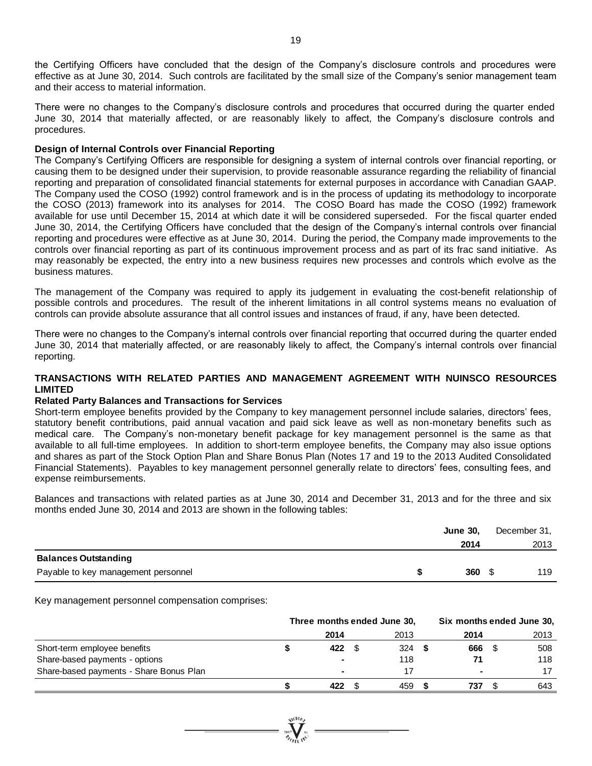the Certifying Officers have concluded that the design of the Company's disclosure controls and procedures were effective as at June 30, 2014. Such controls are facilitated by the small size of the Company's senior management team and their access to material information.

There were no changes to the Company's disclosure controls and procedures that occurred during the quarter ended June 30, 2014 that materially affected, or are reasonably likely to affect, the Company's disclosure controls and procedures.

**Design of Internal Controls over Financial Reporting**

The Company's Certifying Officers are responsible for designing a system of internal controls over financial reporting, or causing them to be designed under their supervision, to provide reasonable assurance regarding the reliability of financial reporting and preparation of consolidated financial statements for external purposes in accordance with Canadian GAAP. The Company used the COSO (1992) control framework and is in the process of updating its methodology to incorporate the COSO (2013) framework into its analyses for 2014. The COSO Board has made the COSO (1992) framework available for use until December 15, 2014 at which date it will be considered superseded. For the fiscal quarter ended June 30, 2014, the Certifying Officers have concluded that the design of the Company's internal controls over financial reporting and procedures were effective as at June 30, 2014. During the period, the Company made improvements to the controls over financial reporting as part of its continuous improvement process and as part of its frac sand initiative. As may reasonably be expected, the entry into a new business requires new processes and controls which evolve as the business matures.

The management of the Company was required to apply its judgement in evaluating the cost-benefit relationship of possible controls and procedures. The result of the inherent limitations in all control systems means no evaluation of controls can provide absolute assurance that all control issues and instances of fraud, if any, have been detected.

There were no changes to the Company's internal controls over financial reporting that occurred during the quarter ended June 30, 2014 that materially affected, or are reasonably likely to affect, the Company's internal controls over financial reporting.

## TRANSACTIONS WITH RELATED PARTIES AND MANAGEMENT AGREEMENT WITH NUINSCO RESOURCES LIMITED

**Related Party Balances and Transactions for Services**

Short-term employee benefits provided by the Company to key management personnel include salaries, directors' fees, statutory benefit contributions, paid annual vacation and paid sick leave as well as non-monetary benefits such as medical care. The Company's non-monetary benefit package for key management personnel is the same as that available to all full-time employees. In addition to short-term employee benefits, the Company may also issue options and shares as part of the Stock Option Plan and Share Bonus Plan (Notes 17 and 19 to the 2013 Audited Consolidated Financial Statements). Payables to key management personnel generally relate to directors' fees, consulting fees, and expense reimbursements.

Balances and transactions with related parties as at June 30, 2014 and December 31, 2013 and for the three and six months ended June 30, 2014 and 2013 are shown in the following tables:

| | **June 30, 2014** | December 31, 2013 |
|---|---|---|
| **Balances Outstanding** | | |
| Payable to key management personnel | **$ 360** | $ 119 |

Key management personnel compensation comprises:

| | **Three months ended June 30,** | | **Six months ended June 30,** | |
|---|---|---|---|---|
| | **2014** | 2013 | **2014** | 2013 |
| Short-term employee benefits | **$ 422** | $ 324 | **$ 666** | $ 508 |
| Share-based payments - options | **-** | 118 | **71** | 118 |
| Share-based payments - Share Bonus Plan | **-** | 17 | **-** | 17 |
| | **$ 422** | $ 459 | **$ 737** | $ 643 |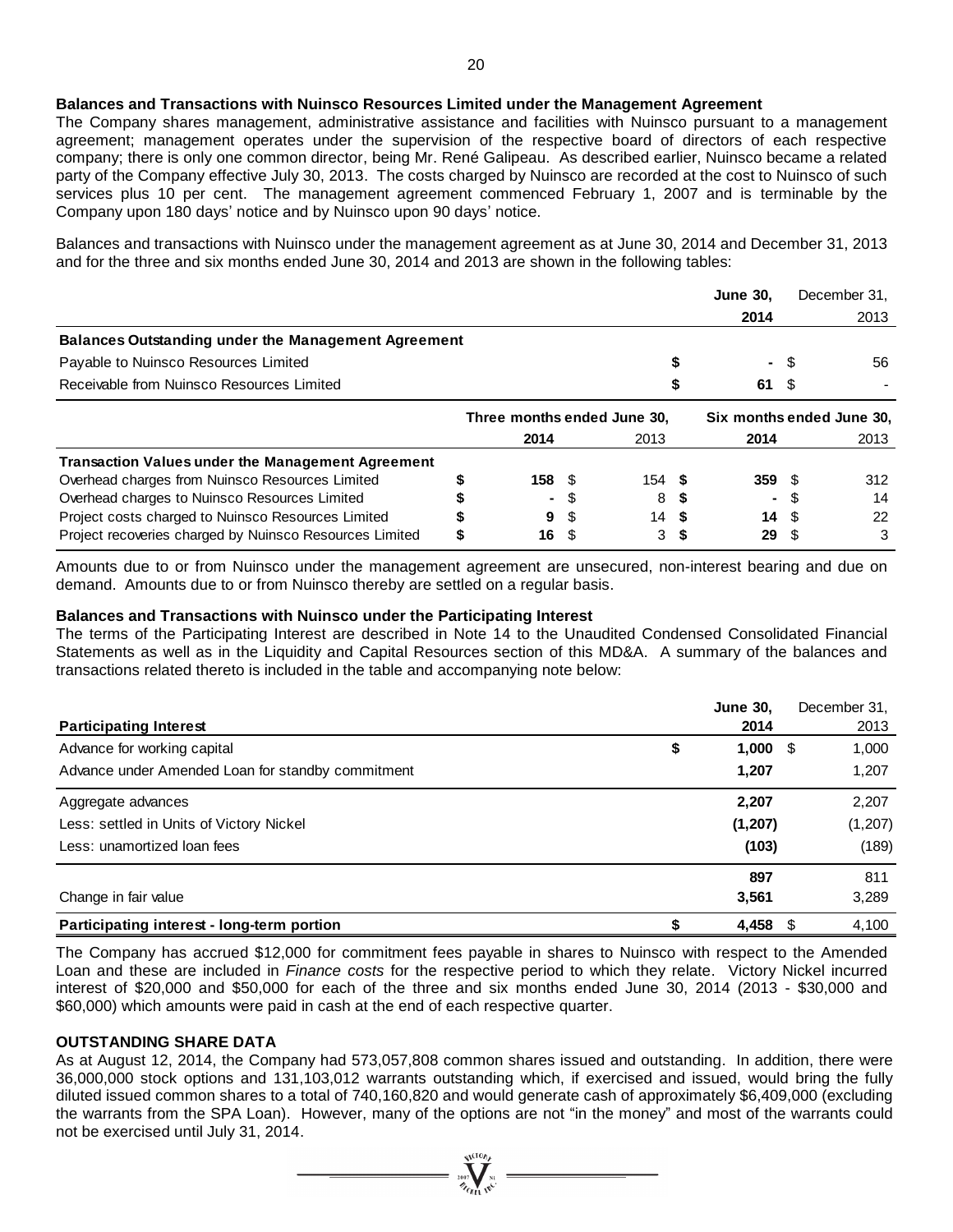**Balances and Transactions with Nuinsco Resources Limited under the Management Agreement**

The Company shares management, administrative assistance and facilities with Nuinsco pursuant to a management agreement; management operates under the supervision of the respective board of directors of each respective company; there is only one common director, being Mr. René Galipeau. As described earlier, Nuinsco became a related party of the Company effective July 30, 2013. The costs charged by Nuinsco are recorded at the cost to Nuinsco of such services plus 10 per cent. The management agreement commenced February 1, 2007 and is terminable by the Company upon 180 days' notice and by Nuinsco upon 90 days' notice.

Balances and transactions with Nuinsco under the management agreement as at June 30, 2014 and December 31, 2013 and for the three and six months ended June 30, 2014 and 2013 are shown in the following tables:

| | June 30, 2014 | December 31, 2013 |
|---|---|---|
| **Balances Outstanding under the Management Agreement** | | |
| Payable to Nuinsco Resources Limited | $ - | $ 56 |
| Receivable from Nuinsco Resources Limited | $ 61 | $ - |

| | Three months ended June 30, | | Six months ended June 30, | |
|---|---|---|---|---|
| | **2014** | 2013 | **2014** | 2013 |
| **Transaction Values under the Management Agreement** | | | | |
| Overhead charges from Nuinsco Resources Limited | $ 158 | $ 154 | $ 359 | $ 312 |
| Overhead charges to Nuinsco Resources Limited | $ - | $ 8 | $ - | $ 14 |
| Project costs charged to Nuinsco Resources Limited | $ 9 | $ 14 | $ 14 | $ 22 |
| Project recoveries charged by Nuinsco Resources Limited | $ 16 | $ 3 | $ 29 | $ 3 |

Amounts due to or from Nuinsco under the management agreement are unsecured, non-interest bearing and due on demand. Amounts due to or from Nuinsco thereby are settled on a regular basis.

**Balances and Transactions with Nuinsco under the Participating Interest**

The terms of the Participating Interest are described in Note 14 to the Unaudited Condensed Consolidated Financial Statements as well as in the Liquidity and Capital Resources section of this MD&A. A summary of the balances and transactions related thereto is included in the table and accompanying note below:

| **Participating Interest** | June 30, 2014 | December 31, 2013 |
|---|---|---|
| Advance for working capital | $ 1,000 | $ 1,000 |
| Advance under Amended Loan for standby commitment | 1,207 | 1,207 |
| Aggregate advances | 2,207 | 2,207 |
| Less: settled in Units of Victory Nickel | (1,207) | (1,207) |
| Less: unamortized loan fees | (103) | (189) |
| | 897 | 811 |
| Change in fair value | 3,561 | 3,289 |
| **Participating interest - long-term portion** | $ 4,458 | $ 4,100 |

The Company has accrued $12,000 for commitment fees payable in shares to Nuinsco with respect to the Amended Loan and these are included in *Finance costs* for the respective period to which they relate. Victory Nickel incurred interest of $20,000 and $50,000 for each of the three and six months ended June 30, 2014 (2013 - $30,000 and $60,000) which amounts were paid in cash at the end of each respective quarter.

## OUTSTANDING SHARE DATA

As at August 12, 2014, the Company had 573,057,808 common shares issued and outstanding. In addition, there were 36,000,000 stock options and 131,103,012 warrants outstanding which, if exercised and issued, would bring the fully diluted issued common shares to a total of 740,160,820 and would generate cash of approximately $6,409,000 (excluding the warrants from the SPA Loan). However, many of the options are not "in the money" and most of the warrants could not be exercised until July 31, 2014.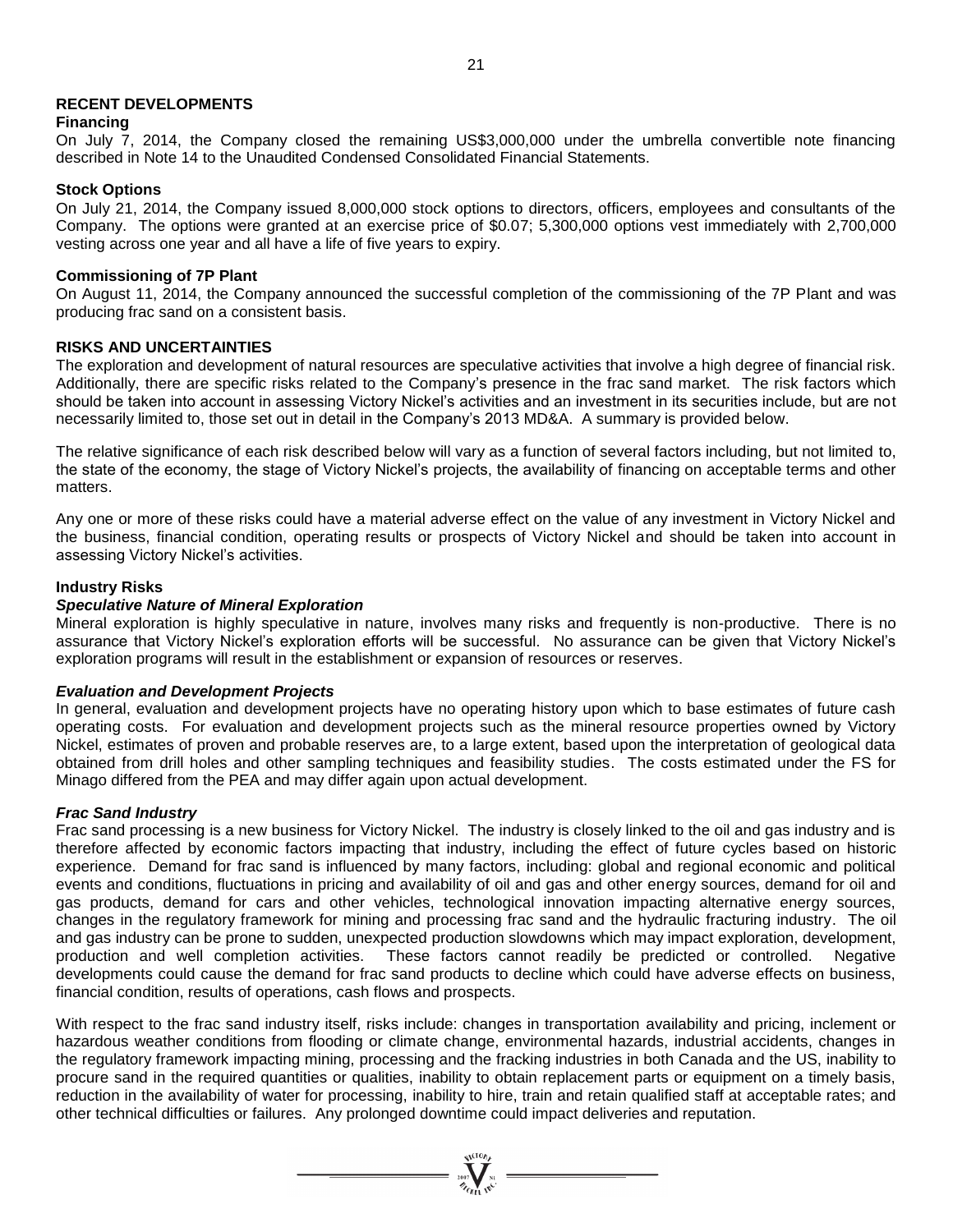## RECENT DEVELOPMENTS

### Financing

On July 7, 2014, the Company closed the remaining US$3,000,000 under the umbrella convertible note financing described in Note 14 to the Unaudited Condensed Consolidated Financial Statements.

### Stock Options

On July 21, 2014, the Company issued 8,000,000 stock options to directors, officers, employees and consultants of the Company. The options were granted at an exercise price of $0.07; 5,300,000 options vest immediately with 2,700,000 vesting across one year and all have a life of five years to expiry.

### Commissioning of 7P Plant

On August 11, 2014, the Company announced the successful completion of the commissioning of the 7P Plant and was producing frac sand on a consistent basis.

## RISKS AND UNCERTAINTIES

The exploration and development of natural resources are speculative activities that involve a high degree of financial risk. Additionally, there are specific risks related to the Company's presence in the frac sand market. The risk factors which should be taken into account in assessing Victory Nickel's activities and an investment in its securities include, but are not necessarily limited to, those set out in detail in the Company's 2013 MD&A. A summary is provided below.

The relative significance of each risk described below will vary as a function of several factors including, but not limited to, the state of the economy, the stage of Victory Nickel's projects, the availability of financing on acceptable terms and other matters.

Any one or more of these risks could have a material adverse effect on the value of any investment in Victory Nickel and the business, financial condition, operating results or prospects of Victory Nickel and should be taken into account in assessing Victory Nickel's activities.

### Industry Risks

#### *Speculative Nature of Mineral Exploration*

Mineral exploration is highly speculative in nature, involves many risks and frequently is non-productive. There is no assurance that Victory Nickel's exploration efforts will be successful. No assurance can be given that Victory Nickel's exploration programs will result in the establishment or expansion of resources or reserves.

#### *Evaluation and Development Projects*

In general, evaluation and development projects have no operating history upon which to base estimates of future cash operating costs. For evaluation and development projects such as the mineral resource properties owned by Victory Nickel, estimates of proven and probable reserves are, to a large extent, based upon the interpretation of geological data obtained from drill holes and other sampling techniques and feasibility studies. The costs estimated under the FS for Minago differed from the PEA and may differ again upon actual development.

#### *Frac Sand Industry*

Frac sand processing is a new business for Victory Nickel. The industry is closely linked to the oil and gas industry and is therefore affected by economic factors impacting that industry, including the effect of future cycles based on historic experience. Demand for frac sand is influenced by many factors, including: global and regional economic and political events and conditions, fluctuations in pricing and availability of oil and gas and other energy sources, demand for oil and gas products, demand for cars and other vehicles, technological innovation impacting alternative energy sources, changes in the regulatory framework for mining and processing frac sand and the hydraulic fracturing industry. The oil and gas industry can be prone to sudden, unexpected production slowdowns which may impact exploration, development, production and well completion activities. These factors cannot readily be predicted or controlled. Negative developments could cause the demand for frac sand products to decline which could have adverse effects on business, financial condition, results of operations, cash flows and prospects.

With respect to the frac sand industry itself, risks include: changes in transportation availability and pricing, inclement or hazardous weather conditions from flooding or climate change, environmental hazards, industrial accidents, changes in the regulatory framework impacting mining, processing and the fracking industries in both Canada and the US, inability to procure sand in the required quantities or qualities, inability to obtain replacement parts or equipment on a timely basis, reduction in the availability of water for processing, inability to hire, train and retain qualified staff at acceptable rates; and other technical difficulties or failures. Any prolonged downtime could impact deliveries and reputation.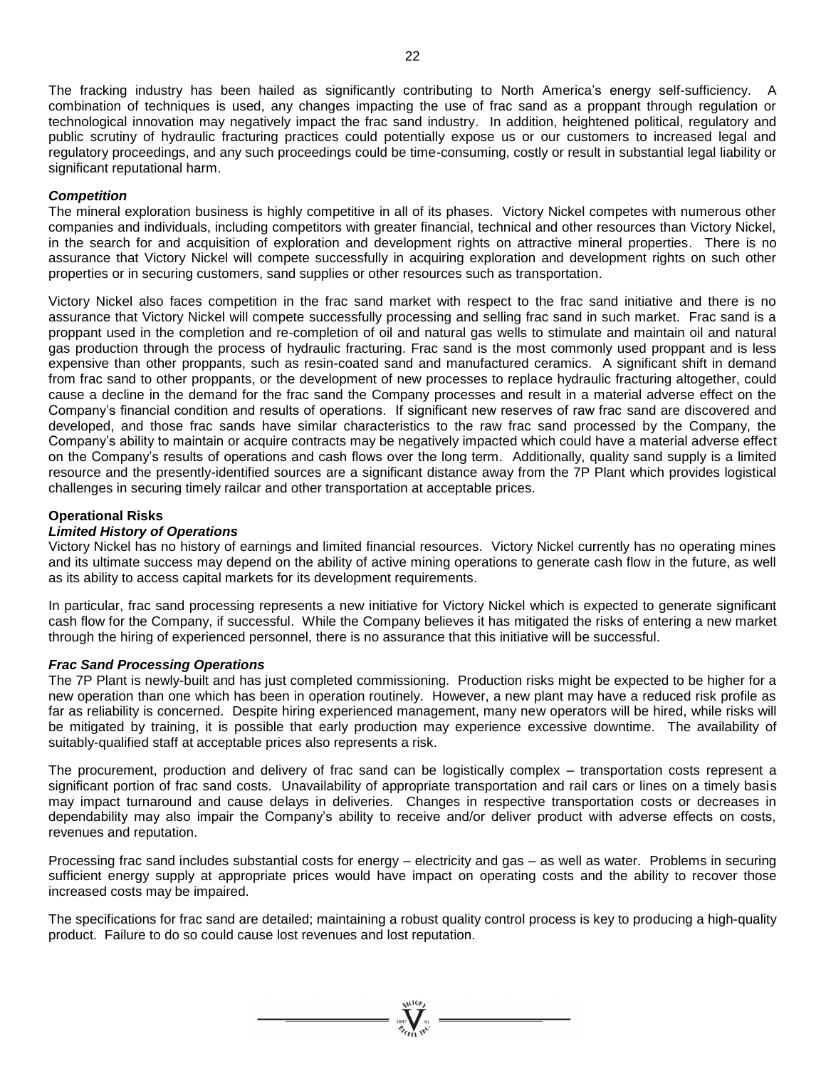The fracking industry has been hailed as significantly contributing to North America's energy self-sufficiency. A combination of techniques is used, any changes impacting the use of frac sand as a proppant through regulation or technological innovation may negatively impact the frac sand industry. In addition, heightened political, regulatory and public scrutiny of hydraulic fracturing practices could potentially expose us or our customers to increased legal and regulatory proceedings, and any such proceedings could be time-consuming, costly or result in substantial legal liability or significant reputational harm.

***Competition***

The mineral exploration business is highly competitive in all of its phases. Victory Nickel competes with numerous other companies and individuals, including competitors with greater financial, technical and other resources than Victory Nickel, in the search for and acquisition of exploration and development rights on attractive mineral properties. There is no assurance that Victory Nickel will compete successfully in acquiring exploration and development rights on such other properties or in securing customers, sand supplies or other resources such as transportation.

Victory Nickel also faces competition in the frac sand market with respect to the frac sand initiative and there is no assurance that Victory Nickel will compete successfully processing and selling frac sand in such market. Frac sand is a proppant used in the completion and re-completion of oil and natural gas wells to stimulate and maintain oil and natural gas production through the process of hydraulic fracturing. Frac sand is the most commonly used proppant and is less expensive than other proppants, such as resin-coated sand and manufactured ceramics. A significant shift in demand from frac sand to other proppants, or the development of new processes to replace hydraulic fracturing altogether, could cause a decline in the demand for the frac sand the Company processes and result in a material adverse effect on the Company's financial condition and results of operations. If significant new reserves of raw frac sand are discovered and developed, and those frac sands have similar characteristics to the raw frac sand processed by the Company, the Company's ability to maintain or acquire contracts may be negatively impacted which could have a material adverse effect on the Company's results of operations and cash flows over the long term. Additionally, quality sand supply is a limited resource and the presently-identified sources are a significant distance away from the 7P Plant which provides logistical challenges in securing timely railcar and other transportation at acceptable prices.

**Operational Risks**

***Limited History of Operations***

Victory Nickel has no history of earnings and limited financial resources. Victory Nickel currently has no operating mines and its ultimate success may depend on the ability of active mining operations to generate cash flow in the future, as well as its ability to access capital markets for its development requirements.

In particular, frac sand processing represents a new initiative for Victory Nickel which is expected to generate significant cash flow for the Company, if successful. While the Company believes it has mitigated the risks of entering a new market through the hiring of experienced personnel, there is no assurance that this initiative will be successful.

***Frac Sand Processing Operations***

The 7P Plant is newly-built and has just completed commissioning. Production risks might be expected to be higher for a new operation than one which has been in operation routinely. However, a new plant may have a reduced risk profile as far as reliability is concerned. Despite hiring experienced management, many new operators will be hired, while risks will be mitigated by training, it is possible that early production may experience excessive downtime. The availability of suitably-qualified staff at acceptable prices also represents a risk.

The procurement, production and delivery of frac sand can be logistically complex – transportation costs represent a significant portion of frac sand costs. Unavailability of appropriate transportation and rail cars or lines on a timely basis may impact turnaround and cause delays in deliveries. Changes in respective transportation costs or decreases in dependability may also impair the Company's ability to receive and/or deliver product with adverse effects on costs, revenues and reputation.

Processing frac sand includes substantial costs for energy – electricity and gas – as well as water. Problems in securing sufficient energy supply at appropriate prices would have impact on operating costs and the ability to recover those increased costs may be impaired.

The specifications for frac sand are detailed; maintaining a robust quality control process is key to producing a high-quality product. Failure to do so could cause lost revenues and lost reputation.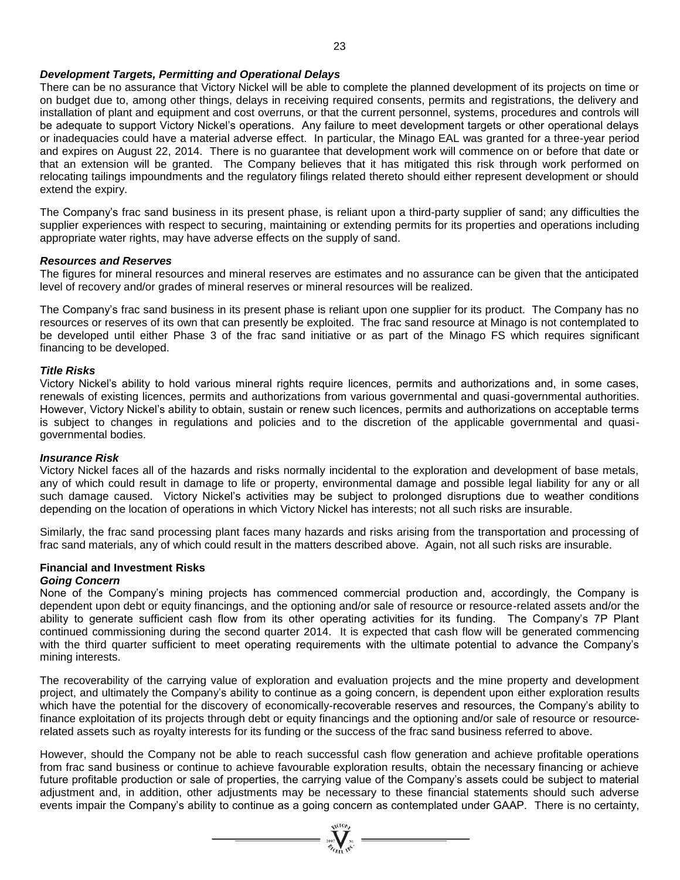### *Development Targets, Permitting and Operational Delays*

There can be no assurance that Victory Nickel will be able to complete the planned development of its projects on time or on budget due to, among other things, delays in receiving required consents, permits and registrations, the delivery and installation of plant and equipment and cost overruns, or that the current personnel, systems, procedures and controls will be adequate to support Victory Nickel's operations. Any failure to meet development targets or other operational delays or inadequacies could have a material adverse effect. In particular, the Minago EAL was granted for a three-year period and expires on August 22, 2014. There is no guarantee that development work will commence on or before that date or that an extension will be granted. The Company believes that it has mitigated this risk through work performed on relocating tailings impoundments and the regulatory filings related thereto should either represent development or should extend the expiry.

The Company's frac sand business in its present phase, is reliant upon a third-party supplier of sand; any difficulties the supplier experiences with respect to securing, maintaining or extending permits for its properties and operations including appropriate water rights, may have adverse effects on the supply of sand.

### *Resources and Reserves*

The figures for mineral resources and mineral reserves are estimates and no assurance can be given that the anticipated level of recovery and/or grades of mineral reserves or mineral resources will be realized.

The Company's frac sand business in its present phase is reliant upon one supplier for its product. The Company has no resources or reserves of its own that can presently be exploited. The frac sand resource at Minago is not contemplated to be developed until either Phase 3 of the frac sand initiative or as part of the Minago FS which requires significant financing to be developed.

### *Title Risks*

Victory Nickel's ability to hold various mineral rights require licences, permits and authorizations and, in some cases, renewals of existing licences, permits and authorizations from various governmental and quasi-governmental authorities. However, Victory Nickel's ability to obtain, sustain or renew such licences, permits and authorizations on acceptable terms is subject to changes in regulations and policies and to the discretion of the applicable governmental and quasi-governmental bodies.

### *Insurance Risk*

Victory Nickel faces all of the hazards and risks normally incidental to the exploration and development of base metals, any of which could result in damage to life or property, environmental damage and possible legal liability for any or all such damage caused. Victory Nickel's activities may be subject to prolonged disruptions due to weather conditions depending on the location of operations in which Victory Nickel has interests; not all such risks are insurable.

Similarly, the frac sand processing plant faces many hazards and risks arising from the transportation and processing of frac sand materials, any of which could result in the matters described above. Again, not all such risks are insurable.

## **Financial and Investment Risks**

### *Going Concern*

None of the Company's mining projects has commenced commercial production and, accordingly, the Company is dependent upon debt or equity financings, and the optioning and/or sale of resource or resource-related assets and/or the ability to generate sufficient cash flow from its other operating activities for its funding. The Company's 7P Plant continued commissioning during the second quarter 2014. It is expected that cash flow will be generated commencing with the third quarter sufficient to meet operating requirements with the ultimate potential to advance the Company's mining interests.

The recoverability of the carrying value of exploration and evaluation projects and the mine property and development project, and ultimately the Company's ability to continue as a going concern, is dependent upon either exploration results which have the potential for the discovery of economically-recoverable reserves and resources, the Company's ability to finance exploitation of its projects through debt or equity financings and the optioning and/or sale of resource or resource-related assets such as royalty interests for its funding or the success of the frac sand business referred to above.

However, should the Company not be able to reach successful cash flow generation and achieve profitable operations from frac sand business or continue to achieve favourable exploration results, obtain the necessary financing or achieve future profitable production or sale of properties, the carrying value of the Company's assets could be subject to material adjustment and, in addition, other adjustments may be necessary to these financial statements should such adverse events impair the Company's ability to continue as a going concern as contemplated under GAAP. There is no certainty,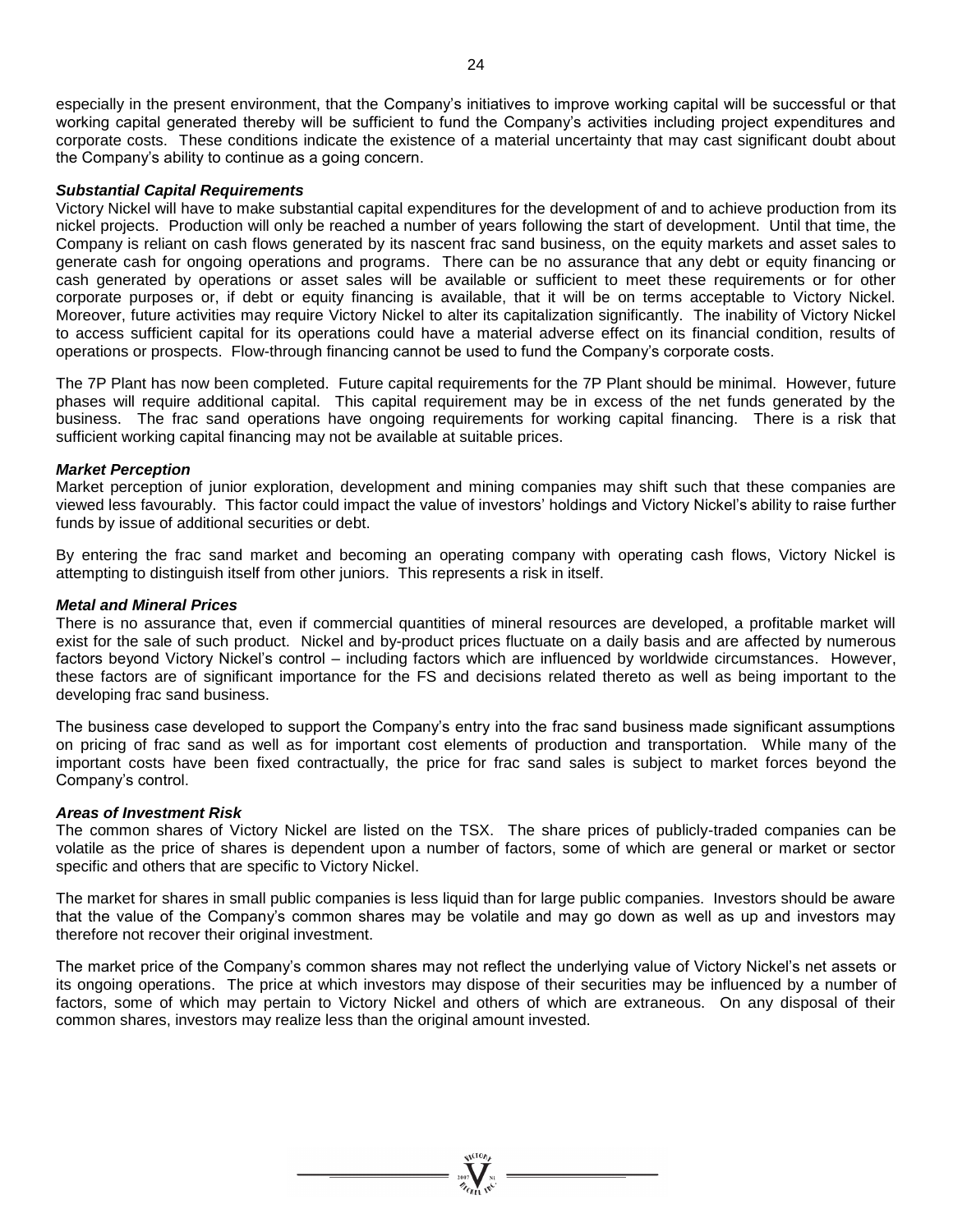especially in the present environment, that the Company's initiatives to improve working capital will be successful or that working capital generated thereby will be sufficient to fund the Company's activities including project expenditures and corporate costs. These conditions indicate the existence of a material uncertainty that may cast significant doubt about the Company's ability to continue as a going concern.

***Substantial Capital Requirements***

Victory Nickel will have to make substantial capital expenditures for the development of and to achieve production from its nickel projects. Production will only be reached a number of years following the start of development. Until that time, the Company is reliant on cash flows generated by its nascent frac sand business, on the equity markets and asset sales to generate cash for ongoing operations and programs. There can be no assurance that any debt or equity financing or cash generated by operations or asset sales will be available or sufficient to meet these requirements or for other corporate purposes or, if debt or equity financing is available, that it will be on terms acceptable to Victory Nickel. Moreover, future activities may require Victory Nickel to alter its capitalization significantly. The inability of Victory Nickel to access sufficient capital for its operations could have a material adverse effect on its financial condition, results of operations or prospects. Flow-through financing cannot be used to fund the Company's corporate costs.

The 7P Plant has now been completed. Future capital requirements for the 7P Plant should be minimal. However, future phases will require additional capital. This capital requirement may be in excess of the net funds generated by the business. The frac sand operations have ongoing requirements for working capital financing. There is a risk that sufficient working capital financing may not be available at suitable prices.

***Market Perception***

Market perception of junior exploration, development and mining companies may shift such that these companies are viewed less favourably. This factor could impact the value of investors' holdings and Victory Nickel's ability to raise further funds by issue of additional securities or debt.

By entering the frac sand market and becoming an operating company with operating cash flows, Victory Nickel is attempting to distinguish itself from other juniors. This represents a risk in itself.

***Metal and Mineral Prices***

There is no assurance that, even if commercial quantities of mineral resources are developed, a profitable market will exist for the sale of such product. Nickel and by-product prices fluctuate on a daily basis and are affected by numerous factors beyond Victory Nickel's control – including factors which are influenced by worldwide circumstances. However, these factors are of significant importance for the FS and decisions related thereto as well as being important to the developing frac sand business.

The business case developed to support the Company's entry into the frac sand business made significant assumptions on pricing of frac sand as well as for important cost elements of production and transportation. While many of the important costs have been fixed contractually, the price for frac sand sales is subject to market forces beyond the Company's control.

***Areas of Investment Risk***

The common shares of Victory Nickel are listed on the TSX. The share prices of publicly-traded companies can be volatile as the price of shares is dependent upon a number of factors, some of which are general or market or sector specific and others that are specific to Victory Nickel.

The market for shares in small public companies is less liquid than for large public companies. Investors should be aware that the value of the Company's common shares may be volatile and may go down as well as up and investors may therefore not recover their original investment.

The market price of the Company's common shares may not reflect the underlying value of Victory Nickel's net assets or its ongoing operations. The price at which investors may dispose of their securities may be influenced by a number of factors, some of which may pertain to Victory Nickel and others of which are extraneous. On any disposal of their common shares, investors may realize less than the original amount invested.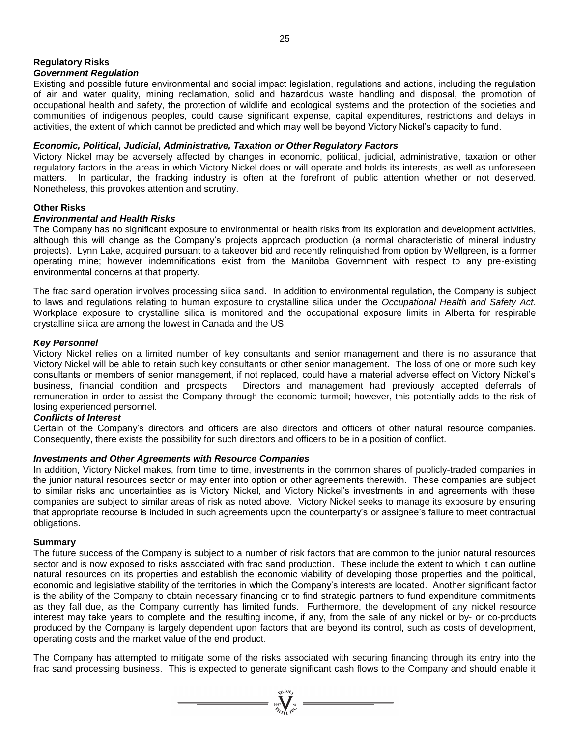## Regulatory Risks

### *Government Regulation*

Existing and possible future environmental and social impact legislation, regulations and actions, including the regulation of air and water quality, mining reclamation, solid and hazardous waste handling and disposal, the promotion of occupational health and safety, the protection of wildlife and ecological systems and the protection of the societies and communities of indigenous peoples, could cause significant expense, capital expenditures, restrictions and delays in activities, the extent of which cannot be predicted and which may well be beyond Victory Nickel's capacity to fund.

### *Economic, Political, Judicial, Administrative, Taxation or Other Regulatory Factors*

Victory Nickel may be adversely affected by changes in economic, political, judicial, administrative, taxation or other regulatory factors in the areas in which Victory Nickel does or will operate and holds its interests, as well as unforeseen matters. In particular, the fracking industry is often at the forefront of public attention whether or not deserved. Nonetheless, this provokes attention and scrutiny.

## Other Risks

### *Environmental and Health Risks*

The Company has no significant exposure to environmental or health risks from its exploration and development activities, although this will change as the Company's projects approach production (a normal characteristic of mineral industry projects). Lynn Lake, acquired pursuant to a takeover bid and recently relinquished from option by Wellgreen, is a former operating mine; however indemnifications exist from the Manitoba Government with respect to any pre-existing environmental concerns at that property.

The frac sand operation involves processing silica sand. In addition to environmental regulation, the Company is subject to laws and regulations relating to human exposure to crystalline silica under the *Occupational Health and Safety Act*. Workplace exposure to crystalline silica is monitored and the occupational exposure limits in Alberta for respirable crystalline silica are among the lowest in Canada and the US.

### *Key Personnel*

Victory Nickel relies on a limited number of key consultants and senior management and there is no assurance that Victory Nickel will be able to retain such key consultants or other senior management. The loss of one or more such key consultants or members of senior management, if not replaced, could have a material adverse effect on Victory Nickel's business, financial condition and prospects. Directors and management had previously accepted deferrals of remuneration in order to assist the Company through the economic turmoil; however, this potentially adds to the risk of losing experienced personnel.

### *Conflicts of Interest*

Certain of the Company's directors and officers are also directors and officers of other natural resource companies. Consequently, there exists the possibility for such directors and officers to be in a position of conflict.

### *Investments and Other Agreements with Resource Companies*

In addition, Victory Nickel makes, from time to time, investments in the common shares of publicly-traded companies in the junior natural resources sector or may enter into option or other agreements therewith. These companies are subject to similar risks and uncertainties as is Victory Nickel, and Victory Nickel's investments in and agreements with these companies are subject to similar areas of risk as noted above. Victory Nickel seeks to manage its exposure by ensuring that appropriate recourse is included in such agreements upon the counterparty's or assignee's failure to meet contractual obligations.

## Summary

The future success of the Company is subject to a number of risk factors that are common to the junior natural resources sector and is now exposed to risks associated with frac sand production. These include the extent to which it can outline natural resources on its properties and establish the economic viability of developing those properties and the political, economic and legislative stability of the territories in which the Company's interests are located. Another significant factor is the ability of the Company to obtain necessary financing or to find strategic partners to fund expenditure commitments as they fall due, as the Company currently has limited funds. Furthermore, the development of any nickel resource interest may take years to complete and the resulting income, if any, from the sale of any nickel or by- or co-products produced by the Company is largely dependent upon factors that are beyond its control, such as costs of development, operating costs and the market value of the end product.

The Company has attempted to mitigate some of the risks associated with securing financing through its entry into the frac sand processing business. This is expected to generate significant cash flows to the Company and should enable it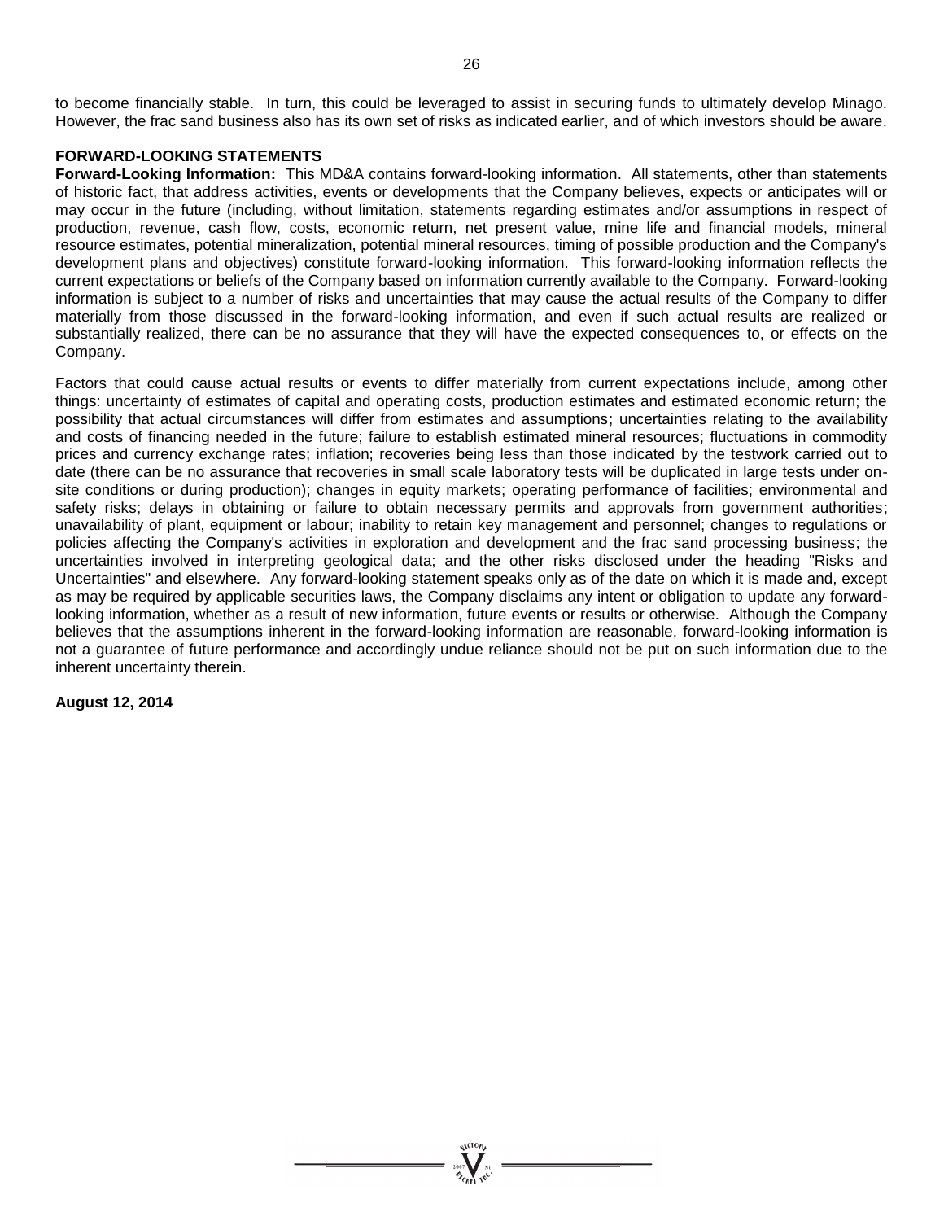to become financially stable. In turn, this could be leveraged to assist in securing funds to ultimately develop Minago. However, the frac sand business also has its own set of risks as indicated earlier, and of which investors should be aware.

## FORWARD-LOOKING STATEMENTS

**Forward-Looking Information:** This MD&A contains forward-looking information. All statements, other than statements of historic fact, that address activities, events or developments that the Company believes, expects or anticipates will or may occur in the future (including, without limitation, statements regarding estimates and/or assumptions in respect of production, revenue, cash flow, costs, economic return, net present value, mine life and financial models, mineral resource estimates, potential mineralization, potential mineral resources, timing of possible production and the Company's development plans and objectives) constitute forward-looking information. This forward-looking information reflects the current expectations or beliefs of the Company based on information currently available to the Company. Forward-looking information is subject to a number of risks and uncertainties that may cause the actual results of the Company to differ materially from those discussed in the forward-looking information, and even if such actual results are realized or substantially realized, there can be no assurance that they will have the expected consequences to, or effects on the Company.

Factors that could cause actual results or events to differ materially from current expectations include, among other things: uncertainty of estimates of capital and operating costs, production estimates and estimated economic return; the possibility that actual circumstances will differ from estimates and assumptions; uncertainties relating to the availability and costs of financing needed in the future; failure to establish estimated mineral resources; fluctuations in commodity prices and currency exchange rates; inflation; recoveries being less than those indicated by the testwork carried out to date (there can be no assurance that recoveries in small scale laboratory tests will be duplicated in large tests under on-site conditions or during production); changes in equity markets; operating performance of facilities; environmental and safety risks; delays in obtaining or failure to obtain necessary permits and approvals from government authorities; unavailability of plant, equipment or labour; inability to retain key management and personnel; changes to regulations or policies affecting the Company's activities in exploration and development and the frac sand processing business; the uncertainties involved in interpreting geological data; and the other risks disclosed under the heading "Risks and Uncertainties" and elsewhere. Any forward-looking statement speaks only as of the date on which it is made and, except as may be required by applicable securities laws, the Company disclaims any intent or obligation to update any forward-looking information, whether as a result of new information, future events or results or otherwise. Although the Company believes that the assumptions inherent in the forward-looking information are reasonable, forward-looking information is not a guarantee of future performance and accordingly undue reliance should not be put on such information due to the inherent uncertainty therein.

**August 12, 2014**